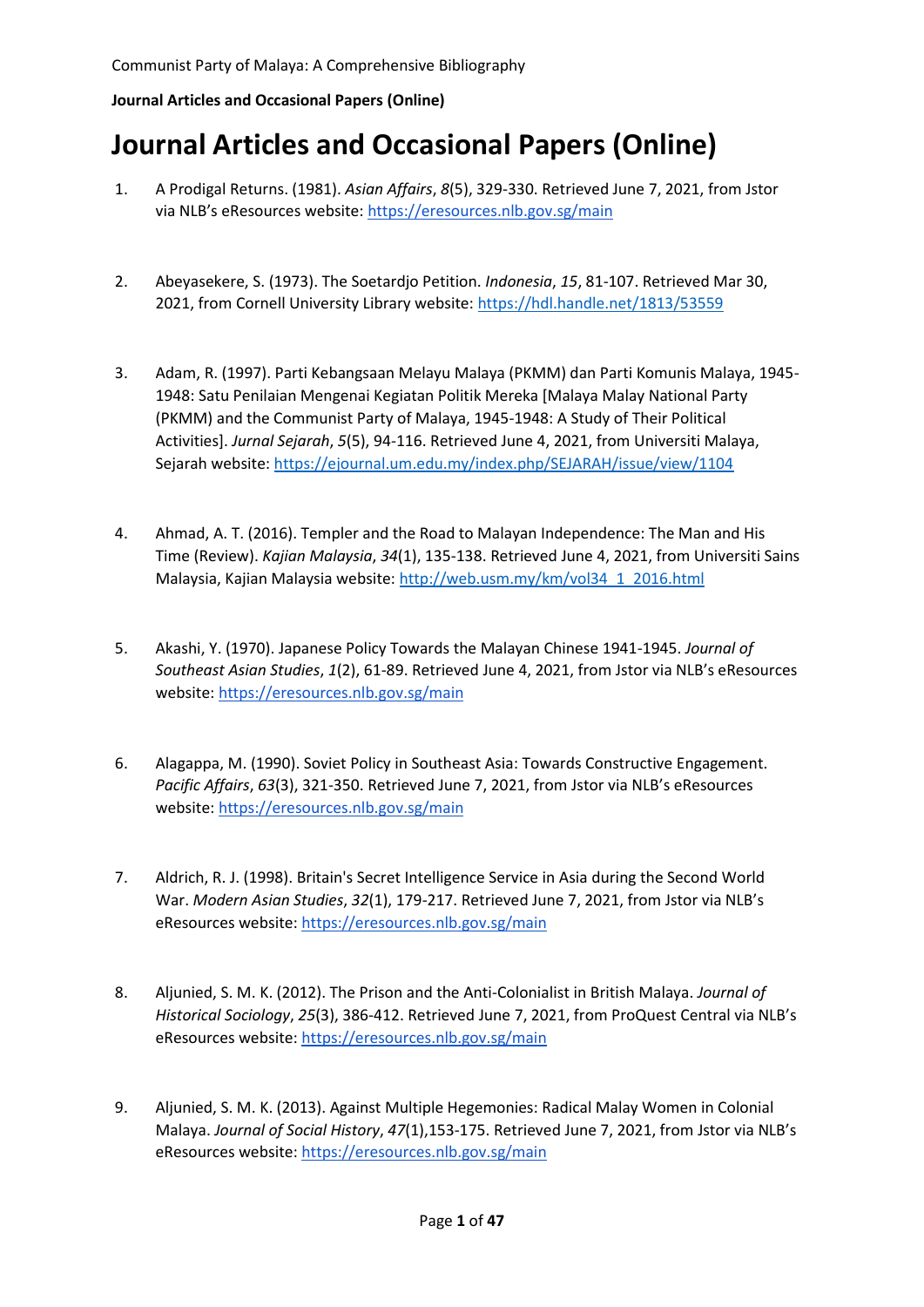# Journal Articles and Occasional Papers (Online)

1. A Prodigal Returns. (1981). *Asian Affairs*, *8*(5), 329-330. Retrieved June 7, 2021, from Jstor via NLB's eResources website: https://eresources.nlb.gov.sg/main

2. Abeyasekere, S. (1973). The Soetardjo Petition. *Indonesia*, *15*, 81-107. Retrieved Mar 30, 2021, from Cornell University Library website: https://hdl.handle.net/1813/53559

3. Adam, R. (1997). Parti Kebangsaan Melayu Malaya (PKMM) dan Parti Komunis Malaya, 1945-1948: Satu Penilaian Mengenai Kegiatan Politik Mereka [Malaya Malay National Party (PKMM) and the Communist Party of Malaya, 1945-1948: A Study of Their Political Activities]. *Jurnal Sejarah*, *5*(5), 94-116. Retrieved June 4, 2021, from Universiti Malaya, Sejarah website: https://ejournal.um.edu.my/index.php/SEJARAH/issue/view/1104

4. Ahmad, A. T. (2016). Templer and the Road to Malayan Independence: The Man and His Time (Review). *Kajian Malaysia*, *34*(1), 135-138. Retrieved June 4, 2021, from Universiti Sains Malaysia, Kajian Malaysia website: http://web.usm.my/km/vol34_1_2016.html

5. Akashi, Y. (1970). Japanese Policy Towards the Malayan Chinese 1941-1945. *Journal of Southeast Asian Studies*, *1*(2), 61-89. Retrieved June 4, 2021, from Jstor via NLB's eResources website: https://eresources.nlb.gov.sg/main

6. Alagappa, M. (1990). Soviet Policy in Southeast Asia: Towards Constructive Engagement. *Pacific Affairs*, *63*(3), 321-350. Retrieved June 7, 2021, from Jstor via NLB's eResources website: https://eresources.nlb.gov.sg/main

7. Aldrich, R. J. (1998). Britain's Secret Intelligence Service in Asia during the Second World War. *Modern Asian Studies*, *32*(1), 179-217. Retrieved June 7, 2021, from Jstor via NLB's eResources website: https://eresources.nlb.gov.sg/main

8. Aljunied, S. M. K. (2012). The Prison and the Anti-Colonialist in British Malaya. *Journal of Historical Sociology*, *25*(3), 386-412. Retrieved June 7, 2021, from ProQuest Central via NLB's eResources website: https://eresources.nlb.gov.sg/main

9. Aljunied, S. M. K. (2013). Against Multiple Hegemonies: Radical Malay Women in Colonial Malaya. *Journal of Social History*, *47*(1),153-175. Retrieved June 7, 2021, from Jstor via NLB's eResources website: https://eresources.nlb.gov.sg/main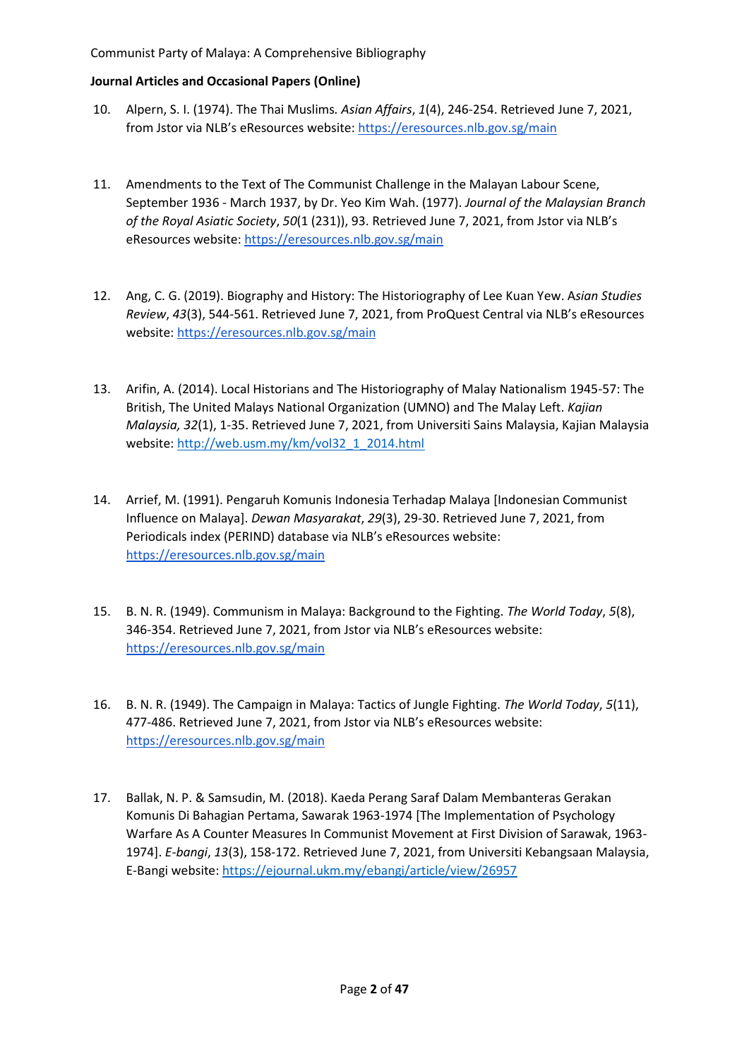**Journal Articles and Occasional Papers (Online)**

10. Alpern, S. I. (1974). The Thai Muslims. *Asian Affairs*, *1*(4), 246-254. Retrieved June 7, 2021, from Jstor via NLB's eResources website: https://eresources.nlb.gov.sg/main

11. Amendments to the Text of The Communist Challenge in the Malayan Labour Scene, September 1936 - March 1937, by Dr. Yeo Kim Wah. (1977). *Journal of the Malaysian Branch of the Royal Asiatic Society*, *50*(1 (231)), 93. Retrieved June 7, 2021, from Jstor via NLB's eResources website: https://eresources.nlb.gov.sg/main

12. Ang, C. G. (2019). Biography and History: The Historiography of Lee Kuan Yew. A*sian Studies Review*, *43*(3), 544-561. Retrieved June 7, 2021, from ProQuest Central via NLB's eResources website: https://eresources.nlb.gov.sg/main

13. Arifin, A. (2014). Local Historians and The Historiography of Malay Nationalism 1945-57: The British, The United Malays National Organization (UMNO) and The Malay Left. *Kajian Malaysia, 32*(1), 1-35. Retrieved June 7, 2021, from Universiti Sains Malaysia, Kajian Malaysia website: http://web.usm.my/km/vol32_1_2014.html

14. Arrief, M. (1991). Pengaruh Komunis Indonesia Terhadap Malaya [Indonesian Communist Influence on Malaya]. *Dewan Masyarakat*, *29*(3), 29-30. Retrieved June 7, 2021, from Periodicals index (PERIND) database via NLB's eResources website: https://eresources.nlb.gov.sg/main

15. B. N. R. (1949). Communism in Malaya: Background to the Fighting. *The World Today*, *5*(8), 346-354. Retrieved June 7, 2021, from Jstor via NLB's eResources website: https://eresources.nlb.gov.sg/main

16. B. N. R. (1949). The Campaign in Malaya: Tactics of Jungle Fighting. *The World Today*, *5*(11), 477-486. Retrieved June 7, 2021, from Jstor via NLB's eResources website: https://eresources.nlb.gov.sg/main

17. Ballak, N. P. & Samsudin, M. (2018). Kaeda Perang Saraf Dalam Membanteras Gerakan Komunis Di Bahagian Pertama, Sawarak 1963-1974 [The Implementation of Psychology Warfare As A Counter Measures In Communist Movement at First Division of Sarawak, 1963-1974]. *E-bangi*, *13*(3), 158-172. Retrieved June 7, 2021, from Universiti Kebangsaan Malaysia, E-Bangi website: https://ejournal.ukm.my/ebangi/article/view/26957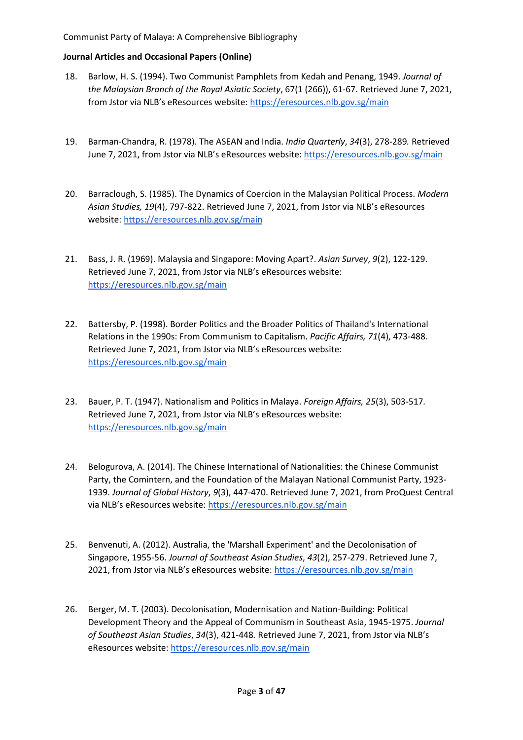**Journal Articles and Occasional Papers (Online)**

18. Barlow, H. S. (1994). Two Communist Pamphlets from Kedah and Penang, 1949. *Journal of the Malaysian Branch of the Royal Asiatic Society*, 67(1 (266)), 61-67. Retrieved June 7, 2021, from Jstor via NLB's eResources website: https://eresources.nlb.gov.sg/main

19. Barman-Chandra, R. (1978). The ASEAN and India. *India Quarterly*, *34*(3), 278-289. Retrieved June 7, 2021, from Jstor via NLB's eResources website: https://eresources.nlb.gov.sg/main

20. Barraclough, S. (1985). The Dynamics of Coercion in the Malaysian Political Process. *Modern Asian Studies, 19*(4), 797-822. Retrieved June 7, 2021, from Jstor via NLB's eResources website: https://eresources.nlb.gov.sg/main

21. Bass, J. R. (1969). Malaysia and Singapore: Moving Apart?. *Asian Survey*, *9*(2), 122-129. Retrieved June 7, 2021, from Jstor via NLB's eResources website: https://eresources.nlb.gov.sg/main

22. Battersby, P. (1998). Border Politics and the Broader Politics of Thailand's International Relations in the 1990s: From Communism to Capitalism. *Pacific Affairs, 71*(4), 473-488. Retrieved June 7, 2021, from Jstor via NLB's eResources website: https://eresources.nlb.gov.sg/main

23. Bauer, P. T. (1947). Nationalism and Politics in Malaya. *Foreign Affairs, 25*(3), 503-517. Retrieved June 7, 2021, from Jstor via NLB's eResources website: https://eresources.nlb.gov.sg/main

24. Belogurova, A. (2014). The Chinese International of Nationalities: the Chinese Communist Party, the Comintern, and the Foundation of the Malayan National Communist Party, 1923-1939. *Journal of Global History*, *9*(3), 447-470. Retrieved June 7, 2021, from ProQuest Central via NLB's eResources website: https://eresources.nlb.gov.sg/main

25. Benvenuti, A. (2012). Australia, the 'Marshall Experiment' and the Decolonisation of Singapore, 1955-56. *Journal of Southeast Asian Studies*, *43*(2), 257-279. Retrieved June 7, 2021, from Jstor via NLB's eResources website: https://eresources.nlb.gov.sg/main

26. Berger, M. T. (2003). Decolonisation, Modernisation and Nation-Building: Political Development Theory and the Appeal of Communism in Southeast Asia, 1945-1975. *Journal of Southeast Asian Studies*, *34*(3), 421-448. Retrieved June 7, 2021, from Jstor via NLB's eResources website: https://eresources.nlb.gov.sg/main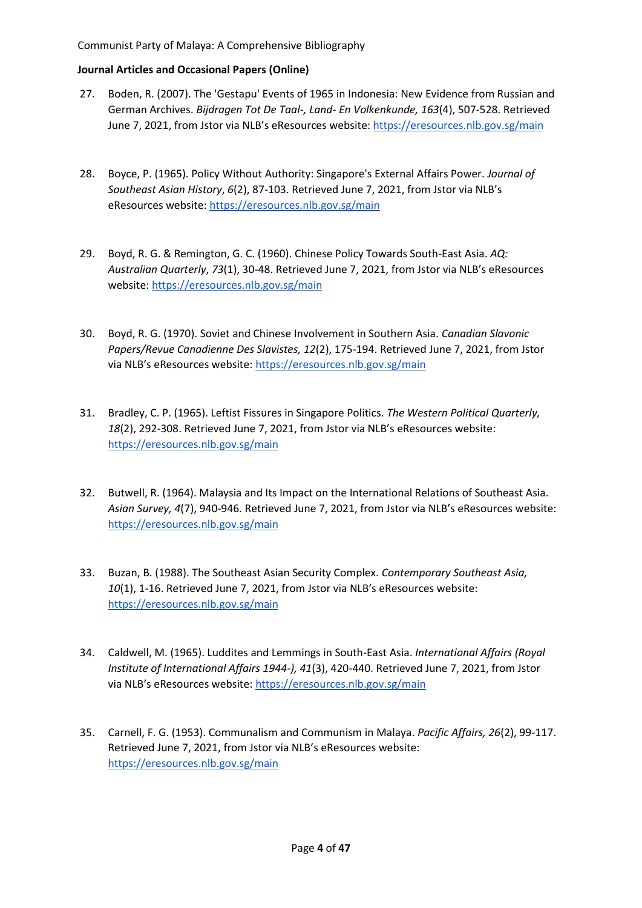**Journal Articles and Occasional Papers (Online)**

27. Boden, R. (2007). The 'Gestapu' Events of 1965 in Indonesia: New Evidence from Russian and German Archives. *Bijdragen Tot De Taal-, Land- En Volkenkunde, 163*(4), 507-528. Retrieved June 7, 2021, from Jstor via NLB's eResources website: https://eresources.nlb.gov.sg/main

28. Boyce, P. (1965). Policy Without Authority: Singapore's External Affairs Power. *Journal of Southeast Asian History*, *6*(2), 87-103. Retrieved June 7, 2021, from Jstor via NLB's eResources website: https://eresources.nlb.gov.sg/main

29. Boyd, R. G. & Remington, G. C. (1960). Chinese Policy Towards South-East Asia. *AQ: Australian Quarterly*, *73*(1), 30-48. Retrieved June 7, 2021, from Jstor via NLB's eResources website: https://eresources.nlb.gov.sg/main

30. Boyd, R. G. (1970). Soviet and Chinese Involvement in Southern Asia. *Canadian Slavonic Papers/Revue Canadienne Des Slavistes, 12*(2), 175-194. Retrieved June 7, 2021, from Jstor via NLB's eResources website: https://eresources.nlb.gov.sg/main

31. Bradley, C. P. (1965). Leftist Fissures in Singapore Politics. *The Western Political Quarterly, 18*(2), 292-308. Retrieved June 7, 2021, from Jstor via NLB's eResources website: https://eresources.nlb.gov.sg/main

32. Butwell, R. (1964). Malaysia and Its Impact on the International Relations of Southeast Asia. *Asian Survey, 4*(7), 940-946. Retrieved June 7, 2021, from Jstor via NLB's eResources website: https://eresources.nlb.gov.sg/main

33. Buzan, B. (1988). The Southeast Asian Security Complex. *Contemporary Southeast Asia, 10*(1), 1-16. Retrieved June 7, 2021, from Jstor via NLB's eResources website: https://eresources.nlb.gov.sg/main

34. Caldwell, M. (1965). Luddites and Lemmings in South-East Asia. *International Affairs (Royal Institute of International Affairs 1944-), 41*(3), 420-440. Retrieved June 7, 2021, from Jstor via NLB's eResources website: https://eresources.nlb.gov.sg/main

35. Carnell, F. G. (1953). Communalism and Communism in Malaya. *Pacific Affairs, 26*(2), 99-117. Retrieved June 7, 2021, from Jstor via NLB's eResources website: https://eresources.nlb.gov.sg/main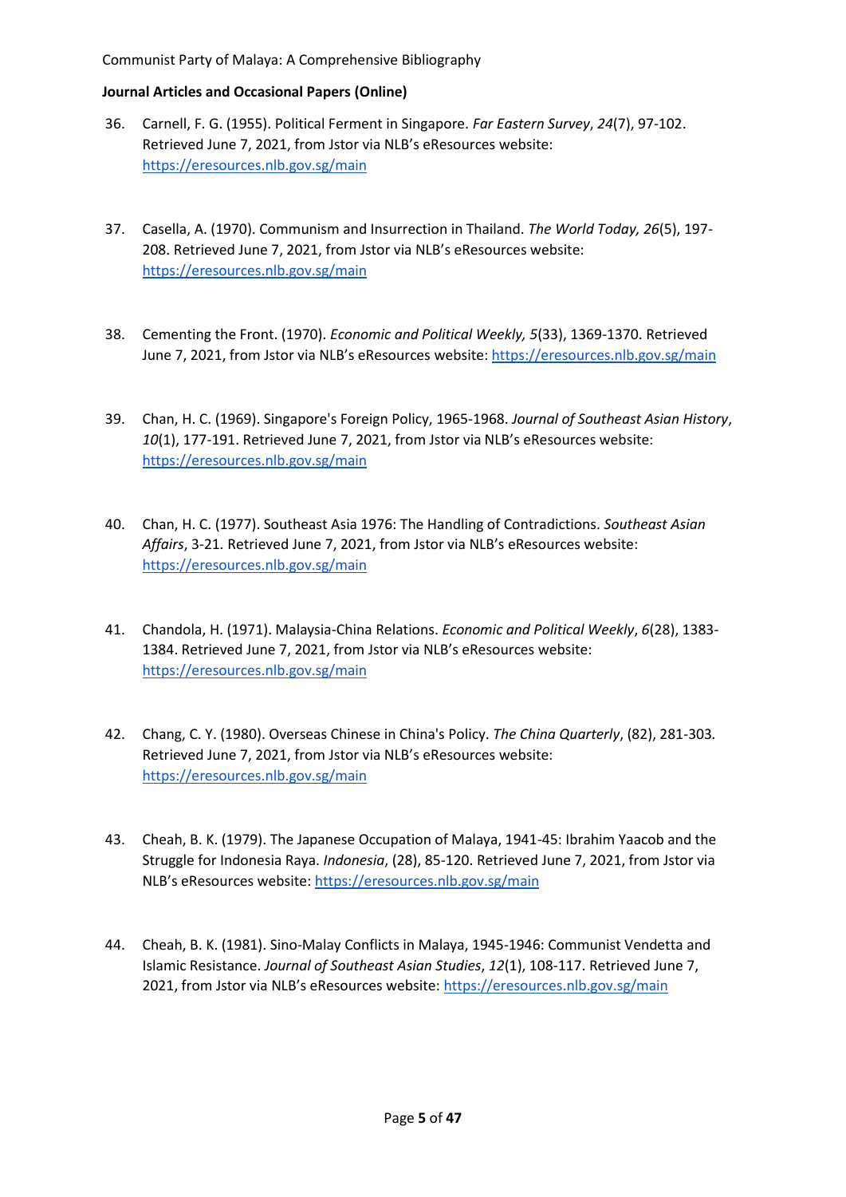**Journal Articles and Occasional Papers (Online)**

36. Carnell, F. G. (1955). Political Ferment in Singapore. *Far Eastern Survey*, *24*(7), 97-102. Retrieved June 7, 2021, from Jstor via NLB's eResources website: https://eresources.nlb.gov.sg/main

37. Casella, A. (1970). Communism and Insurrection in Thailand. *The World Today, 26*(5), 197-208. Retrieved June 7, 2021, from Jstor via NLB's eResources website: https://eresources.nlb.gov.sg/main

38. Cementing the Front. (1970). *Economic and Political Weekly, 5*(33), 1369-1370. Retrieved June 7, 2021, from Jstor via NLB's eResources website: https://eresources.nlb.gov.sg/main

39. Chan, H. C. (1969). Singapore's Foreign Policy, 1965-1968. *Journal of Southeast Asian History*, *10*(1), 177-191. Retrieved June 7, 2021, from Jstor via NLB's eResources website: https://eresources.nlb.gov.sg/main

40. Chan, H. C. (1977). Southeast Asia 1976: The Handling of Contradictions. *Southeast Asian Affairs*, 3-21. Retrieved June 7, 2021, from Jstor via NLB's eResources website: https://eresources.nlb.gov.sg/main

41. Chandola, H. (1971). Malaysia-China Relations. *Economic and Political Weekly*, *6*(28), 1383-1384. Retrieved June 7, 2021, from Jstor via NLB's eResources website: https://eresources.nlb.gov.sg/main

42. Chang, C. Y. (1980). Overseas Chinese in China's Policy. *The China Quarterly*, (82), 281-303. Retrieved June 7, 2021, from Jstor via NLB's eResources website: https://eresources.nlb.gov.sg/main

43. Cheah, B. K. (1979). The Japanese Occupation of Malaya, 1941-45: Ibrahim Yaacob and the Struggle for Indonesia Raya. *Indonesia*, (28), 85-120. Retrieved June 7, 2021, from Jstor via NLB's eResources website: https://eresources.nlb.gov.sg/main

44. Cheah, B. K. (1981). Sino-Malay Conflicts in Malaya, 1945-1946: Communist Vendetta and Islamic Resistance. *Journal of Southeast Asian Studies*, *12*(1), 108-117. Retrieved June 7, 2021, from Jstor via NLB's eResources website: https://eresources.nlb.gov.sg/main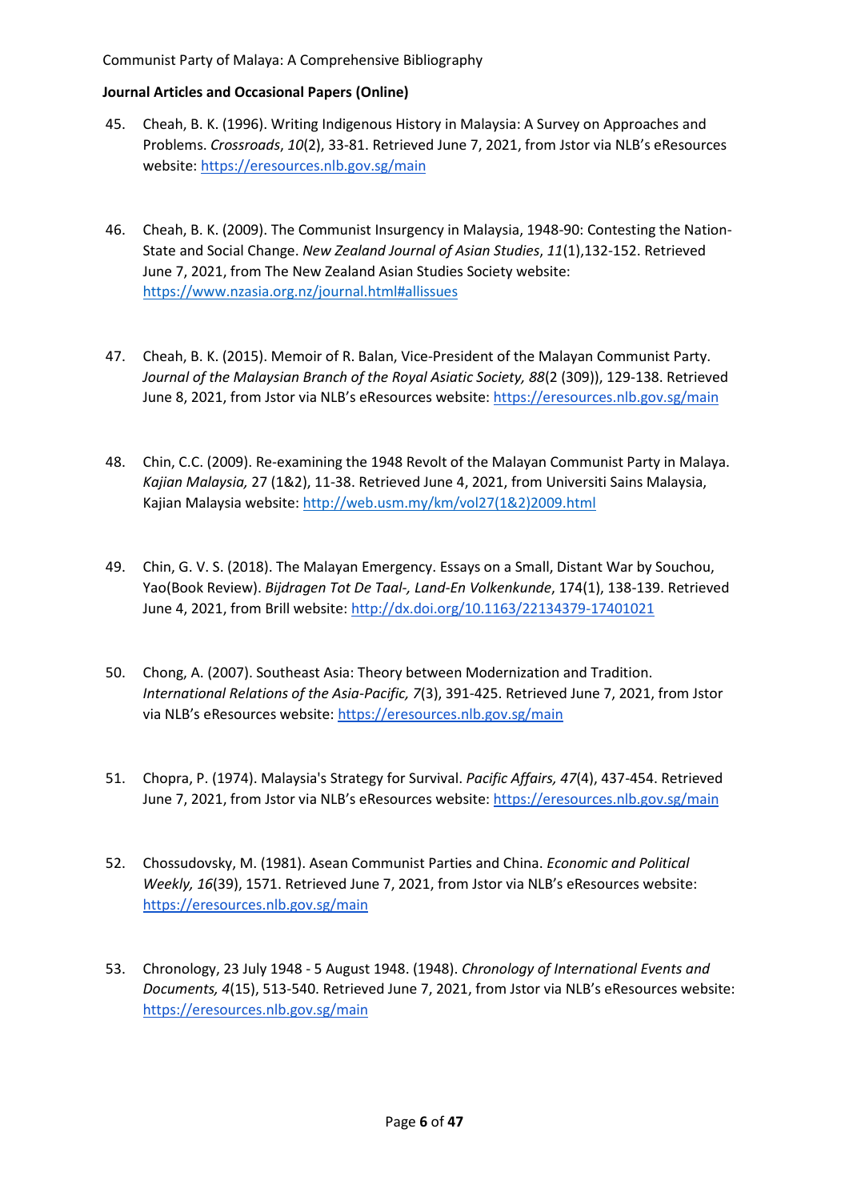**Journal Articles and Occasional Papers (Online)**

45. Cheah, B. K. (1996). Writing Indigenous History in Malaysia: A Survey on Approaches and Problems. *Crossroads*, *10*(2), 33-81. Retrieved June 7, 2021, from Jstor via NLB's eResources website: https://eresources.nlb.gov.sg/main

46. Cheah, B. K. (2009). The Communist Insurgency in Malaysia, 1948-90: Contesting the Nation-State and Social Change. *New Zealand Journal of Asian Studies*, *11*(1),132-152. Retrieved June 7, 2021, from The New Zealand Asian Studies Society website: https://www.nzasia.org.nz/journal.html#allissues

47. Cheah, B. K. (2015). Memoir of R. Balan, Vice-President of the Malayan Communist Party. *Journal of the Malaysian Branch of the Royal Asiatic Society, 88*(2 (309)), 129-138. Retrieved June 8, 2021, from Jstor via NLB's eResources website: https://eresources.nlb.gov.sg/main

48. Chin, C.C. (2009). Re-examining the 1948 Revolt of the Malayan Communist Party in Malaya. *Kajian Malaysia,* 27 (1&2), 11-38. Retrieved June 4, 2021, from Universiti Sains Malaysia, Kajian Malaysia website: http://web.usm.my/km/vol27(1&2)2009.html

49. Chin, G. V. S. (2018). The Malayan Emergency. Essays on a Small, Distant War by Souchou, Yao(Book Review). *Bijdragen Tot De Taal-, Land-En Volkenkunde*, 174(1), 138-139. Retrieved June 4, 2021, from Brill website: http://dx.doi.org/10.1163/22134379-17401021

50. Chong, A. (2007). Southeast Asia: Theory between Modernization and Tradition. *International Relations of the Asia-Pacific, 7*(3), 391-425. Retrieved June 7, 2021, from Jstor via NLB's eResources website: https://eresources.nlb.gov.sg/main

51. Chopra, P. (1974). Malaysia's Strategy for Survival. *Pacific Affairs, 47*(4), 437-454. Retrieved June 7, 2021, from Jstor via NLB's eResources website: https://eresources.nlb.gov.sg/main

52. Chossudovsky, M. (1981). Asean Communist Parties and China. *Economic and Political Weekly, 16*(39), 1571. Retrieved June 7, 2021, from Jstor via NLB's eResources website: https://eresources.nlb.gov.sg/main

53. Chronology, 23 July 1948 - 5 August 1948. (1948). *Chronology of International Events and Documents, 4*(15), 513-540. Retrieved June 7, 2021, from Jstor via NLB's eResources website: https://eresources.nlb.gov.sg/main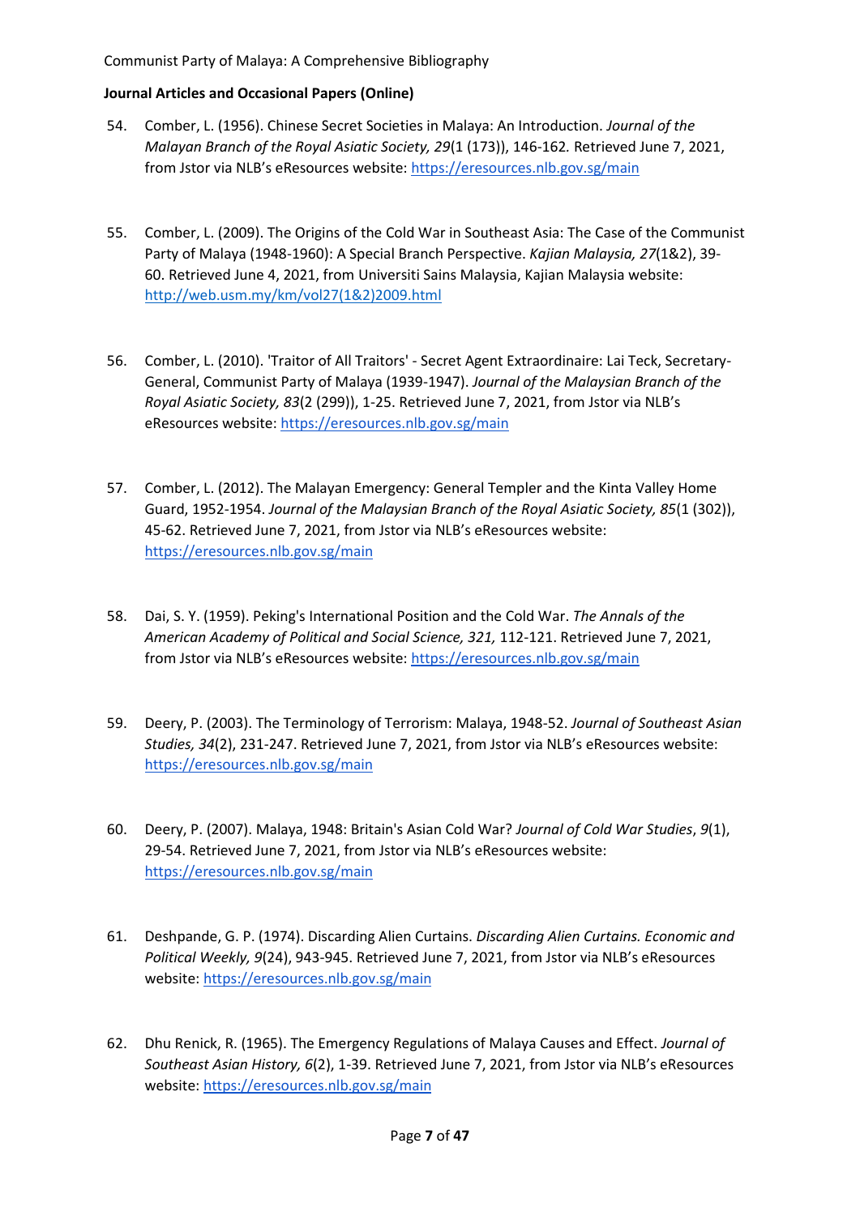**Journal Articles and Occasional Papers (Online)**

54. Comber, L. (1956). Chinese Secret Societies in Malaya: An Introduction. *Journal of the Malayan Branch of the Royal Asiatic Society, 29*(1 (173)), 146-162. Retrieved June 7, 2021, from Jstor via NLB's eResources website: https://eresources.nlb.gov.sg/main

55. Comber, L. (2009). The Origins of the Cold War in Southeast Asia: The Case of the Communist Party of Malaya (1948-1960): A Special Branch Perspective. *Kajian Malaysia, 27*(1&2), 39-60. Retrieved June 4, 2021, from Universiti Sains Malaysia, Kajian Malaysia website: http://web.usm.my/km/vol27(1&2)2009.html

56. Comber, L. (2010). 'Traitor of All Traitors' - Secret Agent Extraordinaire: Lai Teck, Secretary-General, Communist Party of Malaya (1939-1947). *Journal of the Malaysian Branch of the Royal Asiatic Society, 83*(2 (299)), 1-25. Retrieved June 7, 2021, from Jstor via NLB's eResources website: https://eresources.nlb.gov.sg/main

57. Comber, L. (2012). The Malayan Emergency: General Templer and the Kinta Valley Home Guard, 1952-1954. *Journal of the Malaysian Branch of the Royal Asiatic Society, 85*(1 (302)), 45-62. Retrieved June 7, 2021, from Jstor via NLB's eResources website: https://eresources.nlb.gov.sg/main

58. Dai, S. Y. (1959). Peking's International Position and the Cold War. *The Annals of the American Academy of Political and Social Science, 321,* 112-121. Retrieved June 7, 2021, from Jstor via NLB's eResources website: https://eresources.nlb.gov.sg/main

59. Deery, P. (2003). The Terminology of Terrorism: Malaya, 1948-52. *Journal of Southeast Asian Studies, 34*(2), 231-247. Retrieved June 7, 2021, from Jstor via NLB's eResources website: https://eresources.nlb.gov.sg/main

60. Deery, P. (2007). Malaya, 1948: Britain's Asian Cold War? *Journal of Cold War Studies*, *9*(1), 29-54. Retrieved June 7, 2021, from Jstor via NLB's eResources website: https://eresources.nlb.gov.sg/main

61. Deshpande, G. P. (1974). Discarding Alien Curtains. *Discarding Alien Curtains. Economic and Political Weekly, 9*(24), 943-945. Retrieved June 7, 2021, from Jstor via NLB's eResources website: https://eresources.nlb.gov.sg/main

62. Dhu Renick, R. (1965). The Emergency Regulations of Malaya Causes and Effect. *Journal of Southeast Asian History, 6*(2), 1-39. Retrieved June 7, 2021, from Jstor via NLB's eResources website: https://eresources.nlb.gov.sg/main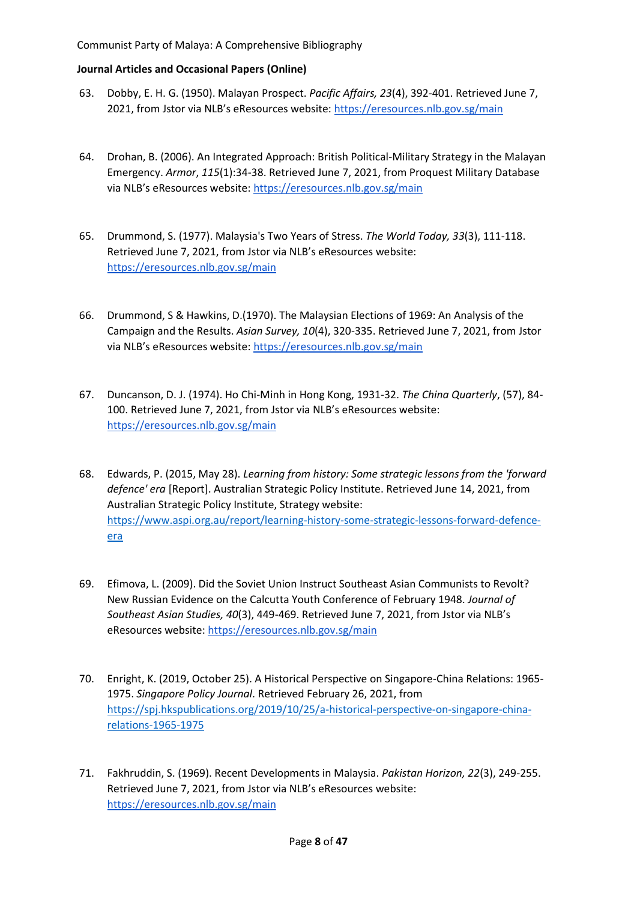**Journal Articles and Occasional Papers (Online)**

63. Dobby, E. H. G. (1950). Malayan Prospect. *Pacific Affairs, 23*(4), 392-401. Retrieved June 7, 2021, from Jstor via NLB's eResources website: https://eresources.nlb.gov.sg/main

64. Drohan, B. (2006). An Integrated Approach: British Political-Military Strategy in the Malayan Emergency. *Armor*, *115*(1):34-38. Retrieved June 7, 2021, from Proquest Military Database via NLB's eResources website: https://eresources.nlb.gov.sg/main

65. Drummond, S. (1977). Malaysia's Two Years of Stress. *The World Today, 33*(3), 111-118. Retrieved June 7, 2021, from Jstor via NLB's eResources website: https://eresources.nlb.gov.sg/main

66. Drummond, S & Hawkins, D.(1970). The Malaysian Elections of 1969: An Analysis of the Campaign and the Results. *Asian Survey, 10*(4), 320-335. Retrieved June 7, 2021, from Jstor via NLB's eResources website: https://eresources.nlb.gov.sg/main

67. Duncanson, D. J. (1974). Ho Chi-Minh in Hong Kong, 1931-32. *The China Quarterly*, (57), 84-100. Retrieved June 7, 2021, from Jstor via NLB's eResources website: https://eresources.nlb.gov.sg/main

68. Edwards, P. (2015, May 28). *Learning from history: Some strategic lessons from the 'forward defence' era* [Report]. Australian Strategic Policy Institute. Retrieved June 14, 2021, from Australian Strategic Policy Institute, Strategy website: https://www.aspi.org.au/report/learning-history-some-strategic-lessons-forward-defence-era

69. Efimova, L. (2009). Did the Soviet Union Instruct Southeast Asian Communists to Revolt? New Russian Evidence on the Calcutta Youth Conference of February 1948. *Journal of Southeast Asian Studies, 40*(3), 449-469. Retrieved June 7, 2021, from Jstor via NLB's eResources website: https://eresources.nlb.gov.sg/main

70. Enright, K. (2019, October 25). A Historical Perspective on Singapore-China Relations: 1965-1975. *Singapore Policy Journal*. Retrieved February 26, 2021, from https://spj.hkspublications.org/2019/10/25/a-historical-perspective-on-singapore-china-relations-1965-1975

71. Fakhruddin, S. (1969). Recent Developments in Malaysia. *Pakistan Horizon, 22*(3), 249-255. Retrieved June 7, 2021, from Jstor via NLB's eResources website: https://eresources.nlb.gov.sg/main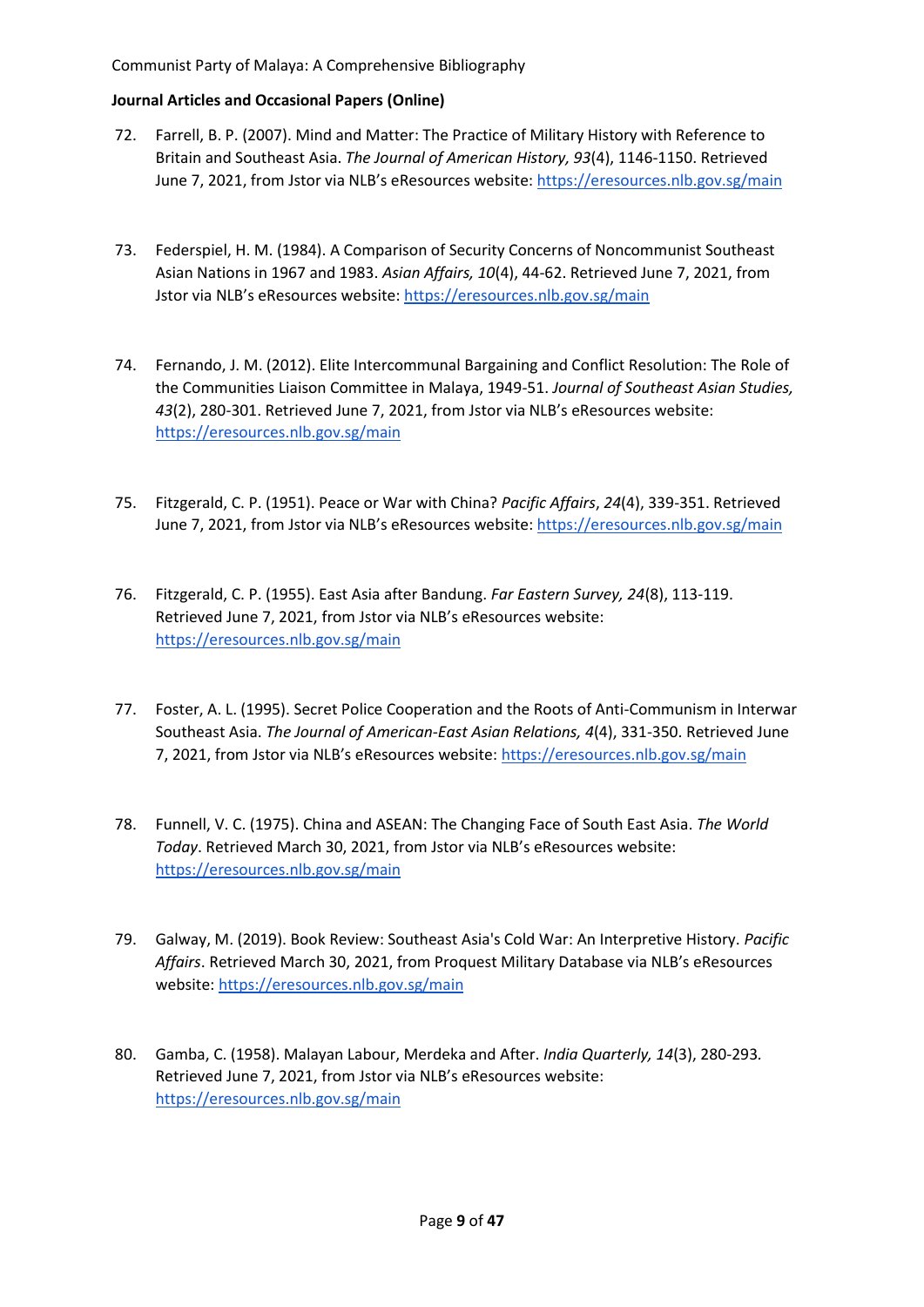**Journal Articles and Occasional Papers (Online)**

72. Farrell, B. P. (2007). Mind and Matter: The Practice of Military History with Reference to Britain and Southeast Asia. *The Journal of American History, 93*(4), 1146-1150. Retrieved June 7, 2021, from Jstor via NLB's eResources website: https://eresources.nlb.gov.sg/main

73. Federspiel, H. M. (1984). A Comparison of Security Concerns of Noncommunist Southeast Asian Nations in 1967 and 1983. *Asian Affairs, 10*(4), 44-62. Retrieved June 7, 2021, from Jstor via NLB's eResources website: https://eresources.nlb.gov.sg/main

74. Fernando, J. M. (2012). Elite Intercommunal Bargaining and Conflict Resolution: The Role of the Communities Liaison Committee in Malaya, 1949-51. *Journal of Southeast Asian Studies, 43*(2), 280-301. Retrieved June 7, 2021, from Jstor via NLB's eResources website: https://eresources.nlb.gov.sg/main

75. Fitzgerald, C. P. (1951). Peace or War with China? *Pacific Affairs*, *24*(4), 339-351. Retrieved June 7, 2021, from Jstor via NLB's eResources website: https://eresources.nlb.gov.sg/main

76. Fitzgerald, C. P. (1955). East Asia after Bandung. *Far Eastern Survey, 24*(8), 113-119. Retrieved June 7, 2021, from Jstor via NLB's eResources website: https://eresources.nlb.gov.sg/main

77. Foster, A. L. (1995). Secret Police Cooperation and the Roots of Anti-Communism in Interwar Southeast Asia. *The Journal of American-East Asian Relations, 4*(4), 331-350. Retrieved June 7, 2021, from Jstor via NLB's eResources website: https://eresources.nlb.gov.sg/main

78. Funnell, V. C. (1975). China and ASEAN: The Changing Face of South East Asia. *The World Today*. Retrieved March 30, 2021, from Jstor via NLB's eResources website: https://eresources.nlb.gov.sg/main

79. Galway, M. (2019). Book Review: Southeast Asia's Cold War: An Interpretive History. *Pacific Affairs*. Retrieved March 30, 2021, from Proquest Military Database via NLB's eResources website: https://eresources.nlb.gov.sg/main

80. Gamba, C. (1958). Malayan Labour, Merdeka and After. *India Quarterly, 14*(3), 280-293. Retrieved June 7, 2021, from Jstor via NLB's eResources website: https://eresources.nlb.gov.sg/main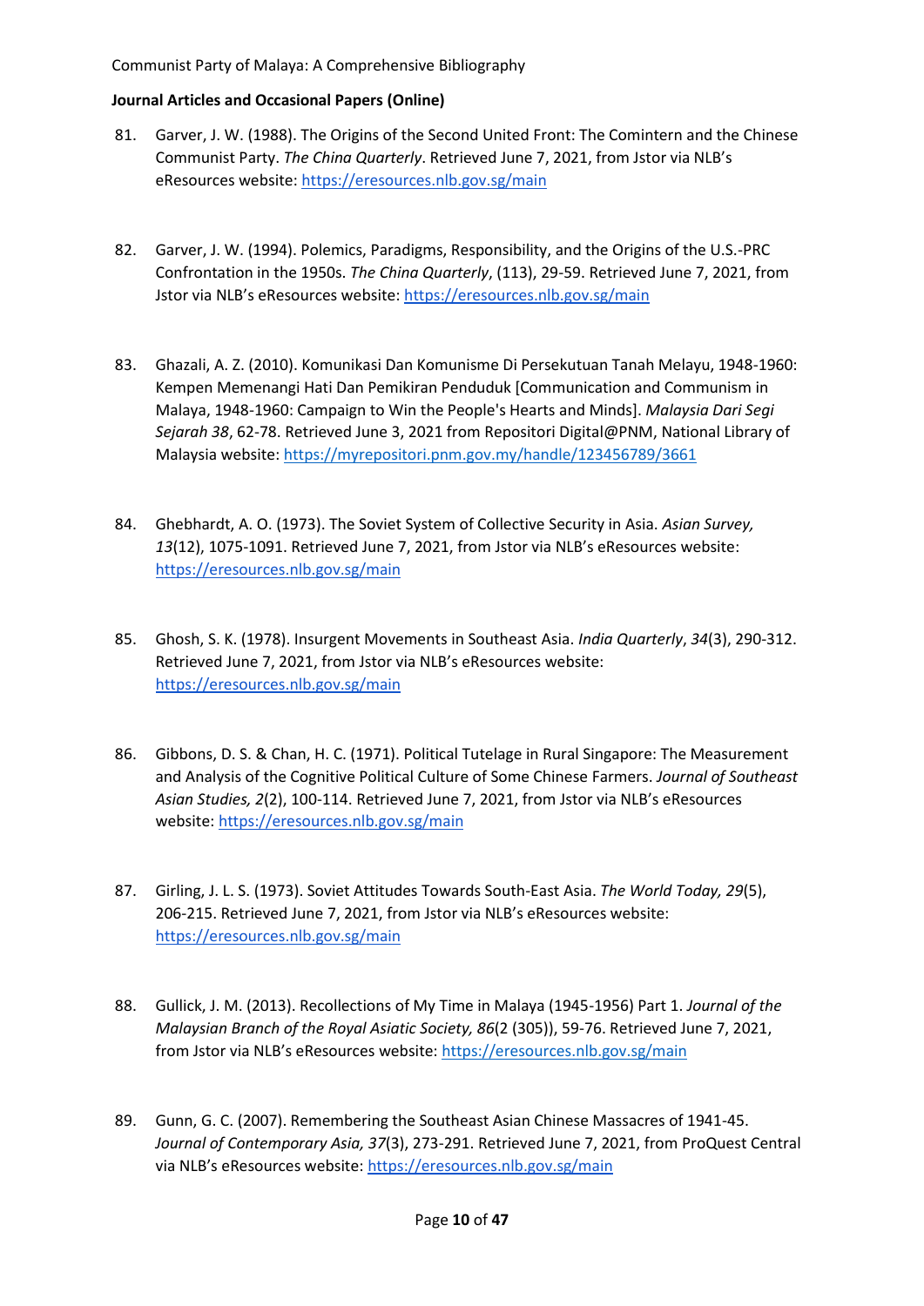**Journal Articles and Occasional Papers (Online)**

81. Garver, J. W. (1988). The Origins of the Second United Front: The Comintern and the Chinese Communist Party. *The China Quarterly*. Retrieved June 7, 2021, from Jstor via NLB's eResources website: https://eresources.nlb.gov.sg/main

82. Garver, J. W. (1994). Polemics, Paradigms, Responsibility, and the Origins of the U.S.-PRC Confrontation in the 1950s. *The China Quarterly*, (113), 29-59. Retrieved June 7, 2021, from Jstor via NLB's eResources website: https://eresources.nlb.gov.sg/main

83. Ghazali, A. Z. (2010). Komunikasi Dan Komunisme Di Persekutuan Tanah Melayu, 1948-1960: Kempen Memenangi Hati Dan Pemikiran Penduduk [Communication and Communism in Malaya, 1948-1960: Campaign to Win the People's Hearts and Minds]. *Malaysia Dari Segi Sejarah 38*, 62-78. Retrieved June 3, 2021 from Repositori Digital@PNM, National Library of Malaysia website: https://myrepositori.pnm.gov.my/handle/123456789/3661

84. Ghebhardt, A. O. (1973). The Soviet System of Collective Security in Asia. *Asian Survey, 13*(12), 1075-1091. Retrieved June 7, 2021, from Jstor via NLB's eResources website: https://eresources.nlb.gov.sg/main

85. Ghosh, S. K. (1978). Insurgent Movements in Southeast Asia. *India Quarterly*, *34*(3), 290-312. Retrieved June 7, 2021, from Jstor via NLB's eResources website: https://eresources.nlb.gov.sg/main

86. Gibbons, D. S. & Chan, H. C. (1971). Political Tutelage in Rural Singapore: The Measurement and Analysis of the Cognitive Political Culture of Some Chinese Farmers. *Journal of Southeast Asian Studies, 2*(2), 100-114. Retrieved June 7, 2021, from Jstor via NLB's eResources website: https://eresources.nlb.gov.sg/main

87. Girling, J. L. S. (1973). Soviet Attitudes Towards South-East Asia. *The World Today, 29*(5), 206-215. Retrieved June 7, 2021, from Jstor via NLB's eResources website: https://eresources.nlb.gov.sg/main

88. Gullick, J. M. (2013). Recollections of My Time in Malaya (1945-1956) Part 1. *Journal of the Malaysian Branch of the Royal Asiatic Society, 86*(2 (305)), 59-76. Retrieved June 7, 2021, from Jstor via NLB's eResources website: https://eresources.nlb.gov.sg/main

89. Gunn, G. C. (2007). Remembering the Southeast Asian Chinese Massacres of 1941-45. *Journal of Contemporary Asia, 37*(3), 273-291. Retrieved June 7, 2021, from ProQuest Central via NLB's eResources website: https://eresources.nlb.gov.sg/main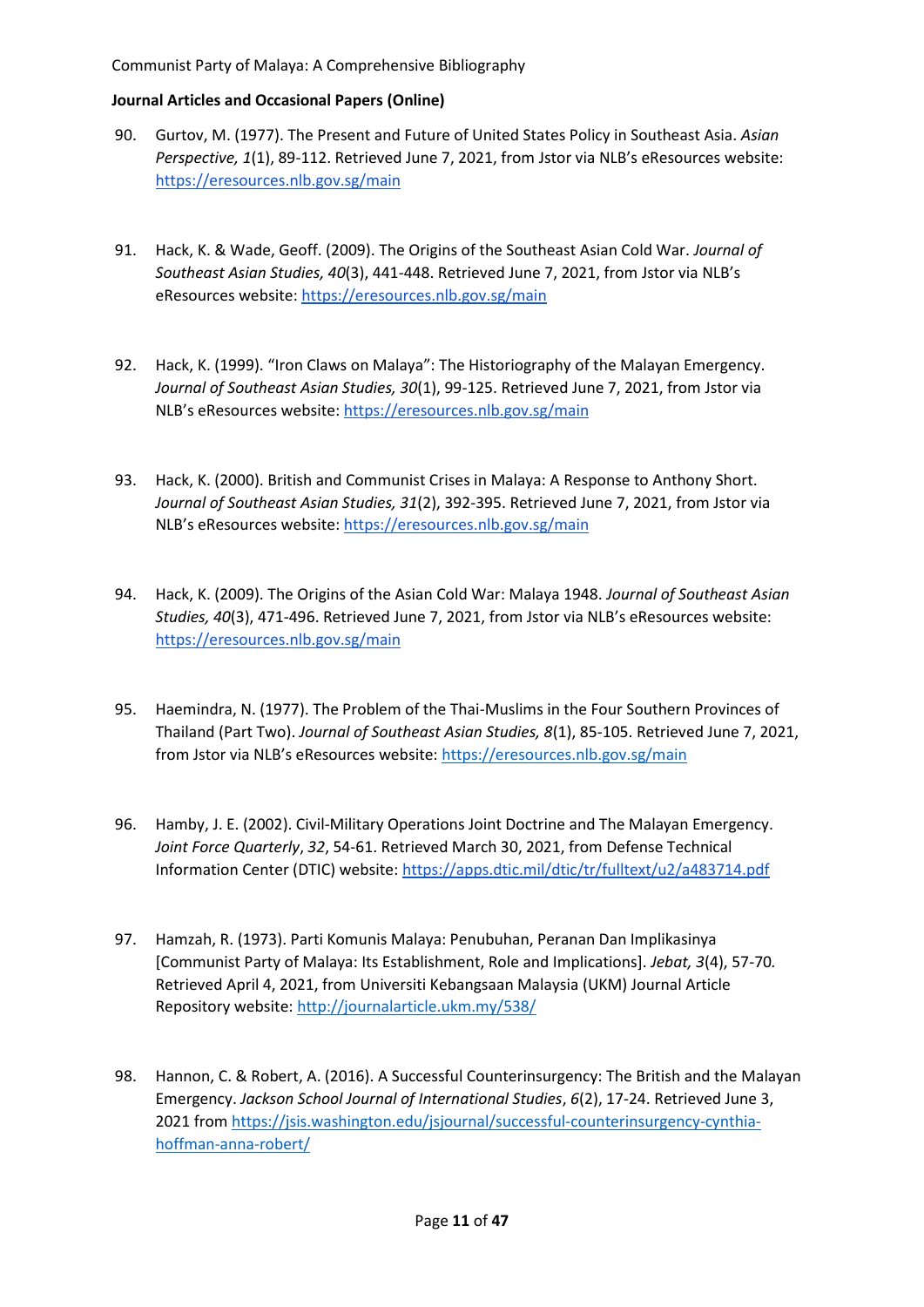**Journal Articles and Occasional Papers (Online)**

90. Gurtov, M. (1977). The Present and Future of United States Policy in Southeast Asia. *Asian Perspective, 1*(1), 89-112. Retrieved June 7, 2021, from Jstor via NLB's eResources website: https://eresources.nlb.gov.sg/main

91. Hack, K. & Wade, Geoff. (2009). The Origins of the Southeast Asian Cold War. *Journal of Southeast Asian Studies, 40*(3), 441-448. Retrieved June 7, 2021, from Jstor via NLB's eResources website: https://eresources.nlb.gov.sg/main

92. Hack, K. (1999). "Iron Claws on Malaya": The Historiography of the Malayan Emergency. *Journal of Southeast Asian Studies, 30*(1), 99-125. Retrieved June 7, 2021, from Jstor via NLB's eResources website: https://eresources.nlb.gov.sg/main

93. Hack, K. (2000). British and Communist Crises in Malaya: A Response to Anthony Short. *Journal of Southeast Asian Studies, 31*(2), 392-395. Retrieved June 7, 2021, from Jstor via NLB's eResources website: https://eresources.nlb.gov.sg/main

94. Hack, K. (2009). The Origins of the Asian Cold War: Malaya 1948. *Journal of Southeast Asian Studies, 40*(3), 471-496. Retrieved June 7, 2021, from Jstor via NLB's eResources website: https://eresources.nlb.gov.sg/main

95. Haemindra, N. (1977). The Problem of the Thai-Muslims in the Four Southern Provinces of Thailand (Part Two). *Journal of Southeast Asian Studies, 8*(1), 85-105. Retrieved June 7, 2021, from Jstor via NLB's eResources website: https://eresources.nlb.gov.sg/main

96. Hamby, J. E. (2002). Civil-Military Operations Joint Doctrine and The Malayan Emergency. *Joint Force Quarterly*, *32*, 54-61. Retrieved March 30, 2021, from Defense Technical Information Center (DTIC) website: https://apps.dtic.mil/dtic/tr/fulltext/u2/a483714.pdf

97. Hamzah, R. (1973). Parti Komunis Malaya: Penubuhan, Peranan Dan Implikasinya [Communist Party of Malaya: Its Establishment, Role and Implications]. *Jebat, 3*(4), 57-70. Retrieved April 4, 2021, from Universiti Kebangsaan Malaysia (UKM) Journal Article Repository website: http://journalarticle.ukm.my/538/

98. Hannon, C. & Robert, A. (2016). A Successful Counterinsurgency: The British and the Malayan Emergency. *Jackson School Journal of International Studies*, *6*(2), 17-24. Retrieved June 3, 2021 from https://jsis.washington.edu/jsjournal/successful-counterinsurgency-cynthia-hoffman-anna-robert/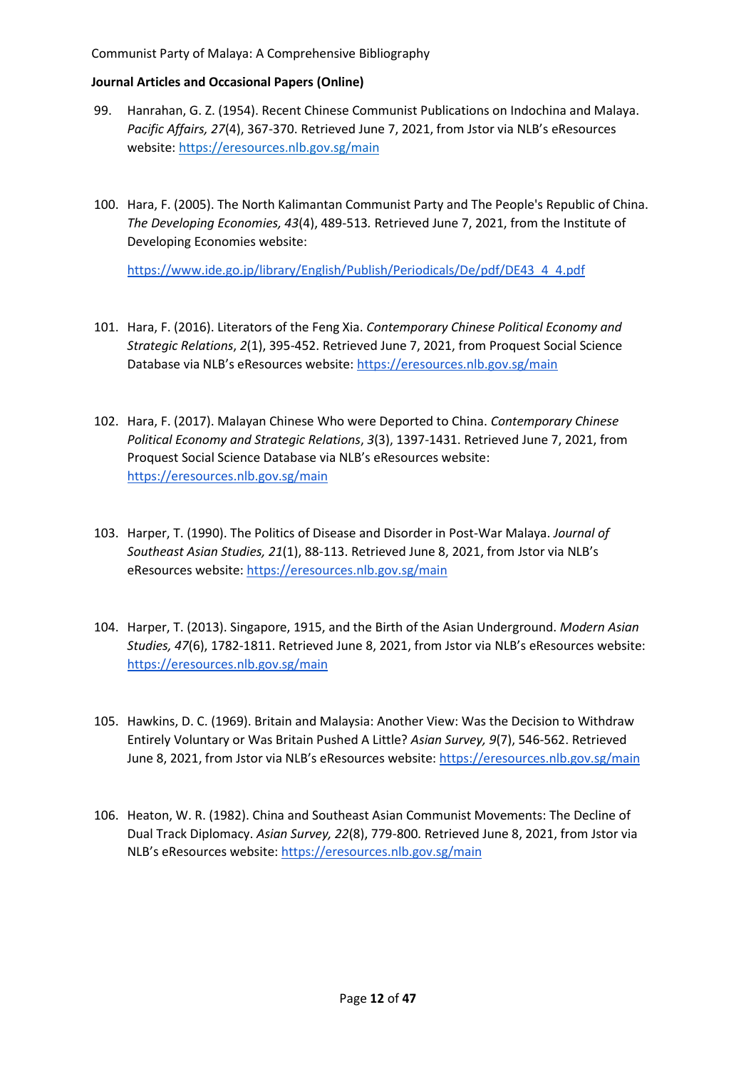**Journal Articles and Occasional Papers (Online)**

99. Hanrahan, G. Z. (1954). Recent Chinese Communist Publications on Indochina and Malaya. *Pacific Affairs, 27*(4), 367-370. Retrieved June 7, 2021, from Jstor via NLB's eResources website: https://eresources.nlb.gov.sg/main

100. Hara, F. (2005). The North Kalimantan Communist Party and The People's Republic of China. *The Developing Economies, 43*(4), 489-513. Retrieved June 7, 2021, from the Institute of Developing Economies website:

     https://www.ide.go.jp/library/English/Publish/Periodicals/De/pdf/DE43_4_4.pdf

101. Hara, F. (2016). Literators of the Feng Xia. *Contemporary Chinese Political Economy and Strategic Relations*, *2*(1), 395-452. Retrieved June 7, 2021, from Proquest Social Science Database via NLB's eResources website: https://eresources.nlb.gov.sg/main

102. Hara, F. (2017). Malayan Chinese Who were Deported to China. *Contemporary Chinese Political Economy and Strategic Relations*, *3*(3), 1397-1431. Retrieved June 7, 2021, from Proquest Social Science Database via NLB's eResources website: https://eresources.nlb.gov.sg/main

103. Harper, T. (1990). The Politics of Disease and Disorder in Post-War Malaya. *Journal of Southeast Asian Studies, 21*(1), 88-113. Retrieved June 8, 2021, from Jstor via NLB's eResources website: https://eresources.nlb.gov.sg/main

104. Harper, T. (2013). Singapore, 1915, and the Birth of the Asian Underground. *Modern Asian Studies, 47*(6), 1782-1811. Retrieved June 8, 2021, from Jstor via NLB's eResources website: https://eresources.nlb.gov.sg/main

105. Hawkins, D. C. (1969). Britain and Malaysia: Another View: Was the Decision to Withdraw Entirely Voluntary or Was Britain Pushed A Little? *Asian Survey, 9*(7), 546-562. Retrieved June 8, 2021, from Jstor via NLB's eResources website: https://eresources.nlb.gov.sg/main

106. Heaton, W. R. (1982). China and Southeast Asian Communist Movements: The Decline of Dual Track Diplomacy. *Asian Survey, 22*(8), 779-800. Retrieved June 8, 2021, from Jstor via NLB's eResources website: https://eresources.nlb.gov.sg/main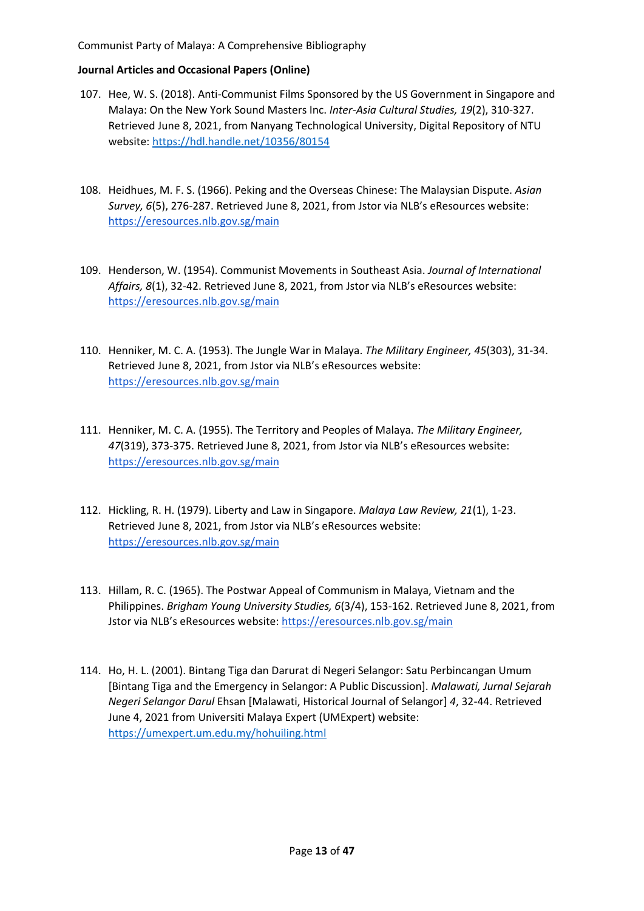**Journal Articles and Occasional Papers (Online)**

107. Hee, W. S. (2018). Anti-Communist Films Sponsored by the US Government in Singapore and Malaya: On the New York Sound Masters Inc. *Inter-Asia Cultural Studies, 19*(2), 310-327. Retrieved June 8, 2021, from Nanyang Technological University, Digital Repository of NTU website: https://hdl.handle.net/10356/80154

108. Heidhues, M. F. S. (1966). Peking and the Overseas Chinese: The Malaysian Dispute. *Asian Survey, 6*(5), 276-287. Retrieved June 8, 2021, from Jstor via NLB's eResources website: https://eresources.nlb.gov.sg/main

109. Henderson, W. (1954). Communist Movements in Southeast Asia. *Journal of International Affairs, 8*(1), 32-42. Retrieved June 8, 2021, from Jstor via NLB's eResources website: https://eresources.nlb.gov.sg/main

110. Henniker, M. C. A. (1953). The Jungle War in Malaya. *The Military Engineer, 45*(303), 31-34. Retrieved June 8, 2021, from Jstor via NLB's eResources website: https://eresources.nlb.gov.sg/main

111. Henniker, M. C. A. (1955). The Territory and Peoples of Malaya. *The Military Engineer, 47*(319), 373-375. Retrieved June 8, 2021, from Jstor via NLB's eResources website: https://eresources.nlb.gov.sg/main

112. Hickling, R. H. (1979). Liberty and Law in Singapore. *Malaya Law Review, 21*(1), 1-23. Retrieved June 8, 2021, from Jstor via NLB's eResources website: https://eresources.nlb.gov.sg/main

113. Hillam, R. C. (1965). The Postwar Appeal of Communism in Malaya, Vietnam and the Philippines. *Brigham Young University Studies, 6*(3/4), 153-162. Retrieved June 8, 2021, from Jstor via NLB's eResources website: https://eresources.nlb.gov.sg/main

114. Ho, H. L. (2001). Bintang Tiga dan Darurat di Negeri Selangor: Satu Perbincangan Umum [Bintang Tiga and the Emergency in Selangor: A Public Discussion]. *Malawati, Jurnal Sejarah Negeri Selangor Darul* Ehsan [Malawati, Historical Journal of Selangor] *4*, 32-44. Retrieved June 4, 2021 from Universiti Malaya Expert (UMExpert) website: https://umexpert.um.edu.my/hohuiling.html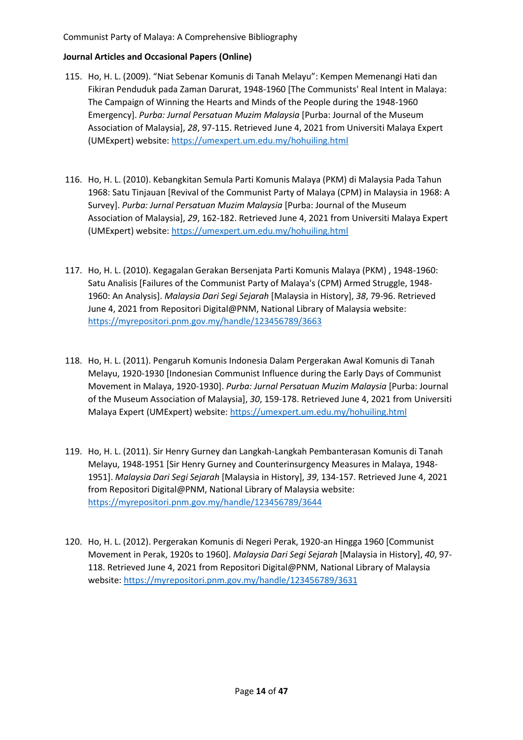**Journal Articles and Occasional Papers (Online)**

115. Ho, H. L. (2009). “Niat Sebenar Komunis di Tanah Melayu”: Kempen Memenangi Hati dan Fikiran Penduduk pada Zaman Darurat, 1948-1960 [The Communists' Real Intent in Malaya: The Campaign of Winning the Hearts and Minds of the People during the 1948-1960 Emergency]. *Purba: Jurnal Persatuan Muzim Malaysia* [Purba: Journal of the Museum Association of Malaysia], *28*, 97-115. Retrieved June 4, 2021 from Universiti Malaya Expert (UMExpert) website: https://umexpert.um.edu.my/hohuiling.html

116. Ho, H. L. (2010). Kebangkitan Semula Parti Komunis Malaya (PKM) di Malaysia Pada Tahun 1968: Satu Tinjauan [Revival of the Communist Party of Malaya (CPM) in Malaysia in 1968: A Survey]. *Purba: Jurnal Persatuan Muzim Malaysia* [Purba: Journal of the Museum Association of Malaysia], *29*, 162-182. Retrieved June 4, 2021 from Universiti Malaya Expert (UMExpert) website: https://umexpert.um.edu.my/hohuiling.html

117. Ho, H. L. (2010). Kegagalan Gerakan Bersenjata Parti Komunis Malaya (PKM) , 1948-1960: Satu Analisis [Failures of the Communist Party of Malaya's (CPM) Armed Struggle, 1948-1960: An Analysis]. *Malaysia Dari Segi Sejarah* [Malaysia in History], *38*, 79-96. Retrieved June 4, 2021 from Repositori Digital@PNM, National Library of Malaysia website: https://myrepositori.pnm.gov.my/handle/123456789/3663

118. Ho, H. L. (2011). Pengaruh Komunis Indonesia Dalam Pergerakan Awal Komunis di Tanah Melayu, 1920-1930 [Indonesian Communist Influence during the Early Days of Communist Movement in Malaya, 1920-1930]. *Purba: Jurnal Persatuan Muzim Malaysia* [Purba: Journal of the Museum Association of Malaysia], *30*, 159-178. Retrieved June 4, 2021 from Universiti Malaya Expert (UMExpert) website: https://umexpert.um.edu.my/hohuiling.html

119. Ho, H. L. (2011). Sir Henry Gurney dan Langkah-Langkah Pembanterasan Komunis di Tanah Melayu, 1948-1951 [Sir Henry Gurney and Counterinsurgency Measures in Malaya, 1948-1951]. *Malaysia Dari Segi Sejarah* [Malaysia in History], *39*, 134-157. Retrieved June 4, 2021 from Repositori Digital@PNM, National Library of Malaysia website: https://myrepositori.pnm.gov.my/handle/123456789/3644

120. Ho, H. L. (2012). Pergerakan Komunis di Negeri Perak, 1920-an Hingga 1960 [Communist Movement in Perak, 1920s to 1960]. *Malaysia Dari Segi Sejarah* [Malaysia in History], *40*, 97-118. Retrieved June 4, 2021 from Repositori Digital@PNM, National Library of Malaysia website: https://myrepositori.pnm.gov.my/handle/123456789/3631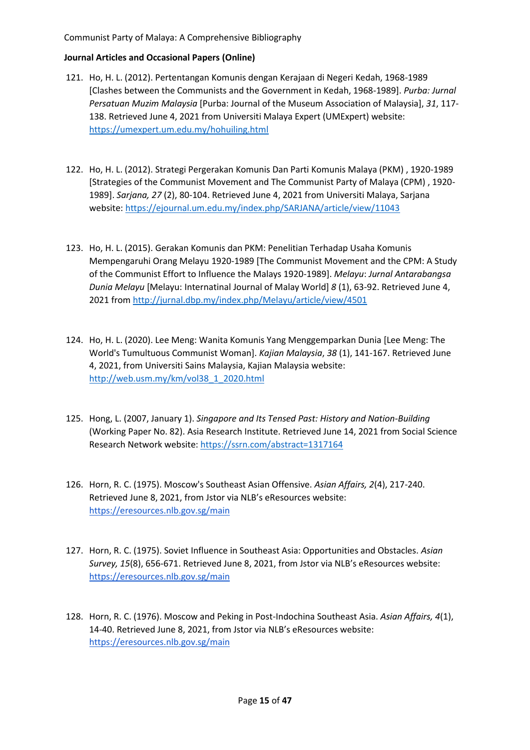**Journal Articles and Occasional Papers (Online)**

121. Ho, H. L. (2012). Pertentangan Komunis dengan Kerajaan di Negeri Kedah, 1968-1989 [Clashes between the Communists and the Government in Kedah, 1968-1989]. *Purba: Jurnal Persatuan Muzim Malaysia* [Purba: Journal of the Museum Association of Malaysia], *31*, 117-138. Retrieved June 4, 2021 from Universiti Malaya Expert (UMExpert) website: https://umexpert.um.edu.my/hohuiling.html

122. Ho, H. L. (2012). Strategi Pergerakan Komunis Dan Parti Komunis Malaya (PKM) , 1920-1989 [Strategies of the Communist Movement and The Communist Party of Malaya (CPM) , 1920-1989]. *Sarjana, 27* (2), 80-104. Retrieved June 4, 2021 from Universiti Malaya, Sarjana website: https://ejournal.um.edu.my/index.php/SARJANA/article/view/11043

123. Ho, H. L. (2015). Gerakan Komunis dan PKM: Penelitian Terhadap Usaha Komunis Mempengaruhi Orang Melayu 1920-1989 [The Communist Movement and the CPM: A Study of the Communist Effort to Influence the Malays 1920-1989]. *Melayu*: *Jurnal Antarabangsa Dunia Melayu* [Melayu: Internatinal Journal of Malay World] *8* (1), 63-92. Retrieved June 4, 2021 from http://jurnal.dbp.my/index.php/Melayu/article/view/4501

124. Ho, H. L. (2020). Lee Meng: Wanita Komunis Yang Menggemparkan Dunia [Lee Meng: The World's Tumultuous Communist Woman]. *Kajian Malaysia*, *38* (1), 141-167. Retrieved June 4, 2021, from Universiti Sains Malaysia, Kajian Malaysia website: http://web.usm.my/km/vol38_1_2020.html

125. Hong, L. (2007, January 1). *Singapore and Its Tensed Past: History and Nation-Building* (Working Paper No. 82). Asia Research Institute. Retrieved June 14, 2021 from Social Science Research Network website: https://ssrn.com/abstract=1317164

126. Horn, R. C. (1975). Moscow's Southeast Asian Offensive. *Asian Affairs, 2*(4), 217-240. Retrieved June 8, 2021, from Jstor via NLB's eResources website: https://eresources.nlb.gov.sg/main

127. Horn, R. C. (1975). Soviet Influence in Southeast Asia: Opportunities and Obstacles. *Asian Survey, 15*(8), 656-671. Retrieved June 8, 2021, from Jstor via NLB's eResources website: https://eresources.nlb.gov.sg/main

128. Horn, R. C. (1976). Moscow and Peking in Post-Indochina Southeast Asia. *Asian Affairs, 4*(1), 14-40. Retrieved June 8, 2021, from Jstor via NLB's eResources website: https://eresources.nlb.gov.sg/main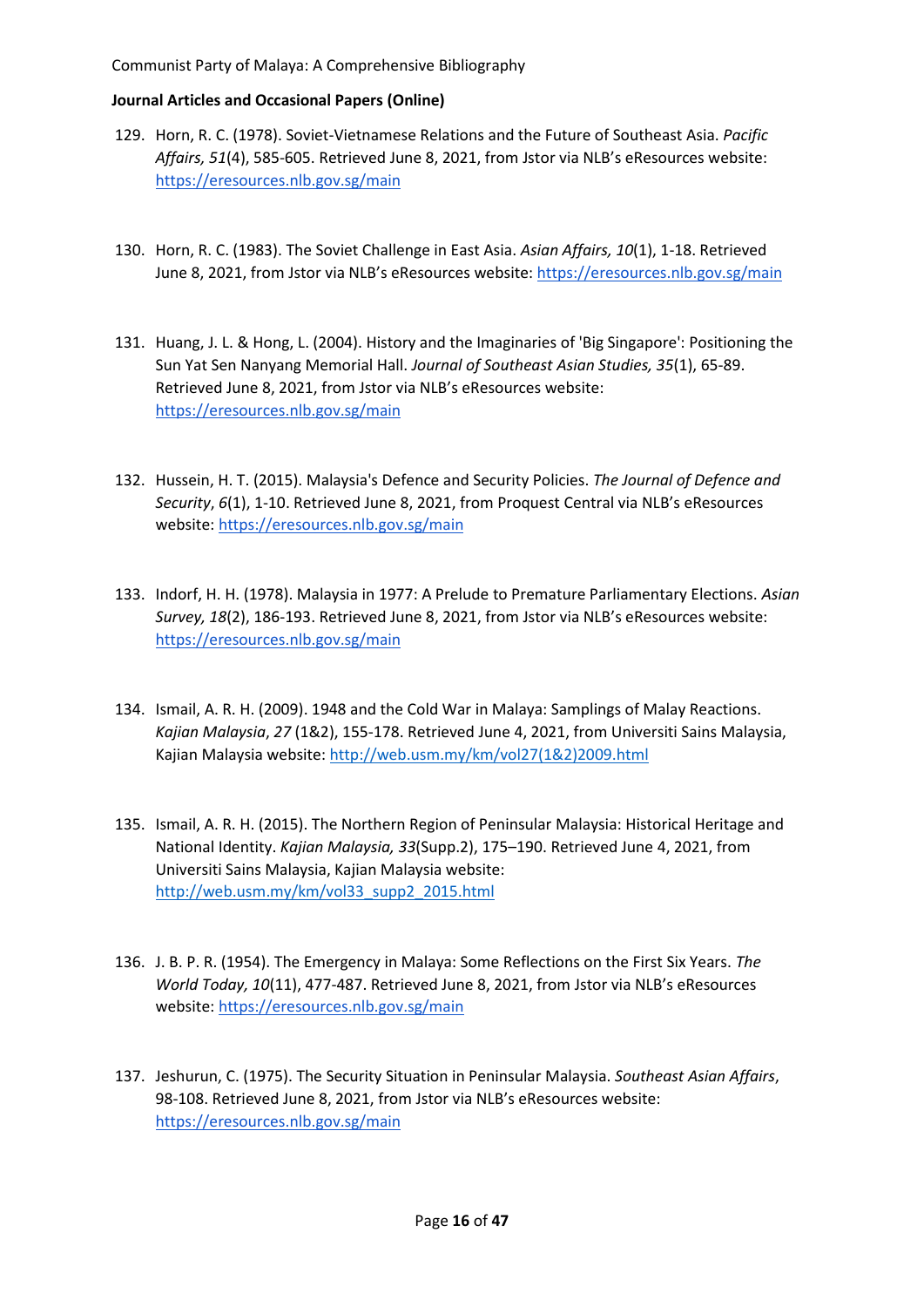**Journal Articles and Occasional Papers (Online)**

129. Horn, R. C. (1978). Soviet-Vietnamese Relations and the Future of Southeast Asia. *Pacific Affairs, 51*(4), 585-605. Retrieved June 8, 2021, from Jstor via NLB's eResources website: https://eresources.nlb.gov.sg/main

130. Horn, R. C. (1983). The Soviet Challenge in East Asia. *Asian Affairs, 10*(1), 1-18. Retrieved June 8, 2021, from Jstor via NLB's eResources website: https://eresources.nlb.gov.sg/main

131. Huang, J. L. & Hong, L. (2004). History and the Imaginaries of 'Big Singapore': Positioning the Sun Yat Sen Nanyang Memorial Hall. *Journal of Southeast Asian Studies, 35*(1), 65-89. Retrieved June 8, 2021, from Jstor via NLB's eResources website: https://eresources.nlb.gov.sg/main

132. Hussein, H. T. (2015). Malaysia's Defence and Security Policies. *The Journal of Defence and Security*, *6*(1), 1-10. Retrieved June 8, 2021, from Proquest Central via NLB's eResources website: https://eresources.nlb.gov.sg/main

133. Indorf, H. H. (1978). Malaysia in 1977: A Prelude to Premature Parliamentary Elections. *Asian Survey, 18*(2), 186-193. Retrieved June 8, 2021, from Jstor via NLB's eResources website: https://eresources.nlb.gov.sg/main

134. Ismail, A. R. H. (2009). 1948 and the Cold War in Malaya: Samplings of Malay Reactions. *Kajian Malaysia*, *27* (1&2), 155-178. Retrieved June 4, 2021, from Universiti Sains Malaysia, Kajian Malaysia website: http://web.usm.my/km/vol27(1&2)2009.html

135. Ismail, A. R. H. (2015). The Northern Region of Peninsular Malaysia: Historical Heritage and National Identity. *Kajian Malaysia, 33*(Supp.2), 175–190. Retrieved June 4, 2021, from Universiti Sains Malaysia, Kajian Malaysia website: http://web.usm.my/km/vol33_supp2_2015.html

136. J. B. P. R. (1954). The Emergency in Malaya: Some Reflections on the First Six Years. *The World Today, 10*(11), 477-487. Retrieved June 8, 2021, from Jstor via NLB's eResources website: https://eresources.nlb.gov.sg/main

137. Jeshurun, C. (1975). The Security Situation in Peninsular Malaysia. *Southeast Asian Affairs*, 98-108. Retrieved June 8, 2021, from Jstor via NLB's eResources website: https://eresources.nlb.gov.sg/main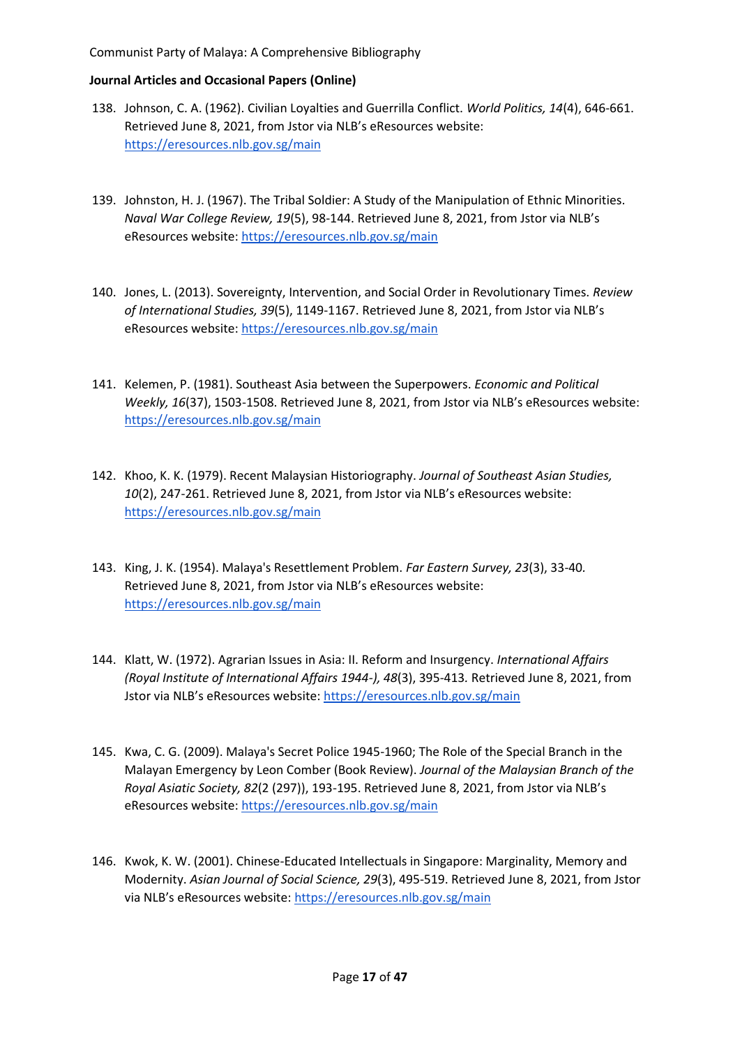**Journal Articles and Occasional Papers (Online)**

138. Johnson, C. A. (1962). Civilian Loyalties and Guerrilla Conflict. *World Politics, 14*(4), 646-661. Retrieved June 8, 2021, from Jstor via NLB's eResources website: https://eresources.nlb.gov.sg/main

139. Johnston, H. J. (1967). The Tribal Soldier: A Study of the Manipulation of Ethnic Minorities. *Naval War College Review, 19*(5), 98-144. Retrieved June 8, 2021, from Jstor via NLB's eResources website: https://eresources.nlb.gov.sg/main

140. Jones, L. (2013). Sovereignty, Intervention, and Social Order in Revolutionary Times. *Review of International Studies, 39*(5), 1149-1167. Retrieved June 8, 2021, from Jstor via NLB's eResources website: https://eresources.nlb.gov.sg/main

141. Kelemen, P. (1981). Southeast Asia between the Superpowers. *Economic and Political Weekly, 16*(37), 1503-1508. Retrieved June 8, 2021, from Jstor via NLB's eResources website: https://eresources.nlb.gov.sg/main

142. Khoo, K. K. (1979). Recent Malaysian Historiography. *Journal of Southeast Asian Studies, 10*(2), 247-261. Retrieved June 8, 2021, from Jstor via NLB's eResources website: https://eresources.nlb.gov.sg/main

143. King, J. K. (1954). Malaya's Resettlement Problem. *Far Eastern Survey, 23*(3), 33-40. Retrieved June 8, 2021, from Jstor via NLB's eResources website: https://eresources.nlb.gov.sg/main

144. Klatt, W. (1972). Agrarian Issues in Asia: II. Reform and Insurgency. *International Affairs (Royal Institute of International Affairs 1944-), 48*(3), 395-413. Retrieved June 8, 2021, from Jstor via NLB's eResources website: https://eresources.nlb.gov.sg/main

145. Kwa, C. G. (2009). Malaya's Secret Police 1945-1960; The Role of the Special Branch in the Malayan Emergency by Leon Comber (Book Review). *Journal of the Malaysian Branch of the Royal Asiatic Society, 82*(2 (297)), 193-195. Retrieved June 8, 2021, from Jstor via NLB's eResources website: https://eresources.nlb.gov.sg/main

146. Kwok, K. W. (2001). Chinese-Educated Intellectuals in Singapore: Marginality, Memory and Modernity. *Asian Journal of Social Science, 29*(3), 495-519. Retrieved June 8, 2021, from Jstor via NLB's eResources website: https://eresources.nlb.gov.sg/main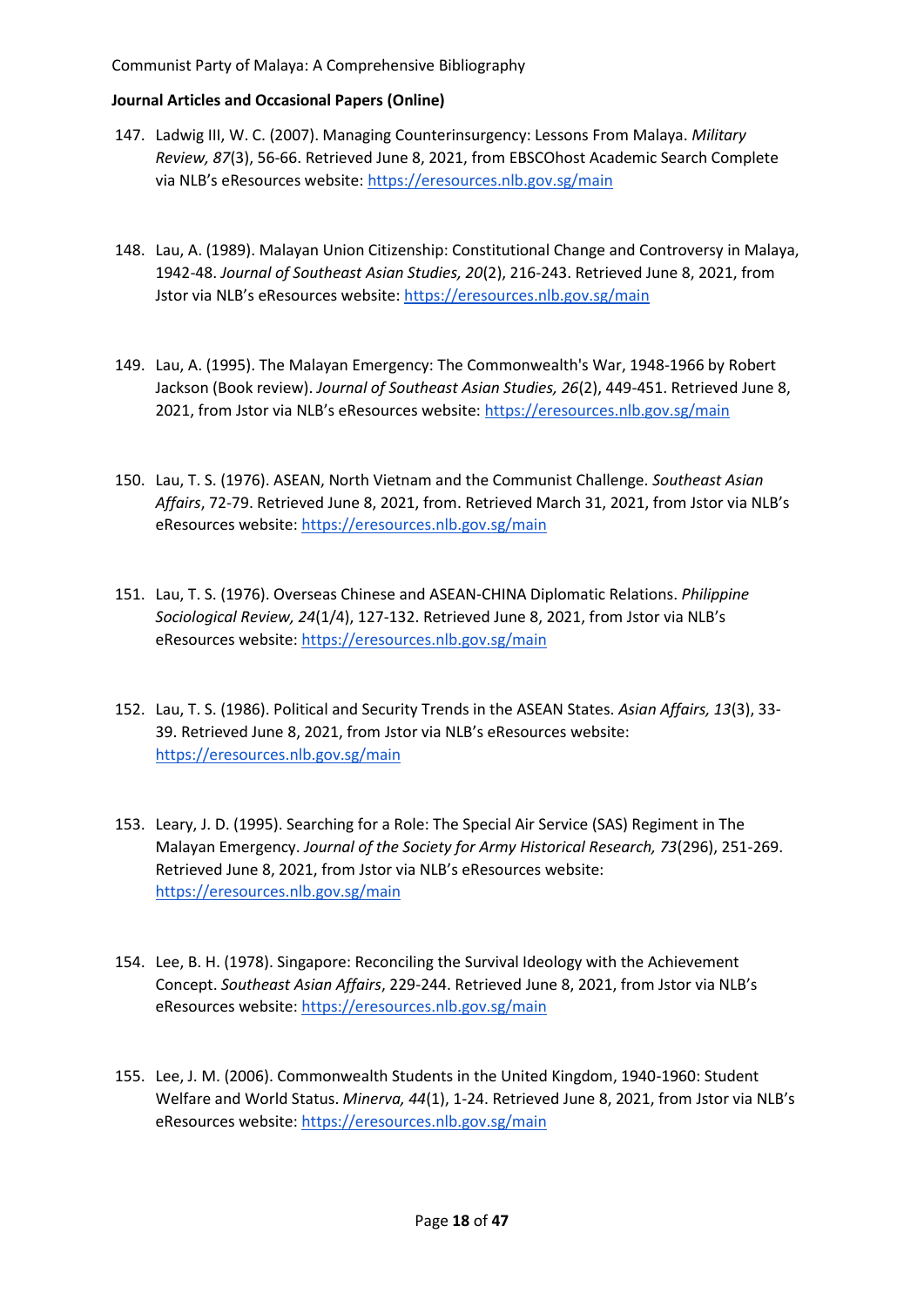**Journal Articles and Occasional Papers (Online)**

147. Ladwig III, W. C. (2007). Managing Counterinsurgency: Lessons From Malaya. *Military Review, 87*(3), 56-66. Retrieved June 8, 2021, from EBSCOhost Academic Search Complete via NLB's eResources website: https://eresources.nlb.gov.sg/main

148. Lau, A. (1989). Malayan Union Citizenship: Constitutional Change and Controversy in Malaya, 1942-48. *Journal of Southeast Asian Studies, 20*(2), 216-243. Retrieved June 8, 2021, from Jstor via NLB's eResources website: https://eresources.nlb.gov.sg/main

149. Lau, A. (1995). The Malayan Emergency: The Commonwealth's War, 1948-1966 by Robert Jackson (Book review). *Journal of Southeast Asian Studies, 26*(2), 449-451. Retrieved June 8, 2021, from Jstor via NLB's eResources website: https://eresources.nlb.gov.sg/main

150. Lau, T. S. (1976). ASEAN, North Vietnam and the Communist Challenge. *Southeast Asian Affairs*, 72-79. Retrieved June 8, 2021, from. Retrieved March 31, 2021, from Jstor via NLB's eResources website: https://eresources.nlb.gov.sg/main

151. Lau, T. S. (1976). Overseas Chinese and ASEAN-CHINA Diplomatic Relations. *Philippine Sociological Review, 24*(1/4), 127-132. Retrieved June 8, 2021, from Jstor via NLB's eResources website: https://eresources.nlb.gov.sg/main

152. Lau, T. S. (1986). Political and Security Trends in the ASEAN States. *Asian Affairs, 13*(3), 33-39. Retrieved June 8, 2021, from Jstor via NLB's eResources website: https://eresources.nlb.gov.sg/main

153. Leary, J. D. (1995). Searching for a Role: The Special Air Service (SAS) Regiment in The Malayan Emergency. *Journal of the Society for Army Historical Research, 73*(296), 251-269. Retrieved June 8, 2021, from Jstor via NLB's eResources website: https://eresources.nlb.gov.sg/main

154. Lee, B. H. (1978). Singapore: Reconciling the Survival Ideology with the Achievement Concept. *Southeast Asian Affairs*, 229-244. Retrieved June 8, 2021, from Jstor via NLB's eResources website: https://eresources.nlb.gov.sg/main

155. Lee, J. M. (2006). Commonwealth Students in the United Kingdom, 1940-1960: Student Welfare and World Status. *Minerva, 44*(1), 1-24. Retrieved June 8, 2021, from Jstor via NLB's eResources website: https://eresources.nlb.gov.sg/main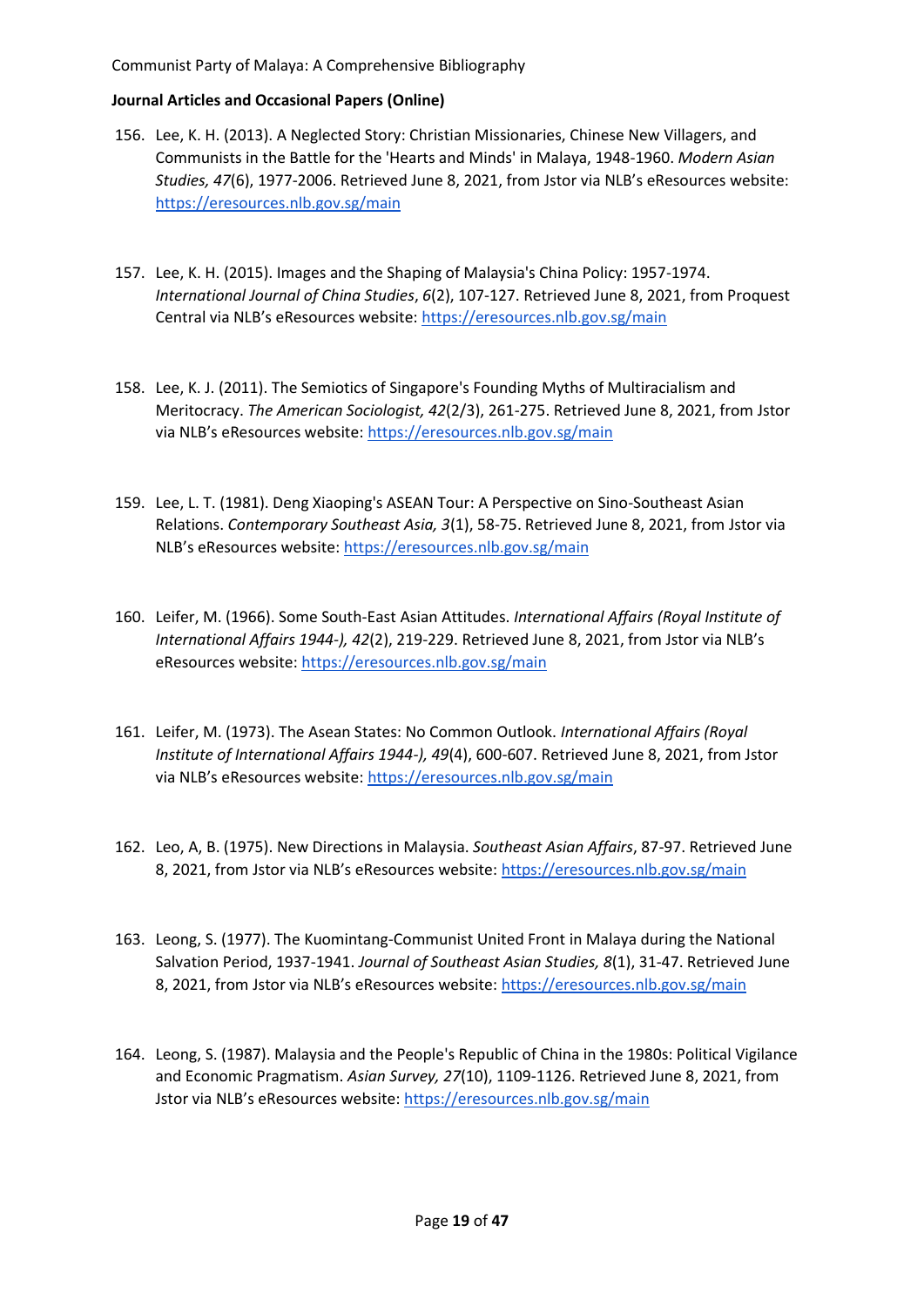**Journal Articles and Occasional Papers (Online)**

156. Lee, K. H. (2013). A Neglected Story: Christian Missionaries, Chinese New Villagers, and Communists in the Battle for the 'Hearts and Minds' in Malaya, 1948-1960. *Modern Asian Studies, 47*(6), 1977-2006. Retrieved June 8, 2021, from Jstor via NLB's eResources website: https://eresources.nlb.gov.sg/main

157. Lee, K. H. (2015). Images and the Shaping of Malaysia's China Policy: 1957-1974. *International Journal of China Studies*, *6*(2), 107-127. Retrieved June 8, 2021, from Proquest Central via NLB's eResources website: https://eresources.nlb.gov.sg/main

158. Lee, K. J. (2011). The Semiotics of Singapore's Founding Myths of Multiracialism and Meritocracy. *The American Sociologist, 42*(2/3), 261-275. Retrieved June 8, 2021, from Jstor via NLB's eResources website: https://eresources.nlb.gov.sg/main

159. Lee, L. T. (1981). Deng Xiaoping's ASEAN Tour: A Perspective on Sino-Southeast Asian Relations. *Contemporary Southeast Asia, 3*(1), 58-75. Retrieved June 8, 2021, from Jstor via NLB's eResources website: https://eresources.nlb.gov.sg/main

160. Leifer, M. (1966). Some South-East Asian Attitudes. *International Affairs (Royal Institute of International Affairs 1944-), 42*(2), 219-229. Retrieved June 8, 2021, from Jstor via NLB's eResources website: https://eresources.nlb.gov.sg/main

161. Leifer, M. (1973). The Asean States: No Common Outlook. *International Affairs (Royal Institute of International Affairs 1944-), 49*(4), 600-607. Retrieved June 8, 2021, from Jstor via NLB's eResources website: https://eresources.nlb.gov.sg/main

162. Leo, A, B. (1975). New Directions in Malaysia. *Southeast Asian Affairs*, 87-97. Retrieved June 8, 2021, from Jstor via NLB's eResources website: https://eresources.nlb.gov.sg/main

163. Leong, S. (1977). The Kuomintang-Communist United Front in Malaya during the National Salvation Period, 1937-1941. *Journal of Southeast Asian Studies, 8*(1), 31-47. Retrieved June 8, 2021, from Jstor via NLB's eResources website: https://eresources.nlb.gov.sg/main

164. Leong, S. (1987). Malaysia and the People's Republic of China in the 1980s: Political Vigilance and Economic Pragmatism. *Asian Survey, 27*(10), 1109-1126. Retrieved June 8, 2021, from Jstor via NLB's eResources website: https://eresources.nlb.gov.sg/main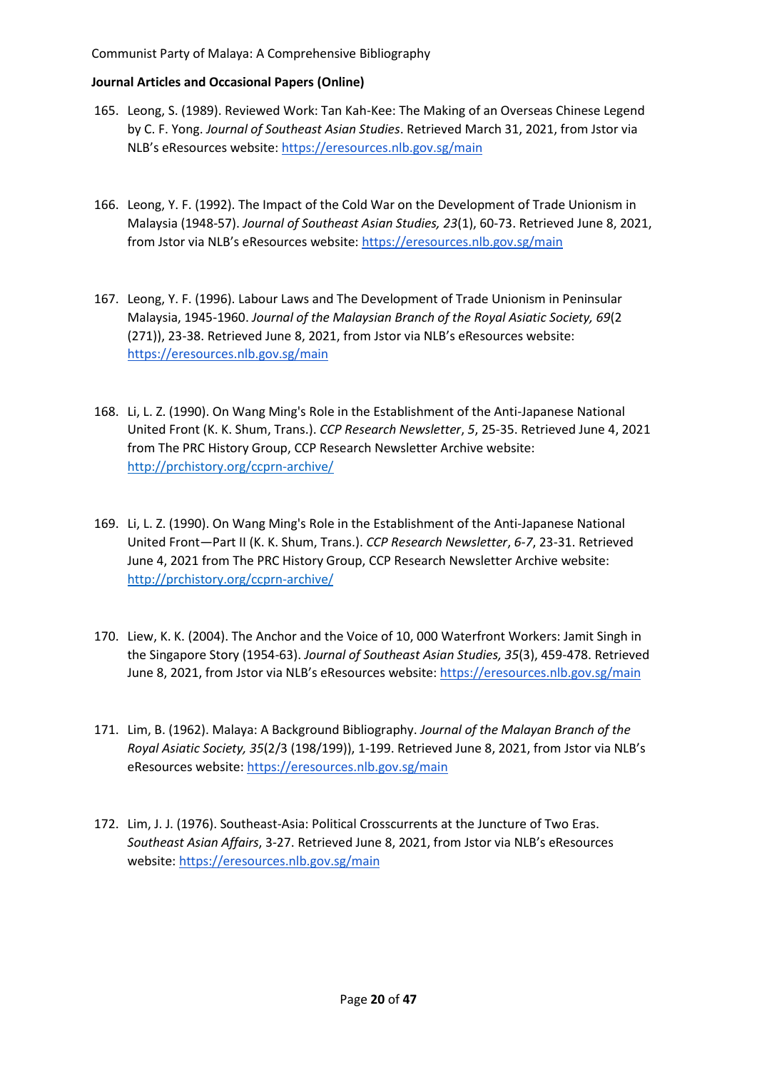**Journal Articles and Occasional Papers (Online)**

165. Leong, S. (1989). Reviewed Work: Tan Kah-Kee: The Making of an Overseas Chinese Legend by C. F. Yong. *Journal of Southeast Asian Studies*. Retrieved March 31, 2021, from Jstor via NLB's eResources website: https://eresources.nlb.gov.sg/main

166. Leong, Y. F. (1992). The Impact of the Cold War on the Development of Trade Unionism in Malaysia (1948-57). *Journal of Southeast Asian Studies, 23*(1), 60-73. Retrieved June 8, 2021, from Jstor via NLB's eResources website: https://eresources.nlb.gov.sg/main

167. Leong, Y. F. (1996). Labour Laws and The Development of Trade Unionism in Peninsular Malaysia, 1945-1960. *Journal of the Malaysian Branch of the Royal Asiatic Society, 69*(2 (271)), 23-38. Retrieved June 8, 2021, from Jstor via NLB's eResources website: https://eresources.nlb.gov.sg/main

168. Li, L. Z. (1990). On Wang Ming's Role in the Establishment of the Anti-Japanese National United Front (K. K. Shum, Trans.). *CCP Research Newsletter*, *5*, 25-35. Retrieved June 4, 2021 from The PRC History Group, CCP Research Newsletter Archive website: http://prchistory.org/ccprn-archive/

169. Li, L. Z. (1990). On Wang Ming's Role in the Establishment of the Anti-Japanese National United Front—Part II (K. K. Shum, Trans.). *CCP Research Newsletter*, *6-7*, 23-31. Retrieved June 4, 2021 from The PRC History Group, CCP Research Newsletter Archive website: http://prchistory.org/ccprn-archive/

170. Liew, K. K. (2004). The Anchor and the Voice of 10, 000 Waterfront Workers: Jamit Singh in the Singapore Story (1954-63). *Journal of Southeast Asian Studies, 35*(3), 459-478. Retrieved June 8, 2021, from Jstor via NLB's eResources website: https://eresources.nlb.gov.sg/main

171. Lim, B. (1962). Malaya: A Background Bibliography. *Journal of the Malayan Branch of the Royal Asiatic Society, 35*(2/3 (198/199)), 1-199. Retrieved June 8, 2021, from Jstor via NLB's eResources website: https://eresources.nlb.gov.sg/main

172. Lim, J. J. (1976). Southeast-Asia: Political Crosscurrents at the Juncture of Two Eras. *Southeast Asian Affairs*, 3-27. Retrieved June 8, 2021, from Jstor via NLB's eResources website: https://eresources.nlb.gov.sg/main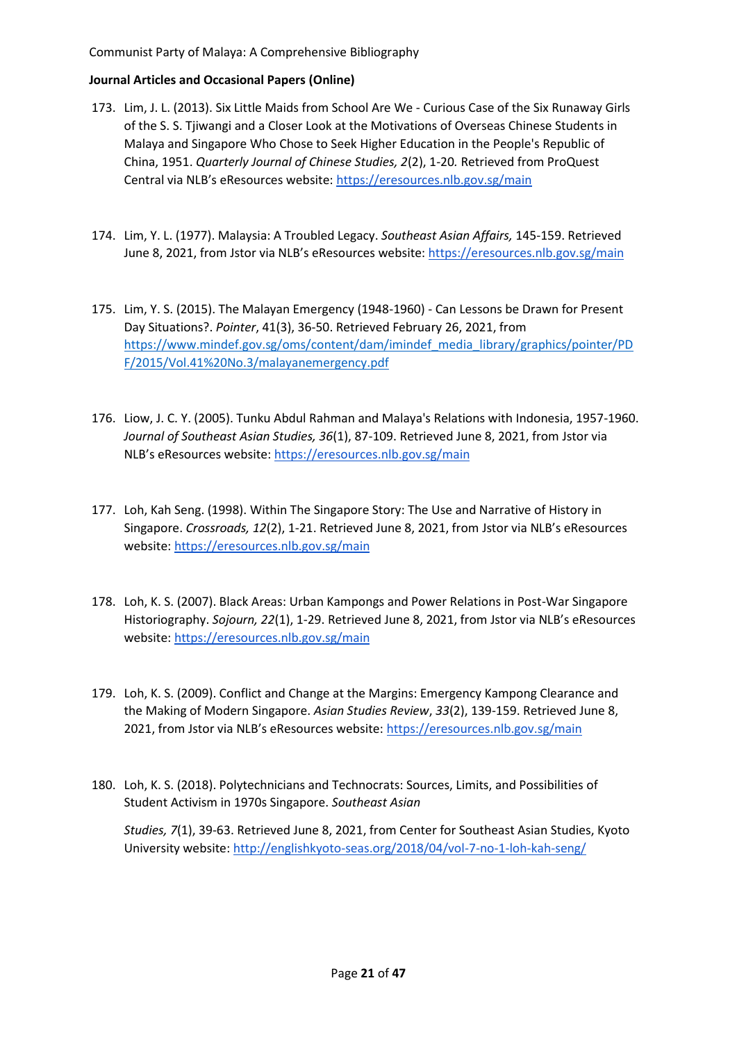**Journal Articles and Occasional Papers (Online)**

173. Lim, J. L. (2013). Six Little Maids from School Are We - Curious Case of the Six Runaway Girls of the S. S. Tjiwangi and a Closer Look at the Motivations of Overseas Chinese Students in Malaya and Singapore Who Chose to Seek Higher Education in the People's Republic of China, 1951. *Quarterly Journal of Chinese Studies, 2*(2), 1-20*.* Retrieved from ProQuest Central via NLB's eResources website: https://eresources.nlb.gov.sg/main

174. Lim, Y. L. (1977). Malaysia: A Troubled Legacy. *Southeast Asian Affairs,* 145-159. Retrieved June 8, 2021, from Jstor via NLB's eResources website: https://eresources.nlb.gov.sg/main

175. Lim, Y. S. (2015). The Malayan Emergency (1948-1960) - Can Lessons be Drawn for Present Day Situations?. *Pointer*, 41(3), 36-50. Retrieved February 26, 2021, from https://www.mindef.gov.sg/oms/content/dam/imindef_media_library/graphics/pointer/PDF/2015/Vol.41%20No.3/malayanemergency.pdf

176. Liow, J. C. Y. (2005). Tunku Abdul Rahman and Malaya's Relations with Indonesia, 1957-1960. *Journal of Southeast Asian Studies, 36*(1), 87-109. Retrieved June 8, 2021, from Jstor via NLB's eResources website: https://eresources.nlb.gov.sg/main

177. Loh, Kah Seng. (1998). Within The Singapore Story: The Use and Narrative of History in Singapore. *Crossroads, 12*(2), 1-21. Retrieved June 8, 2021, from Jstor via NLB's eResources website: https://eresources.nlb.gov.sg/main

178. Loh, K. S. (2007). Black Areas: Urban Kampongs and Power Relations in Post-War Singapore Historiography. *Sojourn, 22*(1), 1-29. Retrieved June 8, 2021, from Jstor via NLB's eResources website: https://eresources.nlb.gov.sg/main

179. Loh, K. S. (2009). Conflict and Change at the Margins: Emergency Kampong Clearance and the Making of Modern Singapore. *Asian Studies Review*, *33*(2), 139-159. Retrieved June 8, 2021, from Jstor via NLB's eResources website: https://eresources.nlb.gov.sg/main

180. Loh, K. S. (2018). Polytechnicians and Technocrats: Sources, Limits, and Possibilities of Student Activism in 1970s Singapore. *Southeast Asian Studies, 7*(1), 39-63. Retrieved June 8, 2021, from Center for Southeast Asian Studies, Kyoto University website: http://englishkyoto-seas.org/2018/04/vol-7-no-1-loh-kah-seng/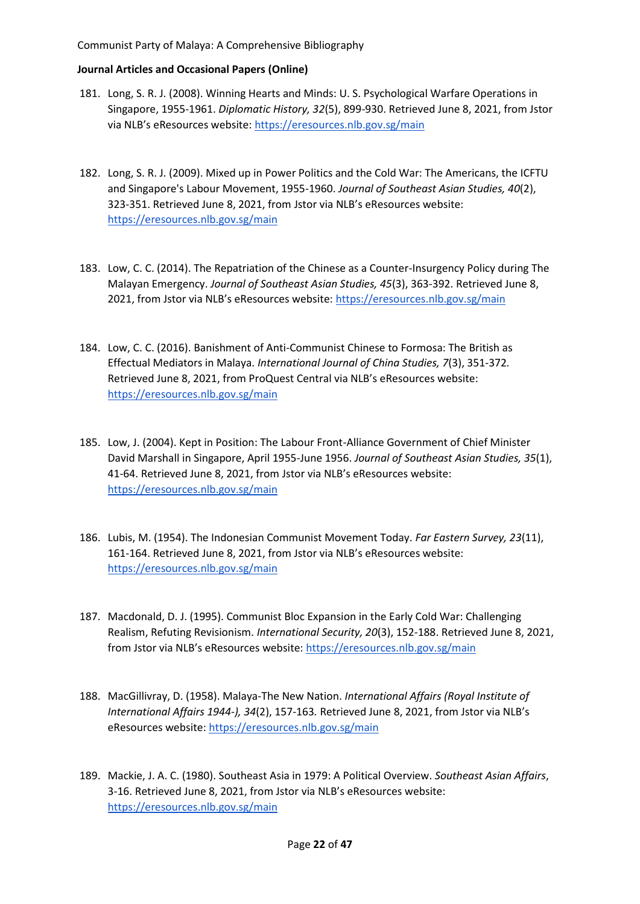**Journal Articles and Occasional Papers (Online)**

181. Long, S. R. J. (2008). Winning Hearts and Minds: U. S. Psychological Warfare Operations in Singapore, 1955-1961. *Diplomatic History, 32*(5), 899-930. Retrieved June 8, 2021, from Jstor via NLB's eResources website: https://eresources.nlb.gov.sg/main

182. Long, S. R. J. (2009). Mixed up in Power Politics and the Cold War: The Americans, the ICFTU and Singapore's Labour Movement, 1955-1960. *Journal of Southeast Asian Studies, 40*(2), 323-351. Retrieved June 8, 2021, from Jstor via NLB's eResources website: https://eresources.nlb.gov.sg/main

183. Low, C. C. (2014). The Repatriation of the Chinese as a Counter-Insurgency Policy during The Malayan Emergency. *Journal of Southeast Asian Studies, 45*(3), 363-392. Retrieved June 8, 2021, from Jstor via NLB's eResources website: https://eresources.nlb.gov.sg/main

184. Low, C. C. (2016). Banishment of Anti-Communist Chinese to Formosa: The British as Effectual Mediators in Malaya. *International Journal of China Studies, 7*(3), 351-372. Retrieved June 8, 2021, from ProQuest Central via NLB's eResources website: https://eresources.nlb.gov.sg/main

185. Low, J. (2004). Kept in Position: The Labour Front-Alliance Government of Chief Minister David Marshall in Singapore, April 1955-June 1956. *Journal of Southeast Asian Studies, 35*(1), 41-64. Retrieved June 8, 2021, from Jstor via NLB's eResources website: https://eresources.nlb.gov.sg/main

186. Lubis, M. (1954). The Indonesian Communist Movement Today. *Far Eastern Survey, 23*(11), 161-164. Retrieved June 8, 2021, from Jstor via NLB's eResources website: https://eresources.nlb.gov.sg/main

187. Macdonald, D. J. (1995). Communist Bloc Expansion in the Early Cold War: Challenging Realism, Refuting Revisionism. *International Security, 20*(3), 152-188. Retrieved June 8, 2021, from Jstor via NLB's eResources website: https://eresources.nlb.gov.sg/main

188. MacGillivray, D. (1958). Malaya-The New Nation. *International Affairs (Royal Institute of International Affairs 1944-), 34*(2), 157-163. Retrieved June 8, 2021, from Jstor via NLB's eResources website: https://eresources.nlb.gov.sg/main

189. Mackie, J. A. C. (1980). Southeast Asia in 1979: A Political Overview. *Southeast Asian Affairs*, 3-16. Retrieved June 8, 2021, from Jstor via NLB's eResources website: https://eresources.nlb.gov.sg/main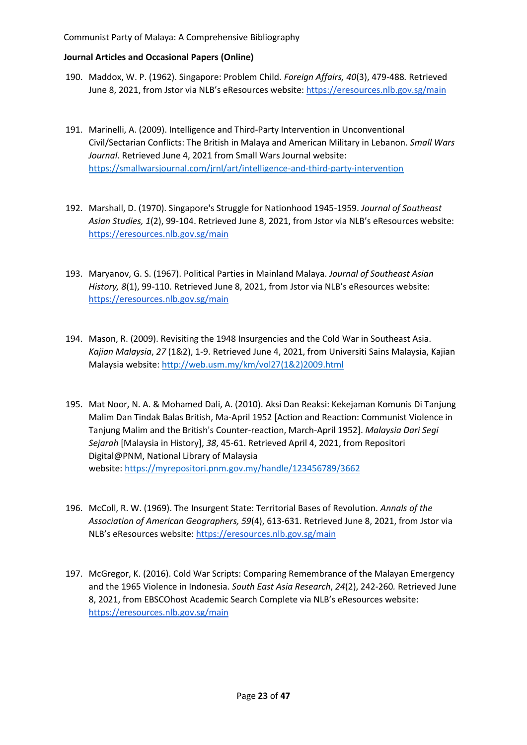**Journal Articles and Occasional Papers (Online)**

190. Maddox, W. P. (1962). Singapore: Problem Child. *Foreign Affairs, 40*(3), 479-488. Retrieved June 8, 2021, from Jstor via NLB's eResources website: https://eresources.nlb.gov.sg/main

191. Marinelli, A. (2009). Intelligence and Third-Party Intervention in Unconventional Civil/Sectarian Conflicts: The British in Malaya and American Military in Lebanon. *Small Wars Journal*. Retrieved June 4, 2021 from Small Wars Journal website: https://smallwarsjournal.com/jrnl/art/intelligence-and-third-party-intervention

192. Marshall, D. (1970). Singapore's Struggle for Nationhood 1945-1959. *Journal of Southeast Asian Studies, 1*(2), 99-104. Retrieved June 8, 2021, from Jstor via NLB's eResources website: https://eresources.nlb.gov.sg/main

193. Maryanov, G. S. (1967). Political Parties in Mainland Malaya. *Journal of Southeast Asian History, 8*(1), 99-110. Retrieved June 8, 2021, from Jstor via NLB's eResources website: https://eresources.nlb.gov.sg/main

194. Mason, R. (2009). Revisiting the 1948 Insurgencies and the Cold War in Southeast Asia. *Kajian Malaysia*, *27* (1&2), 1-9. Retrieved June 4, 2021, from Universiti Sains Malaysia, Kajian Malaysia website: http://web.usm.my/km/vol27(1&2)2009.html

195. Mat Noor, N. A. & Mohamed Dali, A. (2010). Aksi Dan Reaksi: Kekejaman Komunis Di Tanjung Malim Dan Tindak Balas British, Ma-April 1952 [Action and Reaction: Communist Violence in Tanjung Malim and the British's Counter-reaction, March-April 1952]. *Malaysia Dari Segi Sejarah* [Malaysia in History], *38*, 45-61. Retrieved April 4, 2021, from Repositori Digital@PNM, National Library of Malaysia website: https://myrepositori.pnm.gov.my/handle/123456789/3662

196. McColl, R. W. (1969). The Insurgent State: Territorial Bases of Revolution. *Annals of the Association of American Geographers, 59*(4), 613-631. Retrieved June 8, 2021, from Jstor via NLB's eResources website: https://eresources.nlb.gov.sg/main

197. McGregor, K. (2016). Cold War Scripts: Comparing Remembrance of the Malayan Emergency and the 1965 Violence in Indonesia. *South East Asia Research*, *24*(2), 242-260. Retrieved June 8, 2021, from EBSCOhost Academic Search Complete via NLB's eResources website: https://eresources.nlb.gov.sg/main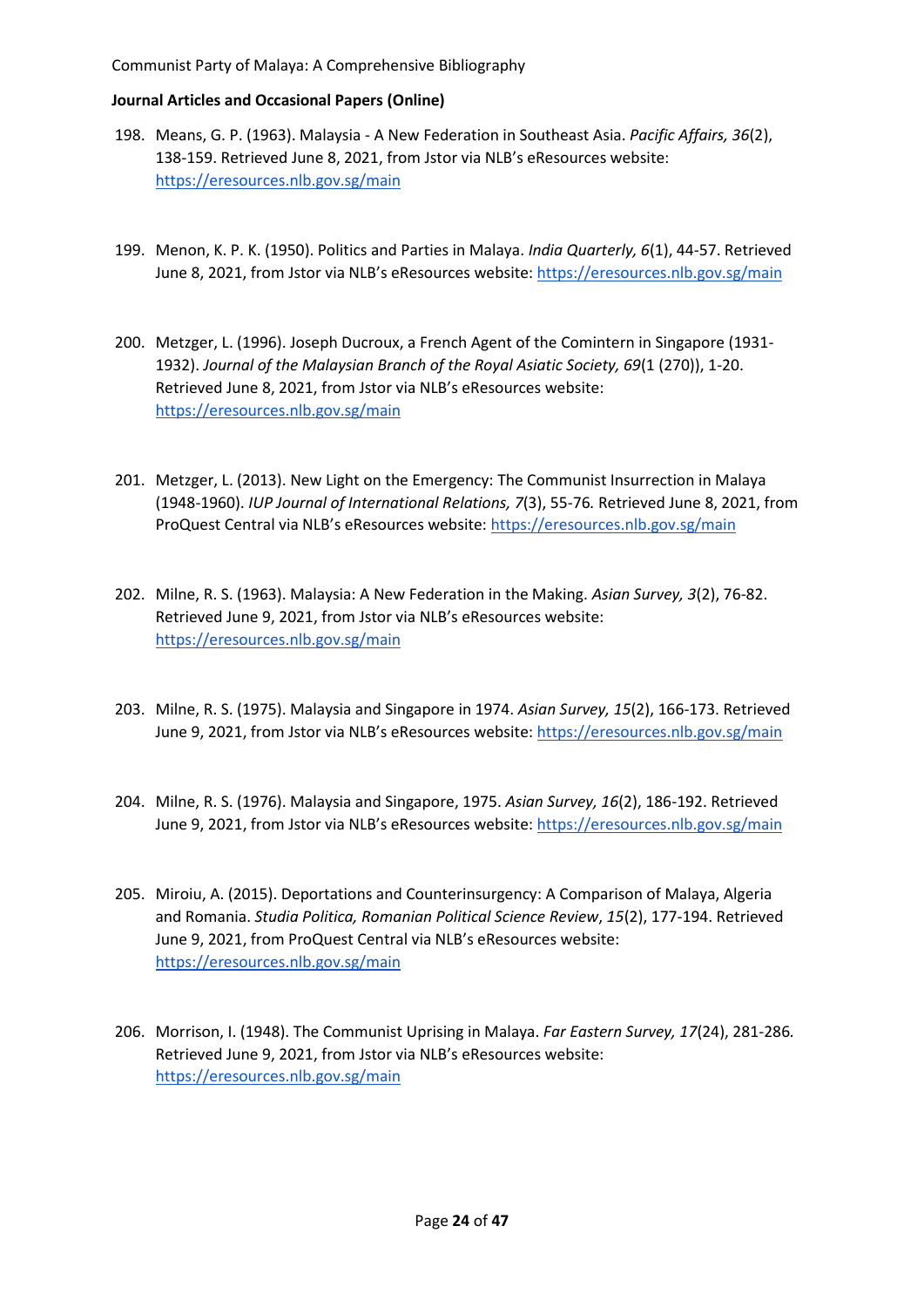**Journal Articles and Occasional Papers (Online)**

198. Means, G. P. (1963). Malaysia - A New Federation in Southeast Asia. *Pacific Affairs, 36*(2), 138-159. Retrieved June 8, 2021, from Jstor via NLB's eResources website: https://eresources.nlb.gov.sg/main

199. Menon, K. P. K. (1950). Politics and Parties in Malaya. *India Quarterly, 6*(1), 44-57. Retrieved June 8, 2021, from Jstor via NLB's eResources website: https://eresources.nlb.gov.sg/main

200. Metzger, L. (1996). Joseph Ducroux, a French Agent of the Comintern in Singapore (1931-1932). *Journal of the Malaysian Branch of the Royal Asiatic Society, 69*(1 (270)), 1-20. Retrieved June 8, 2021, from Jstor via NLB's eResources website: https://eresources.nlb.gov.sg/main

201. Metzger, L. (2013). New Light on the Emergency: The Communist Insurrection in Malaya (1948-1960). *IUP Journal of International Relations, 7*(3), 55-76. Retrieved June 8, 2021, from ProQuest Central via NLB's eResources website: https://eresources.nlb.gov.sg/main

202. Milne, R. S. (1963). Malaysia: A New Federation in the Making. *Asian Survey, 3*(2), 76-82. Retrieved June 9, 2021, from Jstor via NLB's eResources website: https://eresources.nlb.gov.sg/main

203. Milne, R. S. (1975). Malaysia and Singapore in 1974. *Asian Survey, 15*(2), 166-173. Retrieved June 9, 2021, from Jstor via NLB's eResources website: https://eresources.nlb.gov.sg/main

204. Milne, R. S. (1976). Malaysia and Singapore, 1975. *Asian Survey, 16*(2), 186-192. Retrieved June 9, 2021, from Jstor via NLB's eResources website: https://eresources.nlb.gov.sg/main

205. Miroiu, A. (2015). Deportations and Counterinsurgency: A Comparison of Malaya, Algeria and Romania. *Studia Politica, Romanian Political Science Review*, *15*(2), 177-194. Retrieved June 9, 2021, from ProQuest Central via NLB's eResources website: https://eresources.nlb.gov.sg/main

206. Morrison, I. (1948). The Communist Uprising in Malaya. *Far Eastern Survey, 17*(24), 281-286. Retrieved June 9, 2021, from Jstor via NLB's eResources website: https://eresources.nlb.gov.sg/main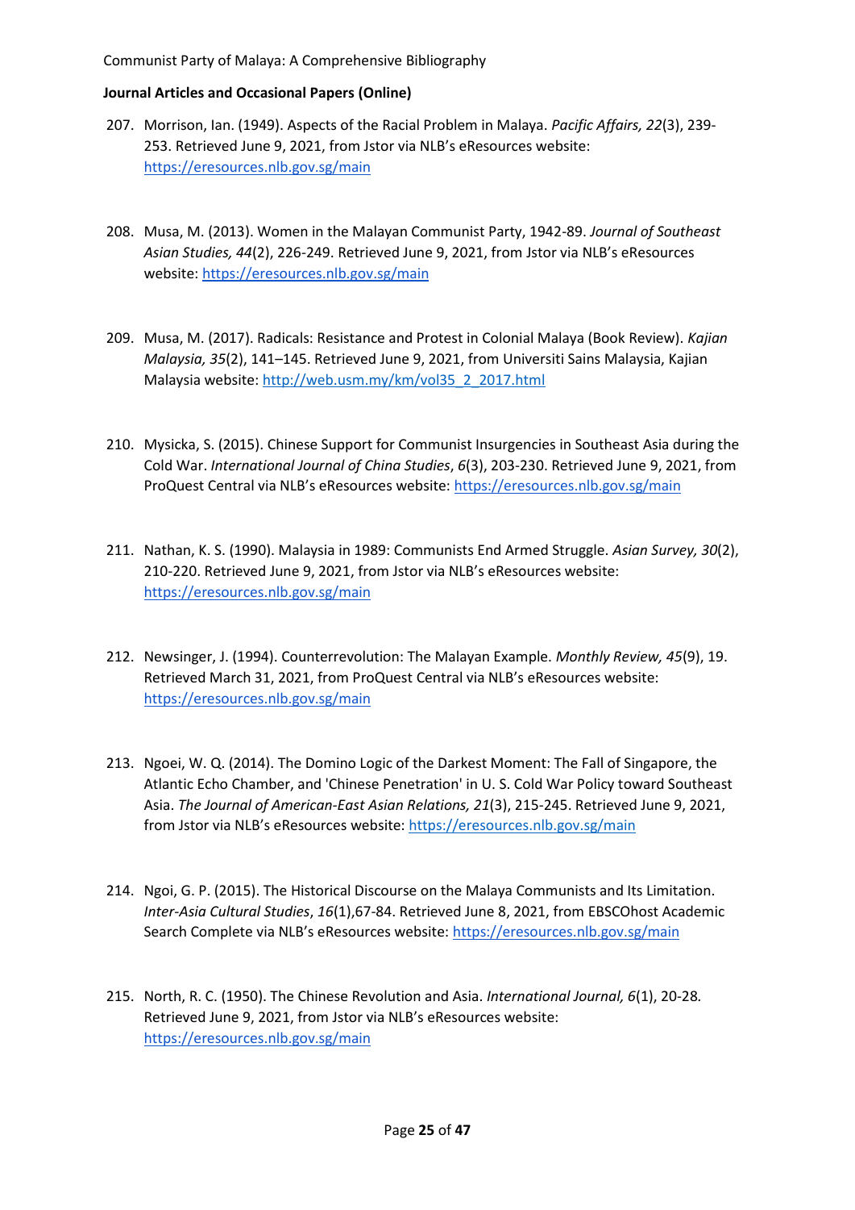**Journal Articles and Occasional Papers (Online)**

207. Morrison, Ian. (1949). Aspects of the Racial Problem in Malaya. *Pacific Affairs, 22*(3), 239-253. Retrieved June 9, 2021, from Jstor via NLB's eResources website: https://eresources.nlb.gov.sg/main

208. Musa, M. (2013). Women in the Malayan Communist Party, 1942-89. *Journal of Southeast Asian Studies, 44*(2), 226-249. Retrieved June 9, 2021, from Jstor via NLB's eResources website: https://eresources.nlb.gov.sg/main

209. Musa, M. (2017). Radicals: Resistance and Protest in Colonial Malaya (Book Review). *Kajian Malaysia, 35*(2), 141–145. Retrieved June 9, 2021, from Universiti Sains Malaysia, Kajian Malaysia website: http://web.usm.my/km/vol35_2_2017.html

210. Mysicka, S. (2015). Chinese Support for Communist Insurgencies in Southeast Asia during the Cold War. *International Journal of China Studies*, *6*(3), 203-230. Retrieved June 9, 2021, from ProQuest Central via NLB's eResources website: https://eresources.nlb.gov.sg/main

211. Nathan, K. S. (1990). Malaysia in 1989: Communists End Armed Struggle. *Asian Survey, 30*(2), 210-220. Retrieved June 9, 2021, from Jstor via NLB's eResources website: https://eresources.nlb.gov.sg/main

212. Newsinger, J. (1994). Counterrevolution: The Malayan Example. *Monthly Review, 45*(9), 19. Retrieved March 31, 2021, from ProQuest Central via NLB's eResources website: https://eresources.nlb.gov.sg/main

213. Ngoei, W. Q. (2014). The Domino Logic of the Darkest Moment: The Fall of Singapore, the Atlantic Echo Chamber, and 'Chinese Penetration' in U. S. Cold War Policy toward Southeast Asia. *The Journal of American-East Asian Relations, 21*(3), 215-245. Retrieved June 9, 2021, from Jstor via NLB's eResources website: https://eresources.nlb.gov.sg/main

214. Ngoi, G. P. (2015). The Historical Discourse on the Malaya Communists and Its Limitation. *Inter-Asia Cultural Studies*, *16*(1),67-84. Retrieved June 8, 2021, from EBSCOhost Academic Search Complete via NLB's eResources website: https://eresources.nlb.gov.sg/main

215. North, R. C. (1950). The Chinese Revolution and Asia. *International Journal, 6*(1), 20-28. Retrieved June 9, 2021, from Jstor via NLB's eResources website: https://eresources.nlb.gov.sg/main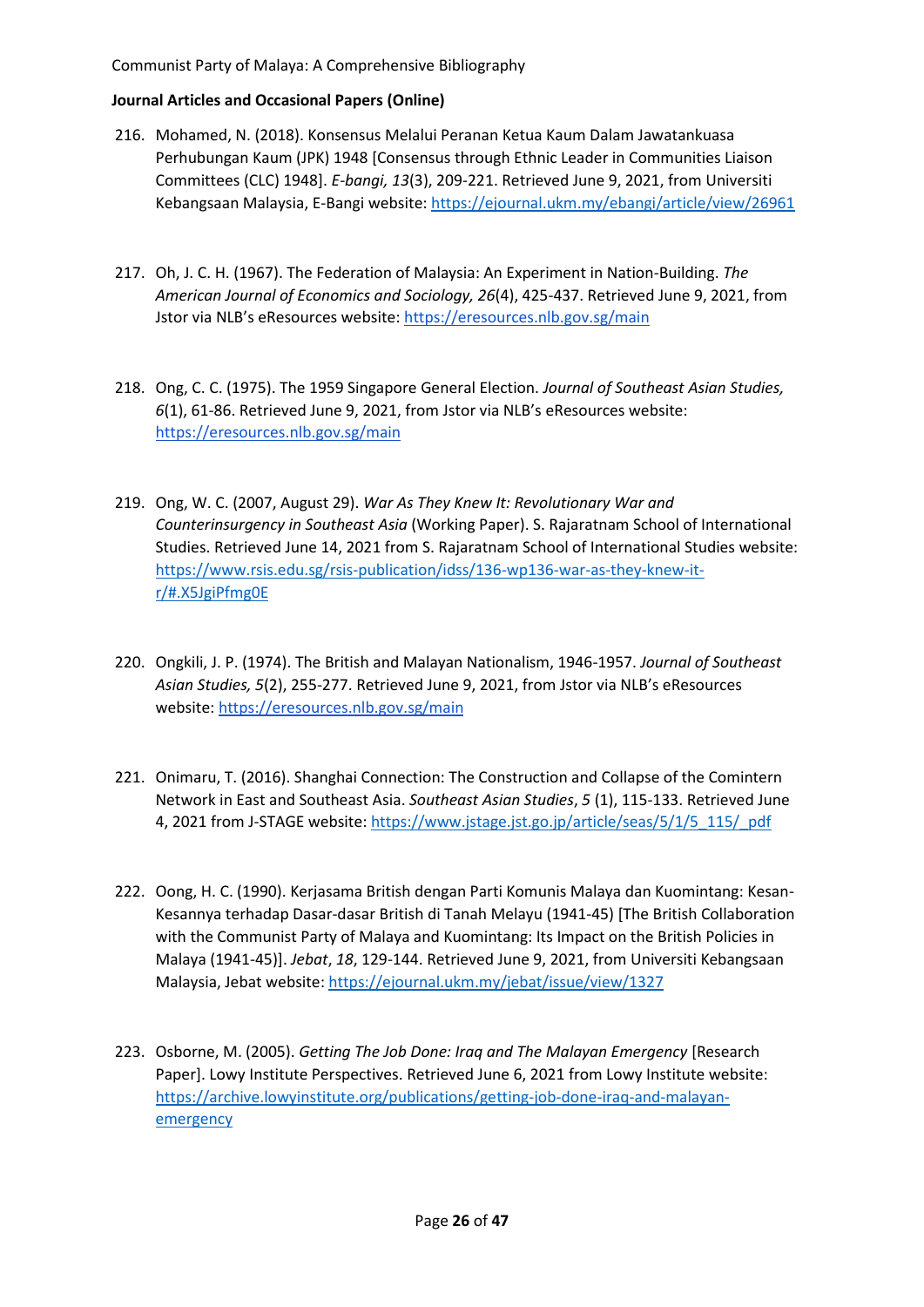**Journal Articles and Occasional Papers (Online)**

216. Mohamed, N. (2018). Konsensus Melalui Peranan Ketua Kaum Dalam Jawatankuasa Perhubungan Kaum (JPK) 1948 [Consensus through Ethnic Leader in Communities Liaison Committees (CLC) 1948]. *E-bangi, 13*(3), 209-221. Retrieved June 9, 2021, from Universiti Kebangsaan Malaysia, E-Bangi website: https://ejournal.ukm.my/ebangi/article/view/26961

217. Oh, J. C. H. (1967). The Federation of Malaysia: An Experiment in Nation-Building. *The American Journal of Economics and Sociology, 26*(4), 425-437. Retrieved June 9, 2021, from Jstor via NLB's eResources website: https://eresources.nlb.gov.sg/main

218. Ong, C. C. (1975). The 1959 Singapore General Election. *Journal of Southeast Asian Studies, 6*(1), 61-86. Retrieved June 9, 2021, from Jstor via NLB's eResources website: https://eresources.nlb.gov.sg/main

219. Ong, W. C. (2007, August 29). *War As They Knew It: Revolutionary War and Counterinsurgency in Southeast Asia* (Working Paper). S. Rajaratnam School of International Studies. Retrieved June 14, 2021 from S. Rajaratnam School of International Studies website: https://www.rsis.edu.sg/rsis-publication/idss/136-wp136-war-as-they-knew-it-r/#.X5JgiPfmg0E

220. Ongkili, J. P. (1974). The British and Malayan Nationalism, 1946-1957. *Journal of Southeast Asian Studies, 5*(2), 255-277. Retrieved June 9, 2021, from Jstor via NLB's eResources website: https://eresources.nlb.gov.sg/main

221. Onimaru, T. (2016). Shanghai Connection: The Construction and Collapse of the Comintern Network in East and Southeast Asia. *Southeast Asian Studies*, *5* (1), 115-133. Retrieved June 4, 2021 from J-STAGE website: https://www.jstage.jst.go.jp/article/seas/5/1/5_115/_pdf

222. Oong, H. C. (1990). Kerjasama British dengan Parti Komunis Malaya dan Kuomintang: Kesan-Kesannya terhadap Dasar-dasar British di Tanah Melayu (1941-45) [The British Collaboration with the Communist Party of Malaya and Kuomintang: Its Impact on the British Policies in Malaya (1941-45)]. *Jebat*, *18*, 129-144. Retrieved June 9, 2021, from Universiti Kebangsaan Malaysia, Jebat website: https://ejournal.ukm.my/jebat/issue/view/1327

223. Osborne, M. (2005). *Getting The Job Done: Iraq and The Malayan Emergency* [Research Paper]. Lowy Institute Perspectives. Retrieved June 6, 2021 from Lowy Institute website: https://archive.lowyinstitute.org/publications/getting-job-done-iraq-and-malayan-emergency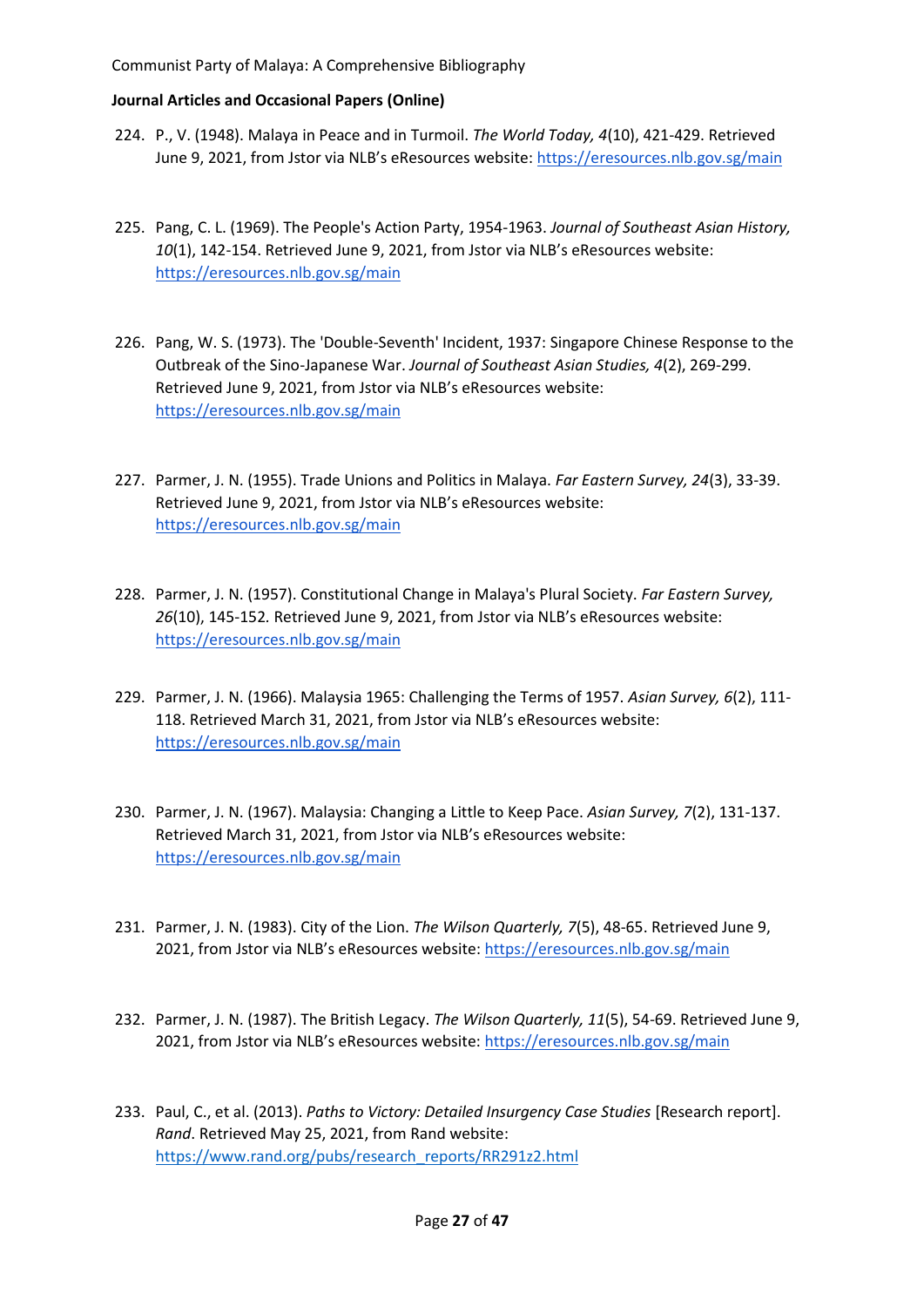**Journal Articles and Occasional Papers (Online)**

224. P., V. (1948). Malaya in Peace and in Turmoil. *The World Today, 4*(10), 421-429. Retrieved June 9, 2021, from Jstor via NLB's eResources website: https://eresources.nlb.gov.sg/main

225. Pang, C. L. (1969). The People's Action Party, 1954-1963. *Journal of Southeast Asian History, 10*(1), 142-154. Retrieved June 9, 2021, from Jstor via NLB's eResources website: https://eresources.nlb.gov.sg/main

226. Pang, W. S. (1973). The 'Double-Seventh' Incident, 1937: Singapore Chinese Response to the Outbreak of the Sino-Japanese War. *Journal of Southeast Asian Studies, 4*(2), 269-299. Retrieved June 9, 2021, from Jstor via NLB's eResources website: https://eresources.nlb.gov.sg/main

227. Parmer, J. N. (1955). Trade Unions and Politics in Malaya. *Far Eastern Survey, 24*(3), 33-39. Retrieved June 9, 2021, from Jstor via NLB's eResources website: https://eresources.nlb.gov.sg/main

228. Parmer, J. N. (1957). Constitutional Change in Malaya's Plural Society. *Far Eastern Survey, 26*(10), 145-152. Retrieved June 9, 2021, from Jstor via NLB's eResources website: https://eresources.nlb.gov.sg/main

229. Parmer, J. N. (1966). Malaysia 1965: Challenging the Terms of 1957. *Asian Survey, 6*(2), 111-118. Retrieved March 31, 2021, from Jstor via NLB's eResources website: https://eresources.nlb.gov.sg/main

230. Parmer, J. N. (1967). Malaysia: Changing a Little to Keep Pace. *Asian Survey, 7*(2), 131-137. Retrieved March 31, 2021, from Jstor via NLB's eResources website: https://eresources.nlb.gov.sg/main

231. Parmer, J. N. (1983). City of the Lion. *The Wilson Quarterly, 7*(5), 48-65. Retrieved June 9, 2021, from Jstor via NLB's eResources website: https://eresources.nlb.gov.sg/main

232. Parmer, J. N. (1987). The British Legacy. *The Wilson Quarterly, 11*(5), 54-69. Retrieved June 9, 2021, from Jstor via NLB's eResources website: https://eresources.nlb.gov.sg/main

233. Paul, C., et al. (2013). *Paths to Victory: Detailed Insurgency Case Studies* [Research report]. *Rand*. Retrieved May 25, 2021, from Rand website: https://www.rand.org/pubs/research_reports/RR291z2.html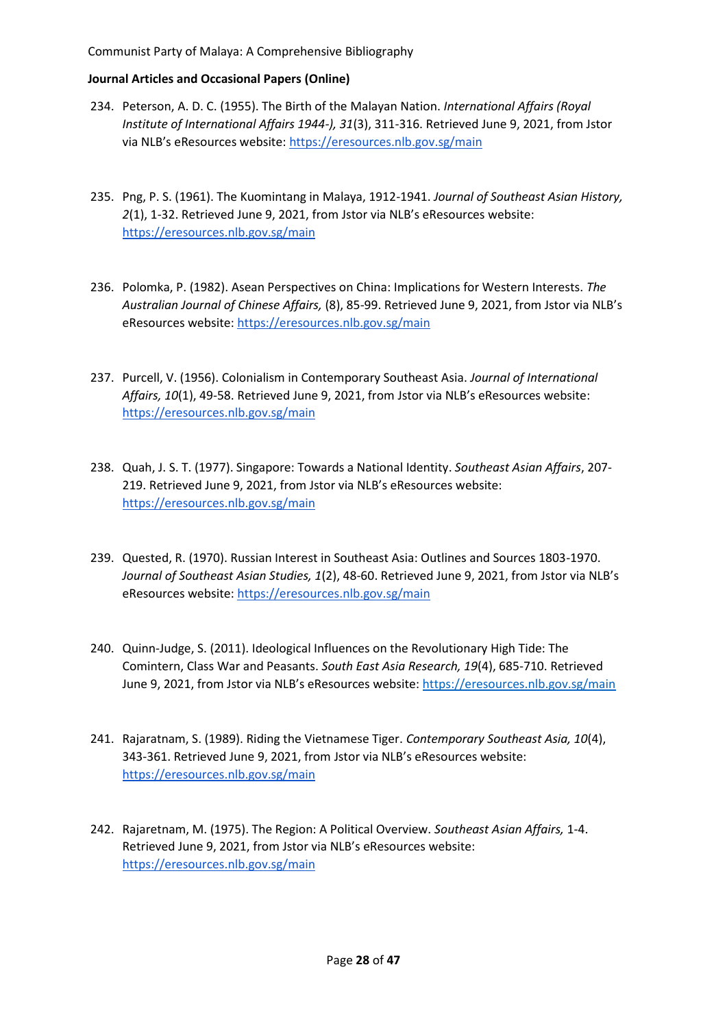**Journal Articles and Occasional Papers (Online)**

234. Peterson, A. D. C. (1955). The Birth of the Malayan Nation. *International Affairs (Royal Institute of International Affairs 1944-), 31*(3), 311-316. Retrieved June 9, 2021, from Jstor via NLB's eResources website: https://eresources.nlb.gov.sg/main

235. Png, P. S. (1961). The Kuomintang in Malaya, 1912-1941. *Journal of Southeast Asian History, 2*(1), 1-32. Retrieved June 9, 2021, from Jstor via NLB's eResources website: https://eresources.nlb.gov.sg/main

236. Polomka, P. (1982). Asean Perspectives on China: Implications for Western Interests. *The Australian Journal of Chinese Affairs,* (8), 85-99. Retrieved June 9, 2021, from Jstor via NLB's eResources website: https://eresources.nlb.gov.sg/main

237. Purcell, V. (1956). Colonialism in Contemporary Southeast Asia. *Journal of International Affairs, 10*(1), 49-58. Retrieved June 9, 2021, from Jstor via NLB's eResources website: https://eresources.nlb.gov.sg/main

238. Quah, J. S. T. (1977). Singapore: Towards a National Identity. *Southeast Asian Affairs*, 207-219. Retrieved June 9, 2021, from Jstor via NLB's eResources website: https://eresources.nlb.gov.sg/main

239. Quested, R. (1970). Russian Interest in Southeast Asia: Outlines and Sources 1803-1970. *Journal of Southeast Asian Studies, 1*(2), 48-60. Retrieved June 9, 2021, from Jstor via NLB's eResources website: https://eresources.nlb.gov.sg/main

240. Quinn-Judge, S. (2011). Ideological Influences on the Revolutionary High Tide: The Comintern, Class War and Peasants. *South East Asia Research, 19*(4), 685-710. Retrieved June 9, 2021, from Jstor via NLB's eResources website: https://eresources.nlb.gov.sg/main

241. Rajaratnam, S. (1989). Riding the Vietnamese Tiger. *Contemporary Southeast Asia, 10*(4), 343-361. Retrieved June 9, 2021, from Jstor via NLB's eResources website: https://eresources.nlb.gov.sg/main

242. Rajaretnam, M. (1975). The Region: A Political Overview. *Southeast Asian Affairs,* 1-4. Retrieved June 9, 2021, from Jstor via NLB's eResources website: https://eresources.nlb.gov.sg/main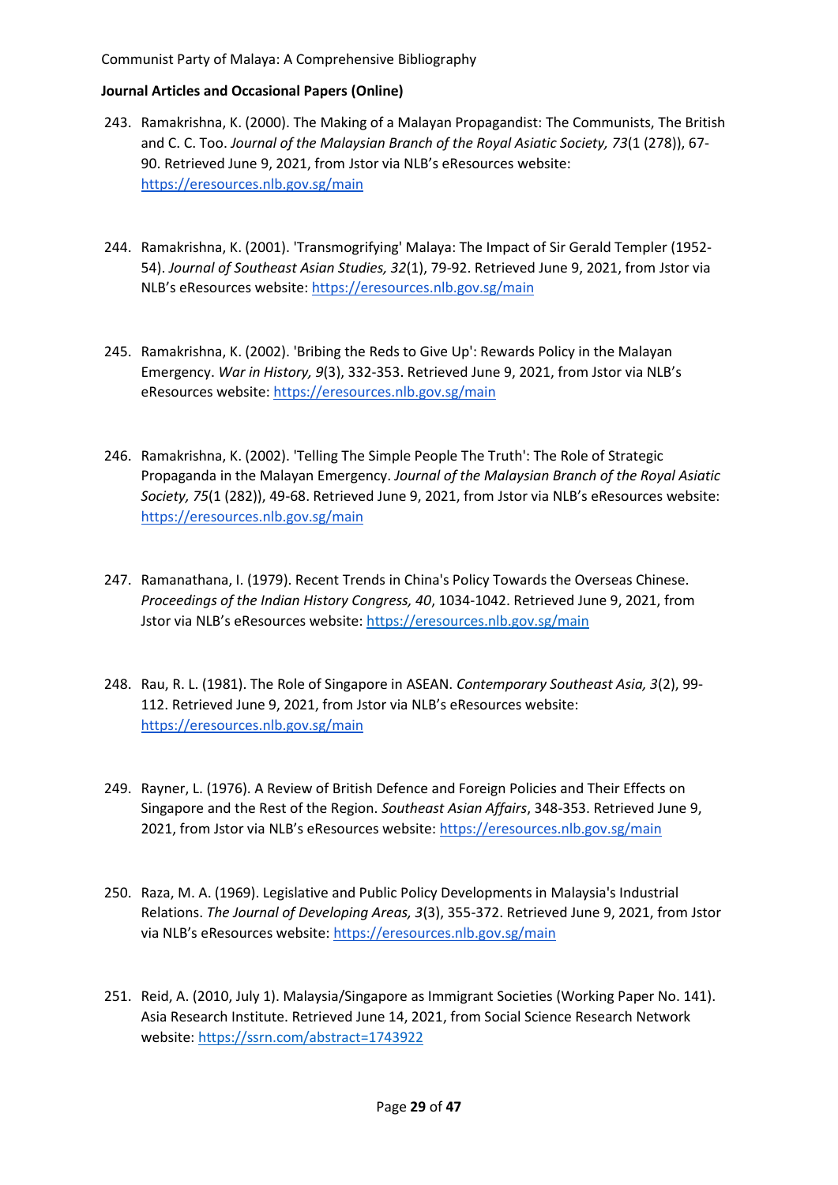**Journal Articles and Occasional Papers (Online)**

243. Ramakrishna, K. (2000). The Making of a Malayan Propagandist: The Communists, The British and C. C. Too. *Journal of the Malaysian Branch of the Royal Asiatic Society, 73*(1 (278)), 67-90. Retrieved June 9, 2021, from Jstor via NLB's eResources website: https://eresources.nlb.gov.sg/main

244. Ramakrishna, K. (2001). 'Transmogrifying' Malaya: The Impact of Sir Gerald Templer (1952-54). *Journal of Southeast Asian Studies, 32*(1), 79-92. Retrieved June 9, 2021, from Jstor via NLB's eResources website: https://eresources.nlb.gov.sg/main

245. Ramakrishna, K. (2002). 'Bribing the Reds to Give Up': Rewards Policy in the Malayan Emergency. *War in History, 9*(3), 332-353. Retrieved June 9, 2021, from Jstor via NLB's eResources website: https://eresources.nlb.gov.sg/main

246. Ramakrishna, K. (2002). 'Telling The Simple People The Truth': The Role of Strategic Propaganda in the Malayan Emergency. *Journal of the Malaysian Branch of the Royal Asiatic Society, 75*(1 (282)), 49-68. Retrieved June 9, 2021, from Jstor via NLB's eResources website: https://eresources.nlb.gov.sg/main

247. Ramanathana, I. (1979). Recent Trends in China's Policy Towards the Overseas Chinese. *Proceedings of the Indian History Congress, 40*, 1034-1042. Retrieved June 9, 2021, from Jstor via NLB's eResources website: https://eresources.nlb.gov.sg/main

248. Rau, R. L. (1981). The Role of Singapore in ASEAN. *Contemporary Southeast Asia, 3*(2), 99-112. Retrieved June 9, 2021, from Jstor via NLB's eResources website: https://eresources.nlb.gov.sg/main

249. Rayner, L. (1976). A Review of British Defence and Foreign Policies and Their Effects on Singapore and the Rest of the Region. *Southeast Asian Affairs*, 348-353. Retrieved June 9, 2021, from Jstor via NLB's eResources website: https://eresources.nlb.gov.sg/main

250. Raza, M. A. (1969). Legislative and Public Policy Developments in Malaysia's Industrial Relations. *The Journal of Developing Areas, 3*(3), 355-372. Retrieved June 9, 2021, from Jstor via NLB's eResources website: https://eresources.nlb.gov.sg/main

251. Reid, A. (2010, July 1). Malaysia/Singapore as Immigrant Societies (Working Paper No. 141). Asia Research Institute. Retrieved June 14, 2021, from Social Science Research Network website: https://ssrn.com/abstract=1743922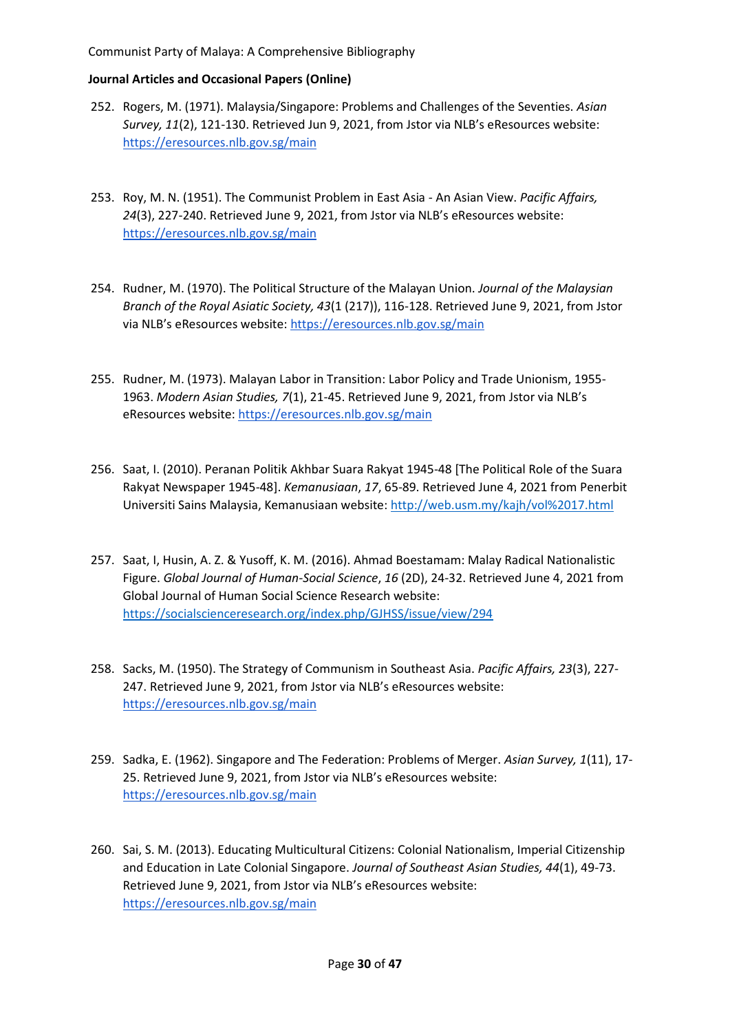**Journal Articles and Occasional Papers (Online)**

252. Rogers, M. (1971). Malaysia/Singapore: Problems and Challenges of the Seventies. *Asian Survey, 11*(2), 121-130. Retrieved Jun 9, 2021, from Jstor via NLB's eResources website: https://eresources.nlb.gov.sg/main

253. Roy, M. N. (1951). The Communist Problem in East Asia - An Asian View. *Pacific Affairs, 24*(3), 227-240. Retrieved June 9, 2021, from Jstor via NLB's eResources website: https://eresources.nlb.gov.sg/main

254. Rudner, M. (1970). The Political Structure of the Malayan Union. *Journal of the Malaysian Branch of the Royal Asiatic Society, 43*(1 (217)), 116-128. Retrieved June 9, 2021, from Jstor via NLB's eResources website: https://eresources.nlb.gov.sg/main

255. Rudner, M. (1973). Malayan Labor in Transition: Labor Policy and Trade Unionism, 1955-1963. *Modern Asian Studies, 7*(1), 21-45. Retrieved June 9, 2021, from Jstor via NLB's eResources website: https://eresources.nlb.gov.sg/main

256. Saat, I. (2010). Peranan Politik Akhbar Suara Rakyat 1945-48 [The Political Role of the Suara Rakyat Newspaper 1945-48]. *Kemanusiaan*, *17*, 65-89. Retrieved June 4, 2021 from Penerbit Universiti Sains Malaysia, Kemanusiaan website: http://web.usm.my/kajh/vol%2017.html

257. Saat, I, Husin, A. Z. & Yusoff, K. M. (2016). Ahmad Boestamam: Malay Radical Nationalistic Figure. *Global Journal of Human-Social Science*, *16* (2D), 24-32. Retrieved June 4, 2021 from Global Journal of Human Social Science Research website: https://socialscienceresearch.org/index.php/GJHSS/issue/view/294

258. Sacks, M. (1950). The Strategy of Communism in Southeast Asia. *Pacific Affairs, 23*(3), 227-247. Retrieved June 9, 2021, from Jstor via NLB's eResources website: https://eresources.nlb.gov.sg/main

259. Sadka, E. (1962). Singapore and The Federation: Problems of Merger. *Asian Survey, 1*(11), 17-25. Retrieved June 9, 2021, from Jstor via NLB's eResources website: https://eresources.nlb.gov.sg/main

260. Sai, S. M. (2013). Educating Multicultural Citizens: Colonial Nationalism, Imperial Citizenship and Education in Late Colonial Singapore. *Journal of Southeast Asian Studies, 44*(1), 49-73. Retrieved June 9, 2021, from Jstor via NLB's eResources website: https://eresources.nlb.gov.sg/main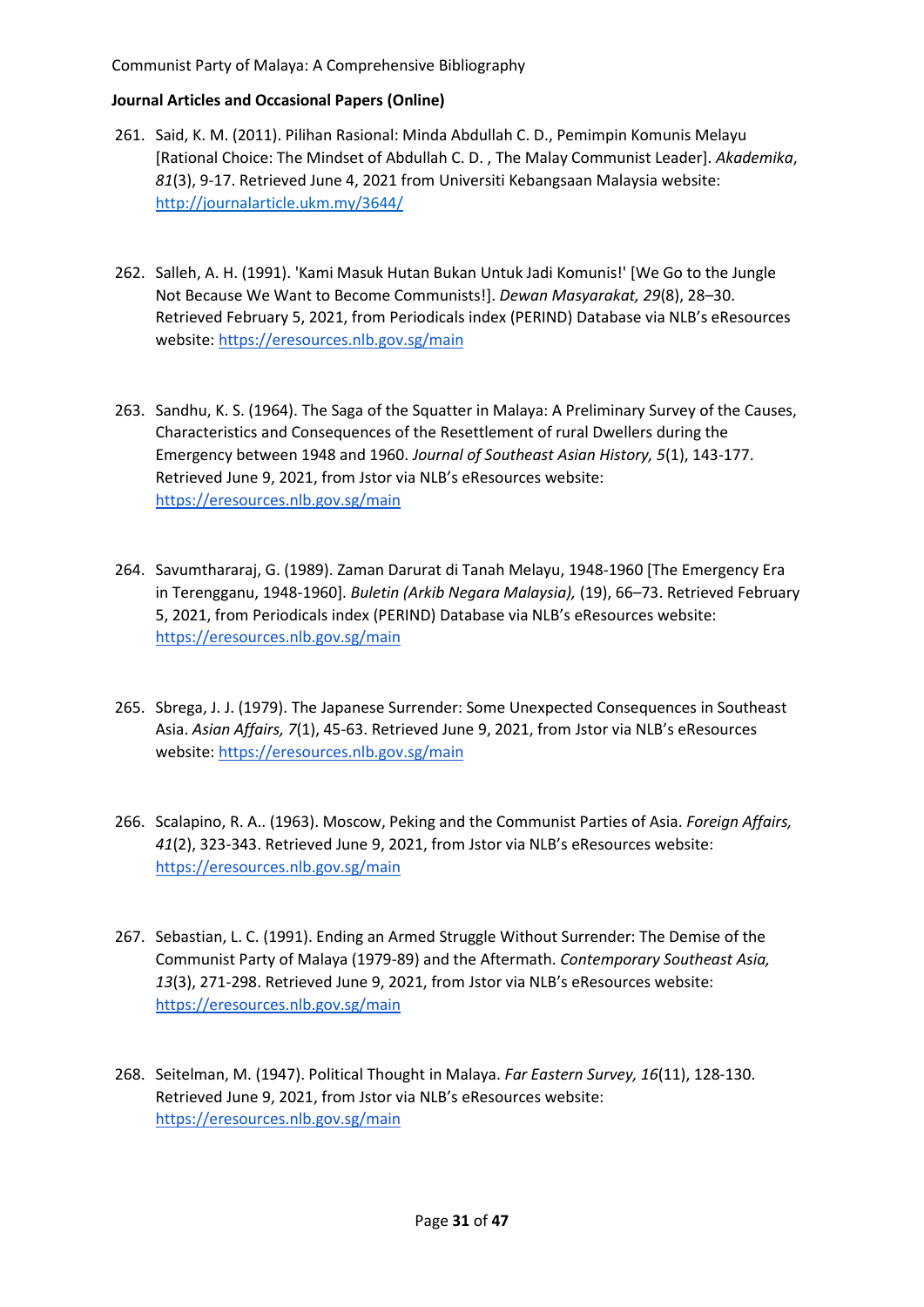**Journal Articles and Occasional Papers (Online)**

261. Said, K. M. (2011). Pilihan Rasional: Minda Abdullah C. D., Pemimpin Komunis Melayu [Rational Choice: The Mindset of Abdullah C. D. , The Malay Communist Leader]. *Akademika*, *81*(3), 9-17. Retrieved June 4, 2021 from Universiti Kebangsaan Malaysia website: http://journalarticle.ukm.my/3644/

262. Salleh, A. H. (1991). 'Kami Masuk Hutan Bukan Untuk Jadi Komunis!' [We Go to the Jungle Not Because We Want to Become Communists!]. *Dewan Masyarakat, 29*(8), 28–30. Retrieved February 5, 2021, from Periodicals index (PERIND) Database via NLB's eResources website: https://eresources.nlb.gov.sg/main

263. Sandhu, K. S. (1964). The Saga of the Squatter in Malaya: A Preliminary Survey of the Causes, Characteristics and Consequences of the Resettlement of rural Dwellers during the Emergency between 1948 and 1960. *Journal of Southeast Asian History, 5*(1), 143-177. Retrieved June 9, 2021, from Jstor via NLB's eResources website: https://eresources.nlb.gov.sg/main

264. Savumthararaj, G. (1989). Zaman Darurat di Tanah Melayu, 1948-1960 [The Emergency Era in Terengganu, 1948-1960]. *Buletin (Arkib Negara Malaysia),* (19), 66–73. Retrieved February 5, 2021, from Periodicals index (PERIND) Database via NLB's eResources website: https://eresources.nlb.gov.sg/main

265. Sbrega, J. J. (1979). The Japanese Surrender: Some Unexpected Consequences in Southeast Asia. *Asian Affairs, 7*(1), 45-63. Retrieved June 9, 2021, from Jstor via NLB's eResources website: https://eresources.nlb.gov.sg/main

266. Scalapino, R. A.. (1963). Moscow, Peking and the Communist Parties of Asia. *Foreign Affairs, 41*(2), 323-343. Retrieved June 9, 2021, from Jstor via NLB's eResources website: https://eresources.nlb.gov.sg/main

267. Sebastian, L. C. (1991). Ending an Armed Struggle Without Surrender: The Demise of the Communist Party of Malaya (1979-89) and the Aftermath. *Contemporary Southeast Asia, 13*(3), 271-298. Retrieved June 9, 2021, from Jstor via NLB's eResources website: https://eresources.nlb.gov.sg/main

268. Seitelman, M. (1947). Political Thought in Malaya. *Far Eastern Survey, 16*(11), 128-130. Retrieved June 9, 2021, from Jstor via NLB's eResources website: https://eresources.nlb.gov.sg/main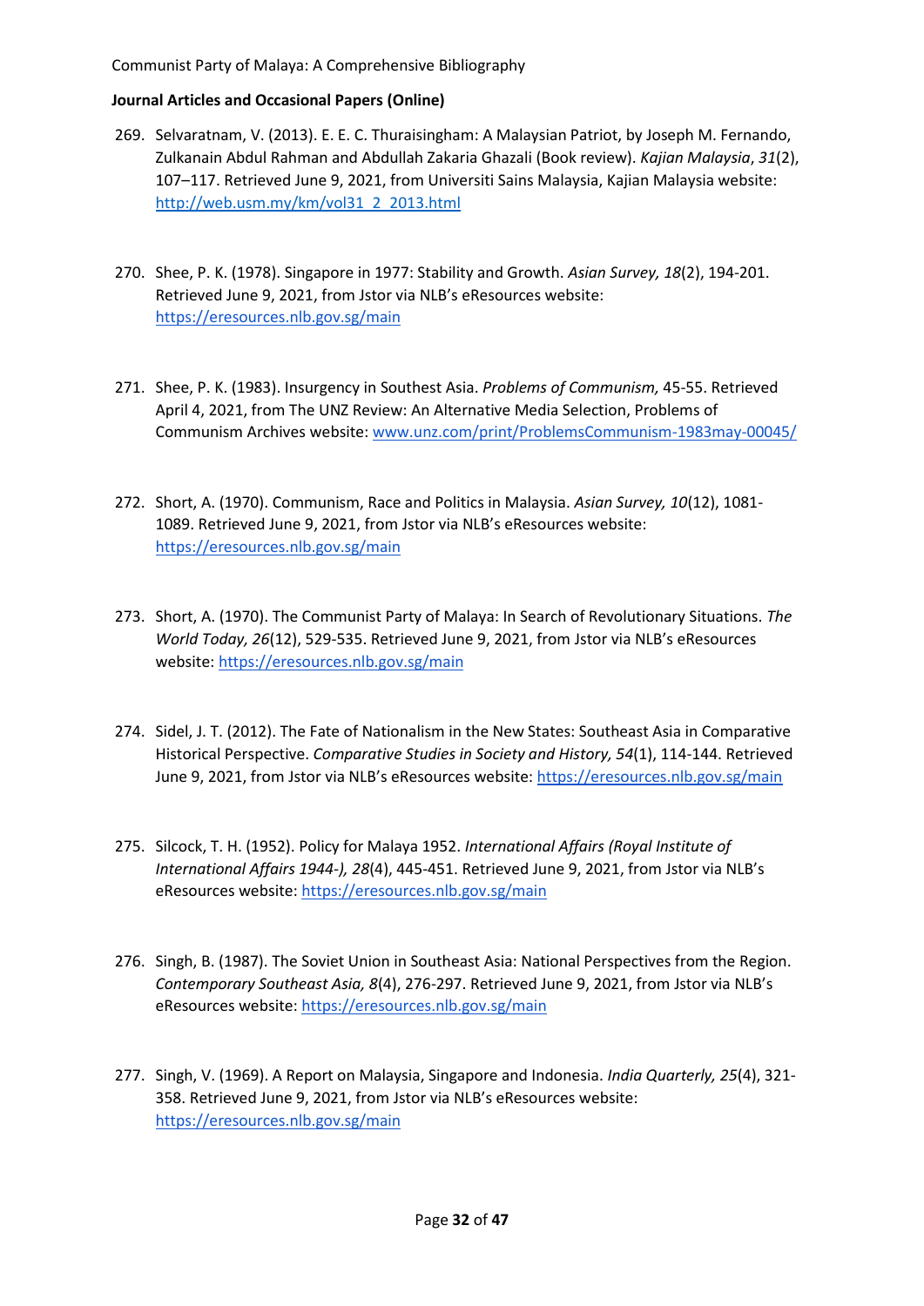**Journal Articles and Occasional Papers (Online)**

269. Selvaratnam, V. (2013). E. E. C. Thuraisingham: A Malaysian Patriot, by Joseph M. Fernando, Zulkanain Abdul Rahman and Abdullah Zakaria Ghazali (Book review). *Kajian Malaysia*, *31*(2), 107–117. Retrieved June 9, 2021, from Universiti Sains Malaysia, Kajian Malaysia website: http://web.usm.my/km/vol31_2_2013.html

270. Shee, P. K. (1978). Singapore in 1977: Stability and Growth. *Asian Survey, 18*(2), 194-201. Retrieved June 9, 2021, from Jstor via NLB's eResources website: https://eresources.nlb.gov.sg/main

271. Shee, P. K. (1983). Insurgency in Southest Asia. *Problems of Communism,* 45-55. Retrieved April 4, 2021, from The UNZ Review: An Alternative Media Selection, Problems of Communism Archives website: www.unz.com/print/ProblemsCommunism-1983may-00045/

272. Short, A. (1970). Communism, Race and Politics in Malaysia. *Asian Survey, 10*(12), 1081-1089. Retrieved June 9, 2021, from Jstor via NLB's eResources website: https://eresources.nlb.gov.sg/main

273. Short, A. (1970). The Communist Party of Malaya: In Search of Revolutionary Situations. *The World Today, 26*(12), 529-535. Retrieved June 9, 2021, from Jstor via NLB's eResources website: https://eresources.nlb.gov.sg/main

274. Sidel, J. T. (2012). The Fate of Nationalism in the New States: Southeast Asia in Comparative Historical Perspective. *Comparative Studies in Society and History, 54*(1), 114-144. Retrieved June 9, 2021, from Jstor via NLB's eResources website: https://eresources.nlb.gov.sg/main

275. Silcock, T. H. (1952). Policy for Malaya 1952. *International Affairs (Royal Institute of International Affairs 1944-), 28*(4), 445-451. Retrieved June 9, 2021, from Jstor via NLB's eResources website: https://eresources.nlb.gov.sg/main

276. Singh, B. (1987). The Soviet Union in Southeast Asia: National Perspectives from the Region. *Contemporary Southeast Asia, 8*(4), 276-297. Retrieved June 9, 2021, from Jstor via NLB's eResources website: https://eresources.nlb.gov.sg/main

277. Singh, V. (1969). A Report on Malaysia, Singapore and Indonesia. *India Quarterly, 25*(4), 321-358. Retrieved June 9, 2021, from Jstor via NLB's eResources website: https://eresources.nlb.gov.sg/main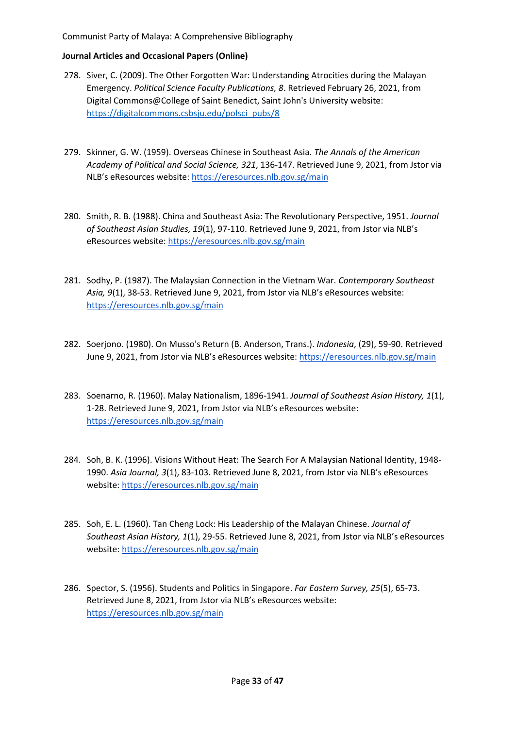**Journal Articles and Occasional Papers (Online)**

278. Siver, C. (2009). The Other Forgotten War: Understanding Atrocities during the Malayan Emergency. *Political Science Faculty Publications, 8*. Retrieved February 26, 2021, from Digital Commons@College of Saint Benedict, Saint John's University website: https://digitalcommons.csbsju.edu/polsci_pubs/8

279. Skinner, G. W. (1959). Overseas Chinese in Southeast Asia. *The Annals of the American Academy of Political and Social Science, 321*, 136-147. Retrieved June 9, 2021, from Jstor via NLB's eResources website: https://eresources.nlb.gov.sg/main

280. Smith, R. B. (1988). China and Southeast Asia: The Revolutionary Perspective, 1951. *Journal of Southeast Asian Studies, 19*(1), 97-110. Retrieved June 9, 2021, from Jstor via NLB's eResources website: https://eresources.nlb.gov.sg/main

281. Sodhy, P. (1987). The Malaysian Connection in the Vietnam War. *Contemporary Southeast Asia, 9*(1), 38-53. Retrieved June 9, 2021, from Jstor via NLB's eResources website: https://eresources.nlb.gov.sg/main

282. Soerjono. (1980). On Musso's Return (B. Anderson, Trans.). *Indonesia*, (29), 59-90. Retrieved June 9, 2021, from Jstor via NLB's eResources website: https://eresources.nlb.gov.sg/main

283. Soenarno, R. (1960). Malay Nationalism, 1896-1941. *Journal of Southeast Asian History, 1*(1), 1-28. Retrieved June 9, 2021, from Jstor via NLB's eResources website: https://eresources.nlb.gov.sg/main

284. Soh, B. K. (1996). Visions Without Heat: The Search For A Malaysian National Identity, 1948-1990. *Asia Journal, 3*(1), 83-103. Retrieved June 8, 2021, from Jstor via NLB's eResources website: https://eresources.nlb.gov.sg/main

285. Soh, E. L. (1960). Tan Cheng Lock: His Leadership of the Malayan Chinese. *Journal of Southeast Asian History, 1*(1), 29-55. Retrieved June 8, 2021, from Jstor via NLB's eResources website: https://eresources.nlb.gov.sg/main

286. Spector, S. (1956). Students and Politics in Singapore. *Far Eastern Survey, 25*(5), 65-73. Retrieved June 8, 2021, from Jstor via NLB's eResources website: https://eresources.nlb.gov.sg/main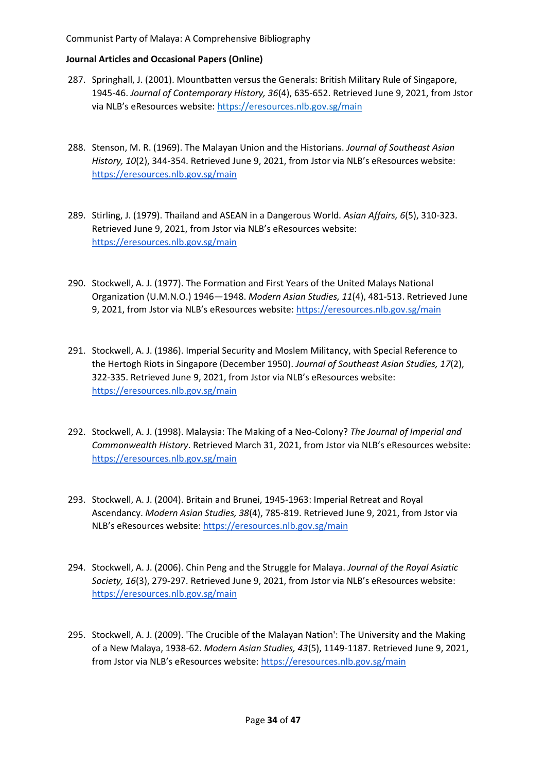**Journal Articles and Occasional Papers (Online)**

287. Springhall, J. (2001). Mountbatten versus the Generals: British Military Rule of Singapore, 1945-46. *Journal of Contemporary History, 36*(4), 635-652. Retrieved June 9, 2021, from Jstor via NLB's eResources website: https://eresources.nlb.gov.sg/main

288. Stenson, M. R. (1969). The Malayan Union and the Historians. *Journal of Southeast Asian History, 10*(2), 344-354. Retrieved June 9, 2021, from Jstor via NLB's eResources website: https://eresources.nlb.gov.sg/main

289. Stirling, J. (1979). Thailand and ASEAN in a Dangerous World. *Asian Affairs, 6*(5), 310-323. Retrieved June 9, 2021, from Jstor via NLB's eResources website: https://eresources.nlb.gov.sg/main

290. Stockwell, A. J. (1977). The Formation and First Years of the United Malays National Organization (U.M.N.O.) 1946—1948. *Modern Asian Studies, 11*(4), 481-513. Retrieved June 9, 2021, from Jstor via NLB's eResources website: https://eresources.nlb.gov.sg/main

291. Stockwell, A. J. (1986). Imperial Security and Moslem Militancy, with Special Reference to the Hertogh Riots in Singapore (December 1950). *Journal of Southeast Asian Studies, 17*(2), 322-335. Retrieved June 9, 2021, from Jstor via NLB's eResources website: https://eresources.nlb.gov.sg/main

292. Stockwell, A. J. (1998). Malaysia: The Making of a Neo-Colony? *The Journal of Imperial and Commonwealth History*. Retrieved March 31, 2021, from Jstor via NLB's eResources website: https://eresources.nlb.gov.sg/main

293. Stockwell, A. J. (2004). Britain and Brunei, 1945-1963: Imperial Retreat and Royal Ascendancy. *Modern Asian Studies, 38*(4), 785-819. Retrieved June 9, 2021, from Jstor via NLB's eResources website: https://eresources.nlb.gov.sg/main

294. Stockwell, A. J. (2006). Chin Peng and the Struggle for Malaya. *Journal of the Royal Asiatic Society, 16*(3), 279-297. Retrieved June 9, 2021, from Jstor via NLB's eResources website: https://eresources.nlb.gov.sg/main

295. Stockwell, A. J. (2009). 'The Crucible of the Malayan Nation': The University and the Making of a New Malaya, 1938-62. *Modern Asian Studies, 43*(5), 1149-1187. Retrieved June 9, 2021, from Jstor via NLB's eResources website: https://eresources.nlb.gov.sg/main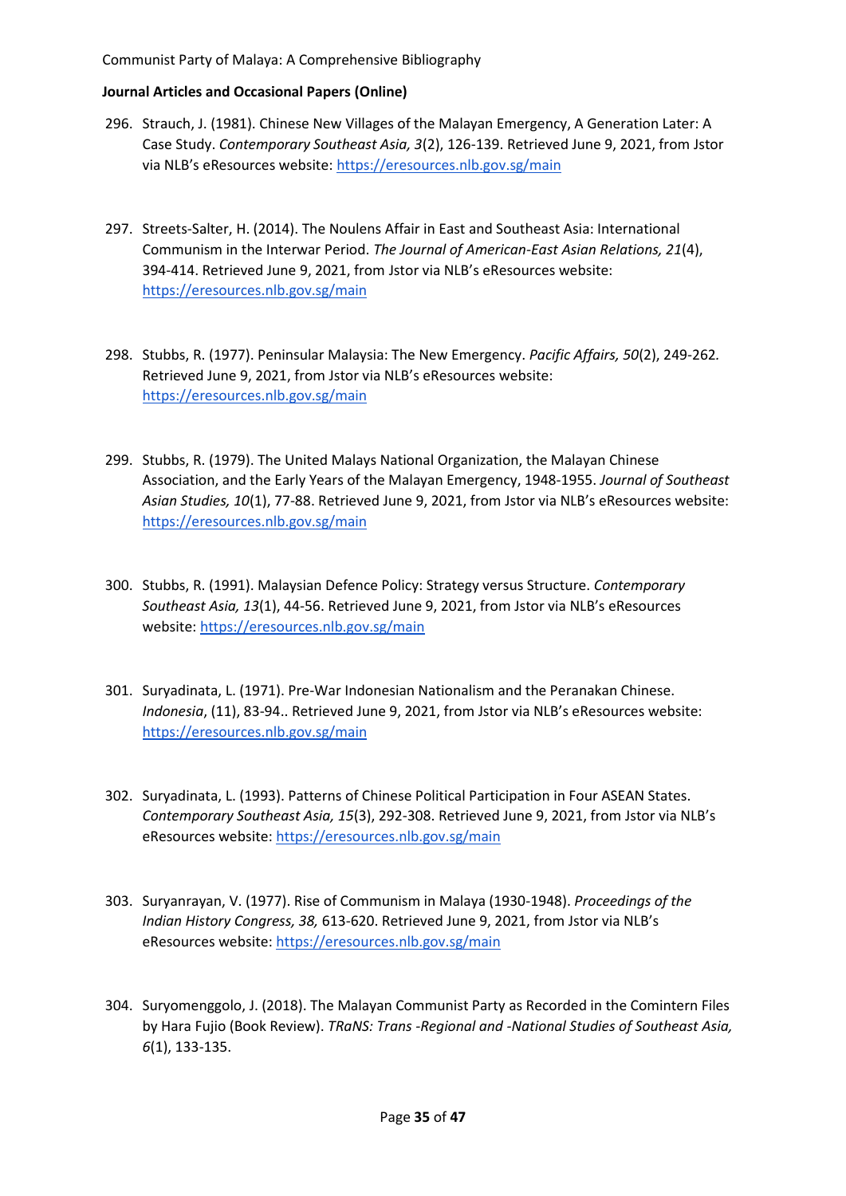**Journal Articles and Occasional Papers (Online)**

296. Strauch, J. (1981). Chinese New Villages of the Malayan Emergency, A Generation Later: A Case Study. *Contemporary Southeast Asia, 3*(2), 126-139. Retrieved June 9, 2021, from Jstor via NLB's eResources website: https://eresources.nlb.gov.sg/main

297. Streets-Salter, H. (2014). The Noulens Affair in East and Southeast Asia: International Communism in the Interwar Period. *The Journal of American-East Asian Relations, 21*(4), 394-414. Retrieved June 9, 2021, from Jstor via NLB's eResources website: https://eresources.nlb.gov.sg/main

298. Stubbs, R. (1977). Peninsular Malaysia: The New Emergency. *Pacific Affairs, 50*(2), 249-262. Retrieved June 9, 2021, from Jstor via NLB's eResources website: https://eresources.nlb.gov.sg/main

299. Stubbs, R. (1979). The United Malays National Organization, the Malayan Chinese Association, and the Early Years of the Malayan Emergency, 1948-1955. *Journal of Southeast Asian Studies, 10*(1), 77-88. Retrieved June 9, 2021, from Jstor via NLB's eResources website: https://eresources.nlb.gov.sg/main

300. Stubbs, R. (1991). Malaysian Defence Policy: Strategy versus Structure. *Contemporary Southeast Asia, 13*(1), 44-56. Retrieved June 9, 2021, from Jstor via NLB's eResources website: https://eresources.nlb.gov.sg/main

301. Suryadinata, L. (1971). Pre-War Indonesian Nationalism and the Peranakan Chinese. *Indonesia*, (11), 83-94.. Retrieved June 9, 2021, from Jstor via NLB's eResources website: https://eresources.nlb.gov.sg/main

302. Suryadinata, L. (1993). Patterns of Chinese Political Participation in Four ASEAN States. *Contemporary Southeast Asia, 15*(3), 292-308. Retrieved June 9, 2021, from Jstor via NLB's eResources website: https://eresources.nlb.gov.sg/main

303. Suryanrayan, V. (1977). Rise of Communism in Malaya (1930-1948). *Proceedings of the Indian History Congress, 38,* 613-620. Retrieved June 9, 2021, from Jstor via NLB's eResources website: https://eresources.nlb.gov.sg/main

304. Suryomenggolo, J. (2018). The Malayan Communist Party as Recorded in the Comintern Files by Hara Fujio (Book Review). *TRaNS: Trans -Regional and -National Studies of Southeast Asia, 6*(1), 133-135.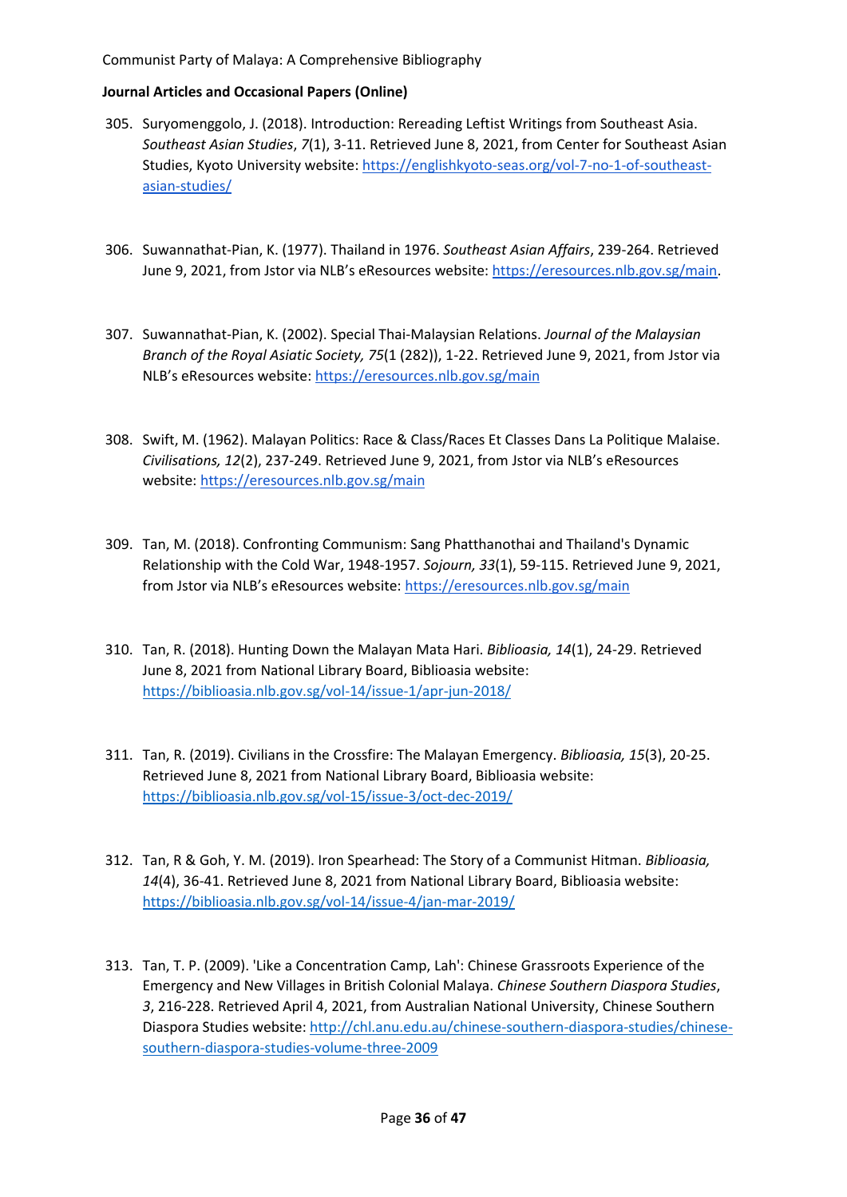**Journal Articles and Occasional Papers (Online)**

305. Suryomenggolo, J. (2018). Introduction: Rereading Leftist Writings from Southeast Asia. *Southeast Asian Studies*, *7*(1), 3-11. Retrieved June 8, 2021, from Center for Southeast Asian Studies, Kyoto University website: https://englishkyoto-seas.org/vol-7-no-1-of-southeast-asian-studies/

306. Suwannathat-Pian, K. (1977). Thailand in 1976. *Southeast Asian Affairs*, 239-264. Retrieved June 9, 2021, from Jstor via NLB's eResources website: https://eresources.nlb.gov.sg/main.

307. Suwannathat-Pian, K. (2002). Special Thai-Malaysian Relations. *Journal of the Malaysian Branch of the Royal Asiatic Society, 75*(1 (282)), 1-22. Retrieved June 9, 2021, from Jstor via NLB's eResources website: https://eresources.nlb.gov.sg/main

308. Swift, M. (1962). Malayan Politics: Race & Class/Races Et Classes Dans La Politique Malaise. *Civilisations, 12*(2), 237-249. Retrieved June 9, 2021, from Jstor via NLB's eResources website: https://eresources.nlb.gov.sg/main

309. Tan, M. (2018). Confronting Communism: Sang Phatthanothai and Thailand's Dynamic Relationship with the Cold War, 1948-1957. *Sojourn, 33*(1), 59-115. Retrieved June 9, 2021, from Jstor via NLB's eResources website: https://eresources.nlb.gov.sg/main

310. Tan, R. (2018). Hunting Down the Malayan Mata Hari. *Biblioasia, 14*(1), 24-29. Retrieved June 8, 2021 from National Library Board, Biblioasia website: https://biblioasia.nlb.gov.sg/vol-14/issue-1/apr-jun-2018/

311. Tan, R. (2019). Civilians in the Crossfire: The Malayan Emergency. *Biblioasia, 15*(3), 20-25. Retrieved June 8, 2021 from National Library Board, Biblioasia website: https://biblioasia.nlb.gov.sg/vol-15/issue-3/oct-dec-2019/

312. Tan, R & Goh, Y. M. (2019). Iron Spearhead: The Story of a Communist Hitman. *Biblioasia, 14*(4), 36-41. Retrieved June 8, 2021 from National Library Board, Biblioasia website: https://biblioasia.nlb.gov.sg/vol-14/issue-4/jan-mar-2019/

313. Tan, T. P. (2009). 'Like a Concentration Camp, Lah': Chinese Grassroots Experience of the Emergency and New Villages in British Colonial Malaya. *Chinese Southern Diaspora Studies*, *3*, 216-228. Retrieved April 4, 2021, from Australian National University, Chinese Southern Diaspora Studies website: http://chl.anu.edu.au/chinese-southern-diaspora-studies/chinese-southern-diaspora-studies-volume-three-2009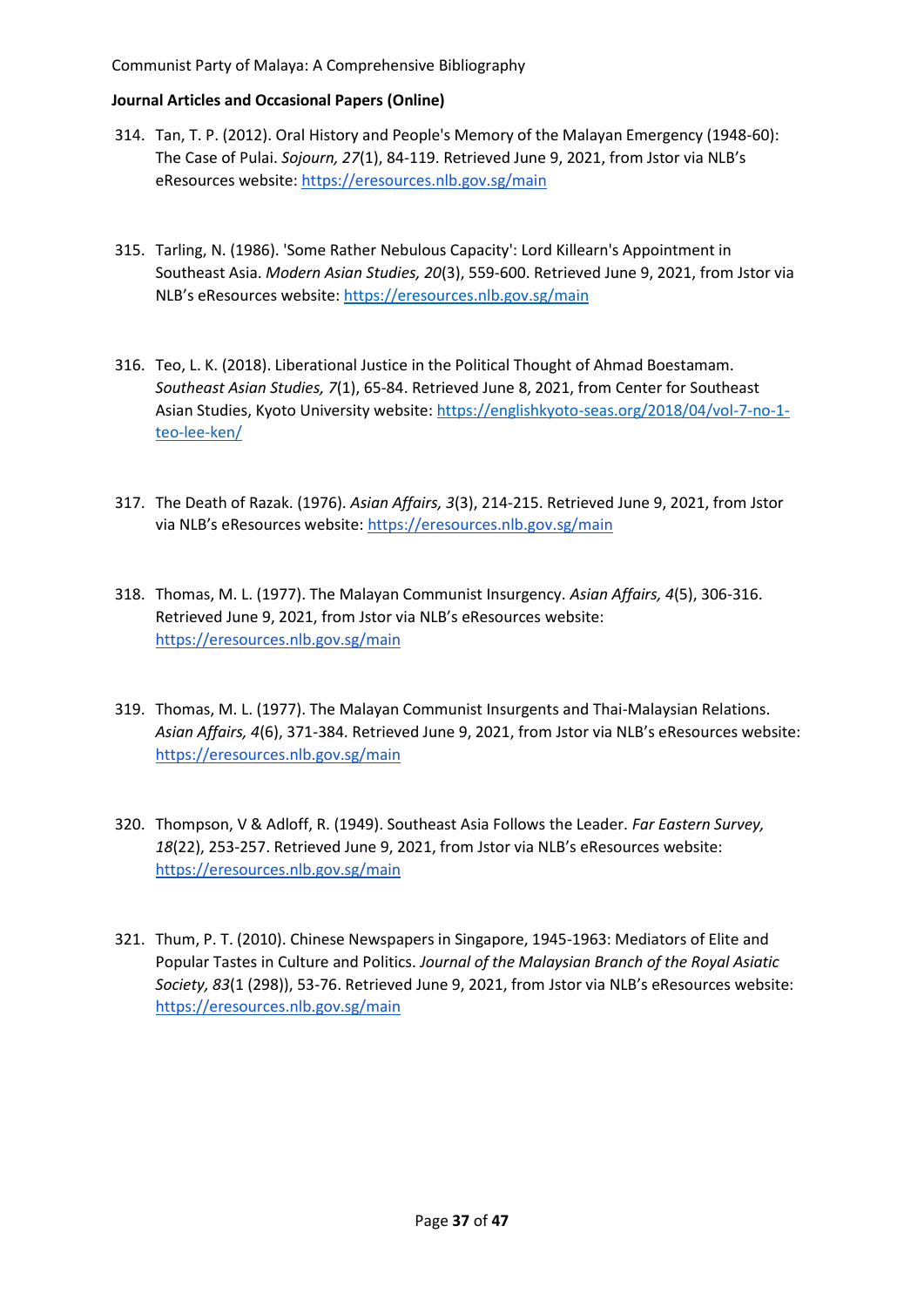**Journal Articles and Occasional Papers (Online)**

314. Tan, T. P. (2012). Oral History and People's Memory of the Malayan Emergency (1948-60): The Case of Pulai. *Sojourn, 27*(1), 84-119. Retrieved June 9, 2021, from Jstor via NLB's eResources website: https://eresources.nlb.gov.sg/main

315. Tarling, N. (1986). 'Some Rather Nebulous Capacity': Lord Killearn's Appointment in Southeast Asia. *Modern Asian Studies, 20*(3), 559-600. Retrieved June 9, 2021, from Jstor via NLB's eResources website: https://eresources.nlb.gov.sg/main

316. Teo, L. K. (2018). Liberational Justice in the Political Thought of Ahmad Boestamam. *Southeast Asian Studies, 7*(1), 65-84. Retrieved June 8, 2021, from Center for Southeast Asian Studies, Kyoto University website: https://englishkyoto-seas.org/2018/04/vol-7-no-1-teo-lee-ken/

317. The Death of Razak. (1976). *Asian Affairs, 3*(3), 214-215. Retrieved June 9, 2021, from Jstor via NLB's eResources website: https://eresources.nlb.gov.sg/main

318. Thomas, M. L. (1977). The Malayan Communist Insurgency. *Asian Affairs, 4*(5), 306-316. Retrieved June 9, 2021, from Jstor via NLB's eResources website: https://eresources.nlb.gov.sg/main

319. Thomas, M. L. (1977). The Malayan Communist Insurgents and Thai-Malaysian Relations. *Asian Affairs, 4*(6), 371-384. Retrieved June 9, 2021, from Jstor via NLB's eResources website: https://eresources.nlb.gov.sg/main

320. Thompson, V & Adloff, R. (1949). Southeast Asia Follows the Leader. *Far Eastern Survey, 18*(22), 253-257. Retrieved June 9, 2021, from Jstor via NLB's eResources website: https://eresources.nlb.gov.sg/main

321. Thum, P. T. (2010). Chinese Newspapers in Singapore, 1945-1963: Mediators of Elite and Popular Tastes in Culture and Politics. *Journal of the Malaysian Branch of the Royal Asiatic Society, 83*(1 (298)), 53-76. Retrieved June 9, 2021, from Jstor via NLB's eResources website: https://eresources.nlb.gov.sg/main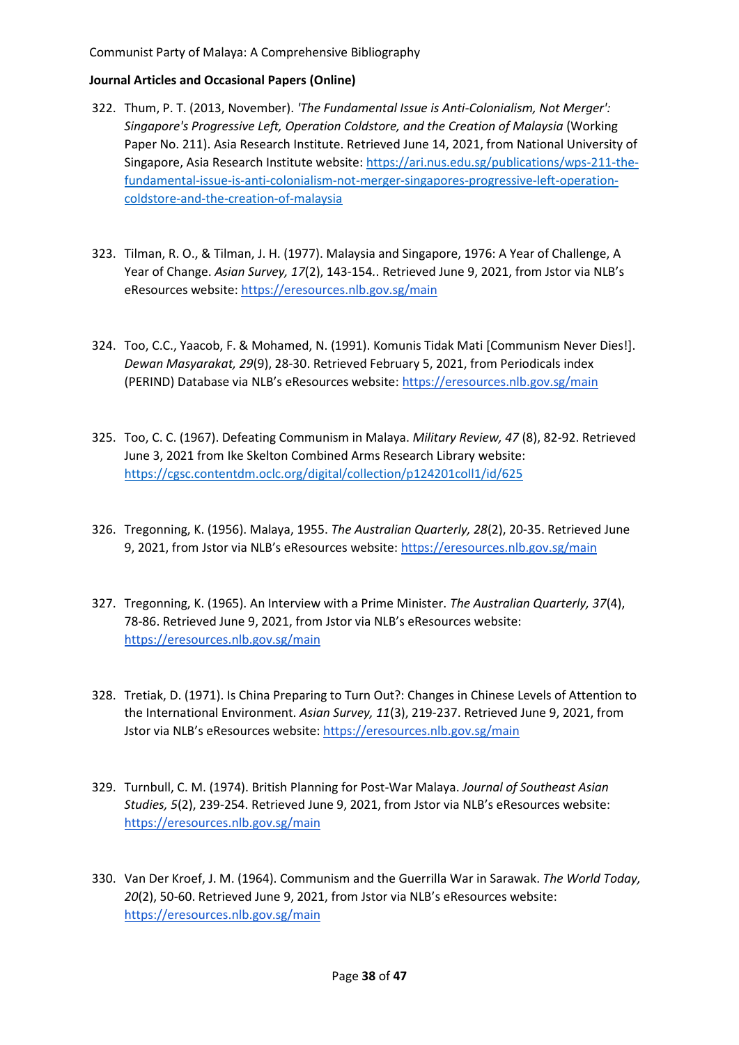**Journal Articles and Occasional Papers (Online)**

322. Thum, P. T. (2013, November). *'The Fundamental Issue is Anti-Colonialism, Not Merger': Singapore's Progressive Left, Operation Coldstore, and the Creation of Malaysia* (Working Paper No. 211). Asia Research Institute. Retrieved June 14, 2021, from National University of Singapore, Asia Research Institute website: https://ari.nus.edu.sg/publications/wps-211-the-fundamental-issue-is-anti-colonialism-not-merger-singapores-progressive-left-operation-coldstore-and-the-creation-of-malaysia

323. Tilman, R. O., & Tilman, J. H. (1977). Malaysia and Singapore, 1976: A Year of Challenge, A Year of Change. *Asian Survey, 17*(2), 143-154.. Retrieved June 9, 2021, from Jstor via NLB's eResources website: https://eresources.nlb.gov.sg/main

324. Too, C.C., Yaacob, F. & Mohamed, N. (1991). Komunis Tidak Mati [Communism Never Dies!]. *Dewan Masyarakat, 29*(9), 28-30. Retrieved February 5, 2021, from Periodicals index (PERIND) Database via NLB's eResources website: https://eresources.nlb.gov.sg/main

325. Too, C. C. (1967). Defeating Communism in Malaya. *Military Review, 47* (8), 82-92. Retrieved June 3, 2021 from Ike Skelton Combined Arms Research Library website: https://cgsc.contentdm.oclc.org/digital/collection/p124201coll1/id/625

326. Tregonning, K. (1956). Malaya, 1955. *The Australian Quarterly, 28*(2), 20-35. Retrieved June 9, 2021, from Jstor via NLB's eResources website: https://eresources.nlb.gov.sg/main

327. Tregonning, K. (1965). An Interview with a Prime Minister. *The Australian Quarterly, 37*(4), 78-86. Retrieved June 9, 2021, from Jstor via NLB's eResources website: https://eresources.nlb.gov.sg/main

328. Tretiak, D. (1971). Is China Preparing to Turn Out?: Changes in Chinese Levels of Attention to the International Environment. *Asian Survey, 11*(3), 219-237. Retrieved June 9, 2021, from Jstor via NLB's eResources website: https://eresources.nlb.gov.sg/main

329. Turnbull, C. M. (1974). British Planning for Post-War Malaya. *Journal of Southeast Asian Studies, 5*(2), 239-254. Retrieved June 9, 2021, from Jstor via NLB's eResources website: https://eresources.nlb.gov.sg/main

330. Van Der Kroef, J. M. (1964). Communism and the Guerrilla War in Sarawak. *The World Today, 20*(2), 50-60. Retrieved June 9, 2021, from Jstor via NLB's eResources website: https://eresources.nlb.gov.sg/main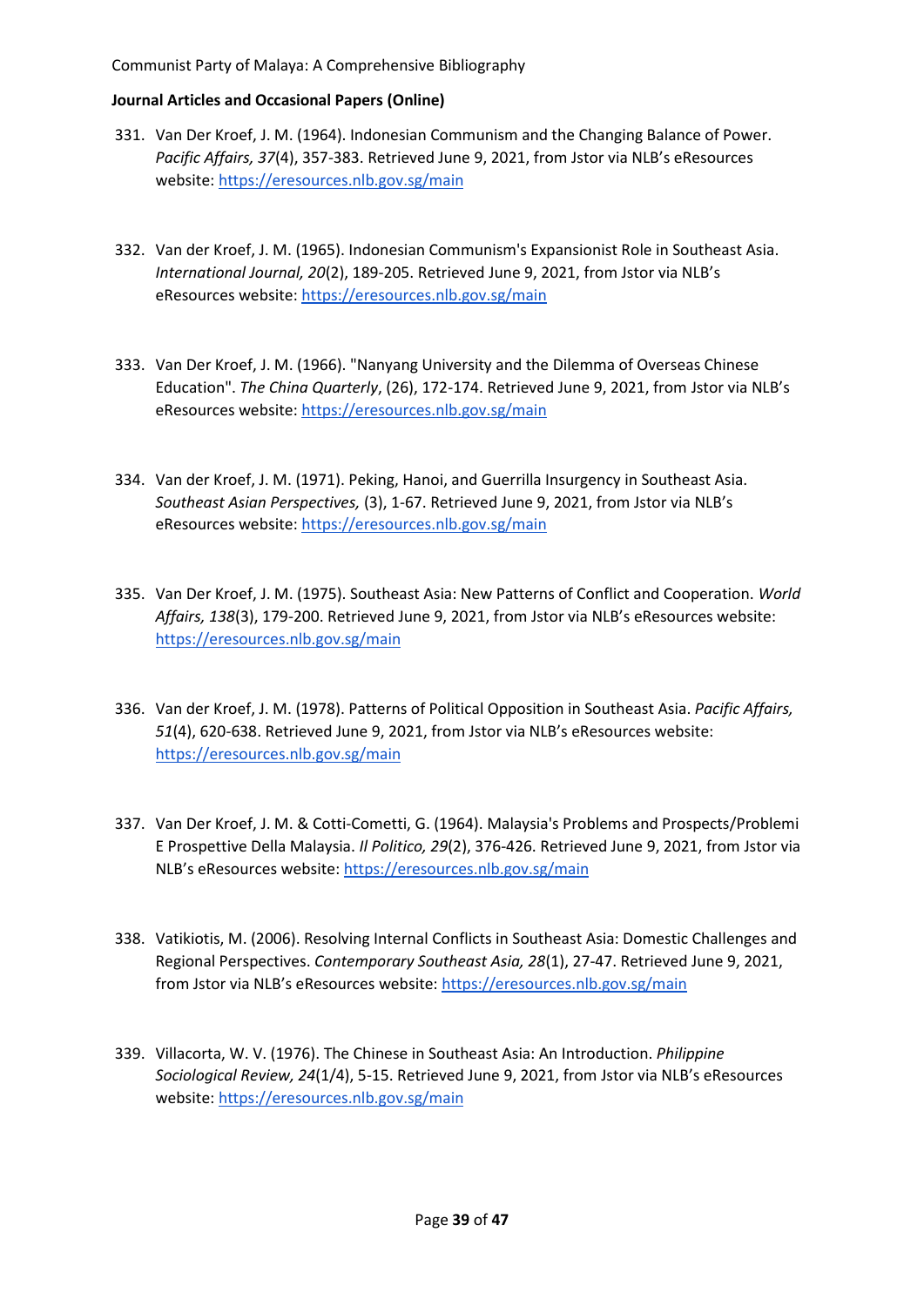**Journal Articles and Occasional Papers (Online)**

331. Van Der Kroef, J. M. (1964). Indonesian Communism and the Changing Balance of Power. *Pacific Affairs, 37*(4), 357-383. Retrieved June 9, 2021, from Jstor via NLB's eResources website: https://eresources.nlb.gov.sg/main

332. Van der Kroef, J. M. (1965). Indonesian Communism's Expansionist Role in Southeast Asia. *International Journal, 20*(2), 189-205. Retrieved June 9, 2021, from Jstor via NLB's eResources website: https://eresources.nlb.gov.sg/main

333. Van Der Kroef, J. M. (1966). "Nanyang University and the Dilemma of Overseas Chinese Education". *The China Quarterly*, (26), 172-174. Retrieved June 9, 2021, from Jstor via NLB's eResources website: https://eresources.nlb.gov.sg/main

334. Van der Kroef, J. M. (1971). Peking, Hanoi, and Guerrilla Insurgency in Southeast Asia. *Southeast Asian Perspectives,* (3), 1-67. Retrieved June 9, 2021, from Jstor via NLB's eResources website: https://eresources.nlb.gov.sg/main

335. Van Der Kroef, J. M. (1975). Southeast Asia: New Patterns of Conflict and Cooperation. *World Affairs, 138*(3), 179-200. Retrieved June 9, 2021, from Jstor via NLB's eResources website: https://eresources.nlb.gov.sg/main

336. Van der Kroef, J. M. (1978). Patterns of Political Opposition in Southeast Asia. *Pacific Affairs, 51*(4), 620-638. Retrieved June 9, 2021, from Jstor via NLB's eResources website: https://eresources.nlb.gov.sg/main

337. Van Der Kroef, J. M. & Cotti-Cometti, G. (1964). Malaysia's Problems and Prospects/Problemi E Prospettive Della Malaysia. *Il Politico, 29*(2), 376-426. Retrieved June 9, 2021, from Jstor via NLB's eResources website: https://eresources.nlb.gov.sg/main

338. Vatikiotis, M. (2006). Resolving Internal Conflicts in Southeast Asia: Domestic Challenges and Regional Perspectives. *Contemporary Southeast Asia, 28*(1), 27-47. Retrieved June 9, 2021, from Jstor via NLB's eResources website: https://eresources.nlb.gov.sg/main

339. Villacorta, W. V. (1976). The Chinese in Southeast Asia: An Introduction. *Philippine Sociological Review, 24*(1/4), 5-15. Retrieved June 9, 2021, from Jstor via NLB's eResources website: https://eresources.nlb.gov.sg/main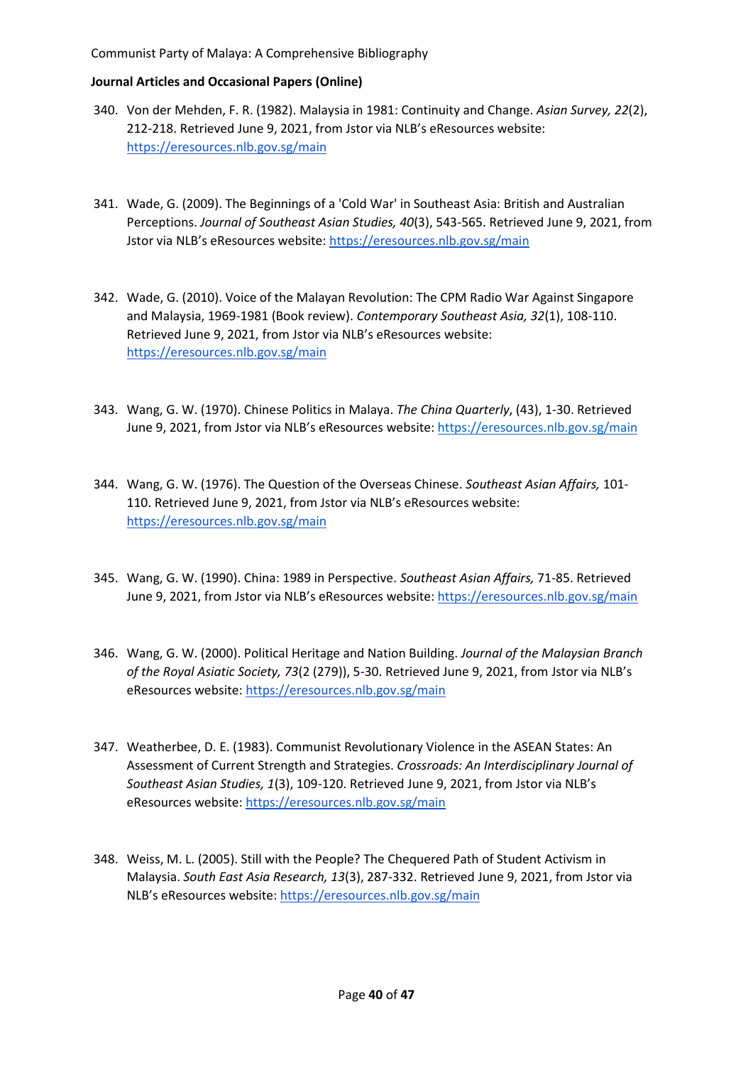**Journal Articles and Occasional Papers (Online)**

340. Von der Mehden, F. R. (1982). Malaysia in 1981: Continuity and Change. *Asian Survey, 22*(2), 212-218. Retrieved June 9, 2021, from Jstor via NLB's eResources website: https://eresources.nlb.gov.sg/main

341. Wade, G. (2009). The Beginnings of a 'Cold War' in Southeast Asia: British and Australian Perceptions. *Journal of Southeast Asian Studies, 40*(3), 543-565. Retrieved June 9, 2021, from Jstor via NLB's eResources website: https://eresources.nlb.gov.sg/main

342. Wade, G. (2010). Voice of the Malayan Revolution: The CPM Radio War Against Singapore and Malaysia, 1969-1981 (Book review). *Contemporary Southeast Asia, 32*(1), 108-110. Retrieved June 9, 2021, from Jstor via NLB's eResources website: https://eresources.nlb.gov.sg/main

343. Wang, G. W. (1970). Chinese Politics in Malaya. *The China Quarterly*, (43), 1-30. Retrieved June 9, 2021, from Jstor via NLB's eResources website: https://eresources.nlb.gov.sg/main

344. Wang, G. W. (1976). The Question of the Overseas Chinese. *Southeast Asian Affairs,* 101-110. Retrieved June 9, 2021, from Jstor via NLB's eResources website: https://eresources.nlb.gov.sg/main

345. Wang, G. W. (1990). China: 1989 in Perspective. *Southeast Asian Affairs,* 71-85. Retrieved June 9, 2021, from Jstor via NLB's eResources website: https://eresources.nlb.gov.sg/main

346. Wang, G. W. (2000). Political Heritage and Nation Building. *Journal of the Malaysian Branch of the Royal Asiatic Society, 73*(2 (279)), 5-30. Retrieved June 9, 2021, from Jstor via NLB's eResources website: https://eresources.nlb.gov.sg/main

347. Weatherbee, D. E. (1983). Communist Revolutionary Violence in the ASEAN States: An Assessment of Current Strength and Strategies. *Crossroads: An Interdisciplinary Journal of Southeast Asian Studies, 1*(3), 109-120. Retrieved June 9, 2021, from Jstor via NLB's eResources website: https://eresources.nlb.gov.sg/main

348. Weiss, M. L. (2005). Still with the People? The Chequered Path of Student Activism in Malaysia. *South East Asia Research, 13*(3), 287-332. Retrieved June 9, 2021, from Jstor via NLB's eResources website: https://eresources.nlb.gov.sg/main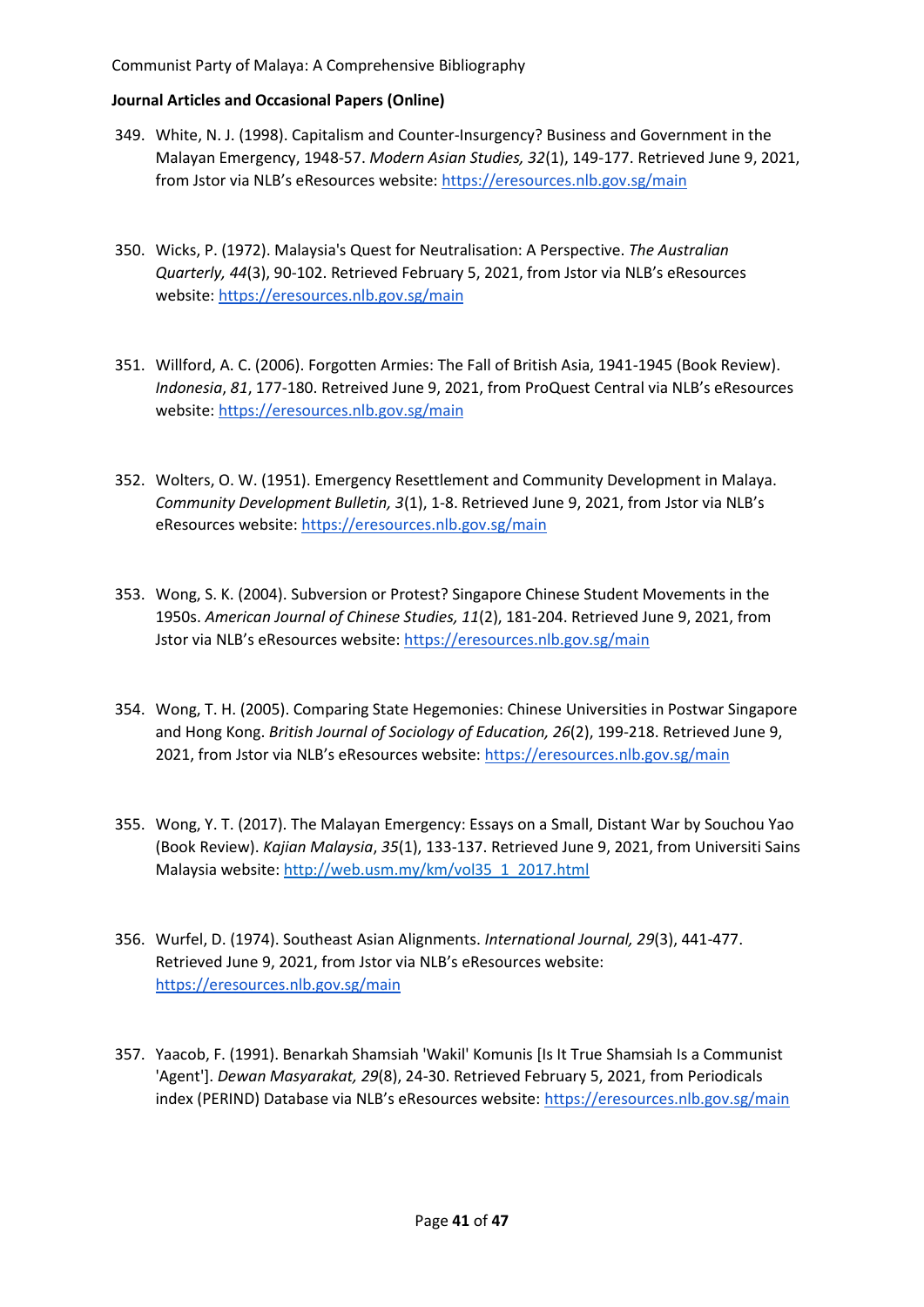**Journal Articles and Occasional Papers (Online)**

349. White, N. J. (1998). Capitalism and Counter-Insurgency? Business and Government in the Malayan Emergency, 1948-57. *Modern Asian Studies, 32*(1), 149-177. Retrieved June 9, 2021, from Jstor via NLB's eResources website: https://eresources.nlb.gov.sg/main

350. Wicks, P. (1972). Malaysia's Quest for Neutralisation: A Perspective. *The Australian Quarterly, 44*(3), 90-102. Retrieved February 5, 2021, from Jstor via NLB's eResources website: https://eresources.nlb.gov.sg/main

351. Willford, A. C. (2006). Forgotten Armies: The Fall of British Asia, 1941-1945 (Book Review). *Indonesia*, *81*, 177-180. Retreived June 9, 2021, from ProQuest Central via NLB's eResources website: https://eresources.nlb.gov.sg/main

352. Wolters, O. W. (1951). Emergency Resettlement and Community Development in Malaya. *Community Development Bulletin, 3*(1), 1-8. Retrieved June 9, 2021, from Jstor via NLB's eResources website: https://eresources.nlb.gov.sg/main

353. Wong, S. K. (2004). Subversion or Protest? Singapore Chinese Student Movements in the 1950s. *American Journal of Chinese Studies, 11*(2), 181-204. Retrieved June 9, 2021, from Jstor via NLB's eResources website: https://eresources.nlb.gov.sg/main

354. Wong, T. H. (2005). Comparing State Hegemonies: Chinese Universities in Postwar Singapore and Hong Kong. *British Journal of Sociology of Education, 26*(2), 199-218. Retrieved June 9, 2021, from Jstor via NLB's eResources website: https://eresources.nlb.gov.sg/main

355. Wong, Y. T. (2017). The Malayan Emergency: Essays on a Small, Distant War by Souchou Yao (Book Review). *Kajian Malaysia*, *35*(1), 133-137. Retrieved June 9, 2021, from Universiti Sains Malaysia website: http://web.usm.my/km/vol35_1_2017.html

356. Wurfel, D. (1974). Southeast Asian Alignments. *International Journal, 29*(3), 441-477. Retrieved June 9, 2021, from Jstor via NLB's eResources website: https://eresources.nlb.gov.sg/main

357. Yaacob, F. (1991). Benarkah Shamsiah 'Wakil' Komunis [Is It True Shamsiah Is a Communist 'Agent']. *Dewan Masyarakat, 29*(8), 24-30. Retrieved February 5, 2021, from Periodicals index (PERIND) Database via NLB's eResources website: https://eresources.nlb.gov.sg/main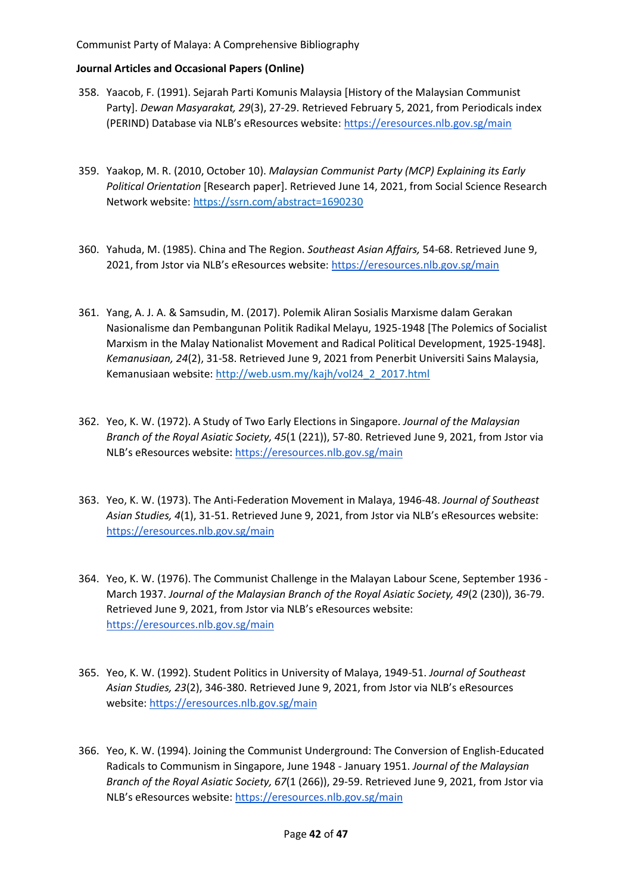**Journal Articles and Occasional Papers (Online)**

358. Yaacob, F. (1991). Sejarah Parti Komunis Malaysia [History of the Malaysian Communist Party]. *Dewan Masyarakat, 29*(3), 27-29. Retrieved February 5, 2021, from Periodicals index (PERIND) Database via NLB's eResources website: https://eresources.nlb.gov.sg/main

359. Yaakop, M. R. (2010, October 10). *Malaysian Communist Party (MCP) Explaining its Early Political Orientation* [Research paper]. Retrieved June 14, 2021, from Social Science Research Network website: https://ssrn.com/abstract=1690230

360. Yahuda, M. (1985). China and The Region. *Southeast Asian Affairs,* 54-68. Retrieved June 9, 2021, from Jstor via NLB's eResources website: https://eresources.nlb.gov.sg/main

361. Yang, A. J. A. & Samsudin, M. (2017). Polemik Aliran Sosialis Marxisme dalam Gerakan Nasionalisme dan Pembangunan Politik Radikal Melayu, 1925-1948 [The Polemics of Socialist Marxism in the Malay Nationalist Movement and Radical Political Development, 1925-1948]. *Kemanusiaan, 24*(2), 31-58. Retrieved June 9, 2021 from Penerbit Universiti Sains Malaysia, Kemanusiaan website: http://web.usm.my/kajh/vol24_2_2017.html

362. Yeo, K. W. (1972). A Study of Two Early Elections in Singapore. *Journal of the Malaysian Branch of the Royal Asiatic Society, 45*(1 (221)), 57-80. Retrieved June 9, 2021, from Jstor via NLB's eResources website: https://eresources.nlb.gov.sg/main

363. Yeo, K. W. (1973). The Anti-Federation Movement in Malaya, 1946-48. *Journal of Southeast Asian Studies, 4*(1), 31-51. Retrieved June 9, 2021, from Jstor via NLB's eResources website: https://eresources.nlb.gov.sg/main

364. Yeo, K. W. (1976). The Communist Challenge in the Malayan Labour Scene, September 1936 - March 1937. *Journal of the Malaysian Branch of the Royal Asiatic Society, 49*(2 (230)), 36-79. Retrieved June 9, 2021, from Jstor via NLB's eResources website: https://eresources.nlb.gov.sg/main

365. Yeo, K. W. (1992). Student Politics in University of Malaya, 1949-51. *Journal of Southeast Asian Studies, 23*(2), 346-380. Retrieved June 9, 2021, from Jstor via NLB's eResources website: https://eresources.nlb.gov.sg/main

366. Yeo, K. W. (1994). Joining the Communist Underground: The Conversion of English-Educated Radicals to Communism in Singapore, June 1948 - January 1951. *Journal of the Malaysian Branch of the Royal Asiatic Society, 67*(1 (266)), 29-59. Retrieved June 9, 2021, from Jstor via NLB's eResources website: https://eresources.nlb.gov.sg/main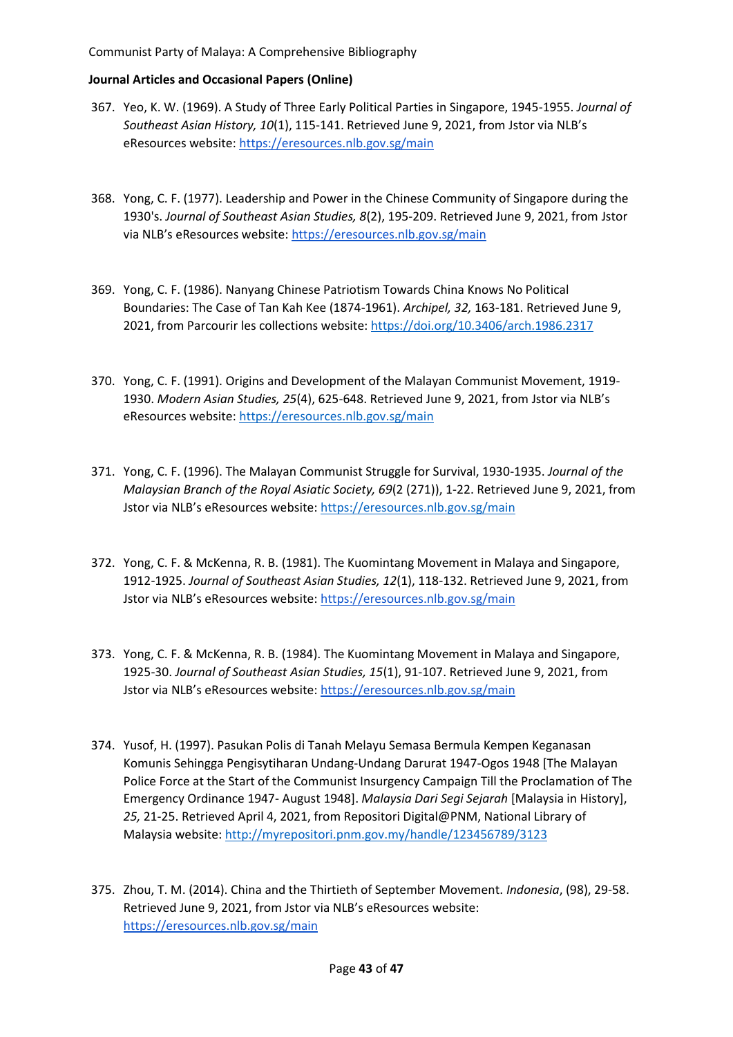**Journal Articles and Occasional Papers (Online)**

367. Yeo, K. W. (1969). A Study of Three Early Political Parties in Singapore, 1945-1955. *Journal of Southeast Asian History, 10*(1), 115-141. Retrieved June 9, 2021, from Jstor via NLB's eResources website: https://eresources.nlb.gov.sg/main

368. Yong, C. F. (1977). Leadership and Power in the Chinese Community of Singapore during the 1930's. *Journal of Southeast Asian Studies, 8*(2), 195-209. Retrieved June 9, 2021, from Jstor via NLB's eResources website: https://eresources.nlb.gov.sg/main

369. Yong, C. F. (1986). Nanyang Chinese Patriotism Towards China Knows No Political Boundaries: The Case of Tan Kah Kee (1874-1961). *Archipel, 32,* 163-181. Retrieved June 9, 2021, from Parcourir les collections website: https://doi.org/10.3406/arch.1986.2317

370. Yong, C. F. (1991). Origins and Development of the Malayan Communist Movement, 1919-1930. *Modern Asian Studies, 25*(4), 625-648. Retrieved June 9, 2021, from Jstor via NLB's eResources website: https://eresources.nlb.gov.sg/main

371. Yong, C. F. (1996). The Malayan Communist Struggle for Survival, 1930-1935. *Journal of the Malaysian Branch of the Royal Asiatic Society, 69*(2 (271)), 1-22. Retrieved June 9, 2021, from Jstor via NLB's eResources website: https://eresources.nlb.gov.sg/main

372. Yong, C. F. & McKenna, R. B. (1981). The Kuomintang Movement in Malaya and Singapore, 1912-1925. *Journal of Southeast Asian Studies, 12*(1), 118-132. Retrieved June 9, 2021, from Jstor via NLB's eResources website: https://eresources.nlb.gov.sg/main

373. Yong, C. F. & McKenna, R. B. (1984). The Kuomintang Movement in Malaya and Singapore, 1925-30. *Journal of Southeast Asian Studies, 15*(1), 91-107. Retrieved June 9, 2021, from Jstor via NLB's eResources website: https://eresources.nlb.gov.sg/main

374. Yusof, H. (1997). Pasukan Polis di Tanah Melayu Semasa Bermula Kempen Keganasan Komunis Sehingga Pengisytiharan Undang-Undang Darurat 1947-Ogos 1948 [The Malayan Police Force at the Start of the Communist Insurgency Campaign Till the Proclamation of The Emergency Ordinance 1947- August 1948]. *Malaysia Dari Segi Sejarah* [Malaysia in History], *25,* 21-25. Retrieved April 4, 2021, from Repositori Digital@PNM, National Library of Malaysia website: http://myrepositori.pnm.gov.my/handle/123456789/3123

375. Zhou, T. M. (2014). China and the Thirtieth of September Movement. *Indonesia*, (98), 29-58. Retrieved June 9, 2021, from Jstor via NLB's eResources website: https://eresources.nlb.gov.sg/main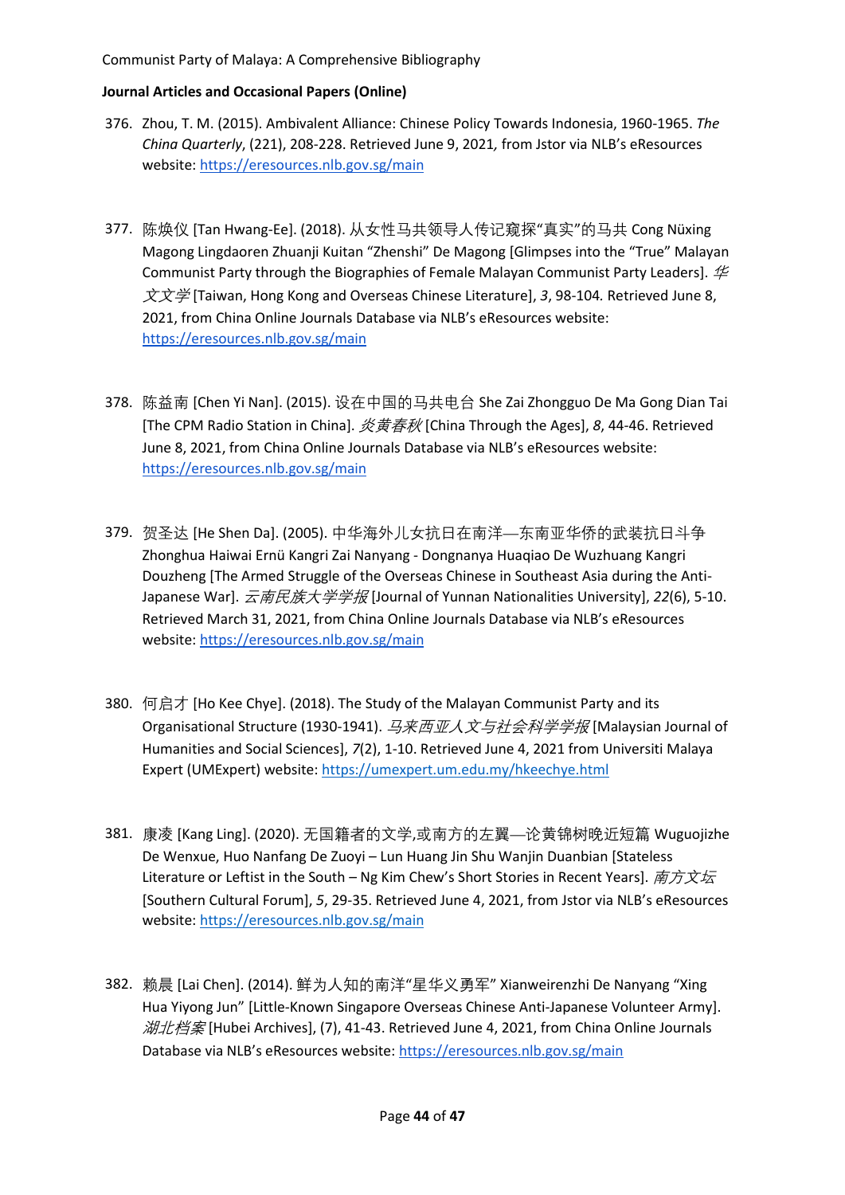**Journal Articles and Occasional Papers (Online)**

376. Zhou, T. M. (2015). Ambivalent Alliance: Chinese Policy Towards Indonesia, 1960-1965. *The China Quarterly*, (221), 208-228. Retrieved June 9, 2021*,* from Jstor via NLB's eResources website: https://eresources.nlb.gov.sg/main

377. 陈焕仪 [Tan Hwang-Ee]. (2018). 从女性马共领导人传记窥探"真实"的马共 Cong Nüxing Magong Lingdaoren Zhuanji Kuitan "Zhenshi" De Magong [Glimpses into the "True" Malayan Communist Party through the Biographies of Female Malayan Communist Party Leaders]. *华文文学* [Taiwan, Hong Kong and Overseas Chinese Literature], *3*, 98-104. Retrieved June 8, 2021, from China Online Journals Database via NLB's eResources website: https://eresources.nlb.gov.sg/main

378. 陈益南 [Chen Yi Nan]. (2015). 设在中国的马共电台 She Zai Zhongguo De Ma Gong Dian Tai [The CPM Radio Station in China]. *炎黄春秋* [China Through the Ages], *8*, 44-46. Retrieved June 8, 2021, from China Online Journals Database via NLB's eResources website: https://eresources.nlb.gov.sg/main

379. 贺圣达 [He Shen Da]. (2005). 中华海外儿女抗日在南洋—东南亚华侨的武装抗日斗争 Zhonghua Haiwai Ernü Kangri Zai Nanyang - Dongnanya Huaqiao De Wuzhuang Kangri Douzheng [The Armed Struggle of the Overseas Chinese in Southeast Asia during the Anti-Japanese War]. *云南民族大学学报* [Journal of Yunnan Nationalities University], *22*(6), 5-10. Retrieved March 31, 2021, from China Online Journals Database via NLB's eResources website: https://eresources.nlb.gov.sg/main

380. 何启才 [Ho Kee Chye]. (2018). The Study of the Malayan Communist Party and its Organisational Structure (1930-1941). *马来西亚人文与社会科学学报* [Malaysian Journal of Humanities and Social Sciences], *7*(2), 1-10. Retrieved June 4, 2021 from Universiti Malaya Expert (UMExpert) website: https://umexpert.um.edu.my/hkeechye.html

381. 康凌 [Kang Ling]. (2020). 无国籍者的文学,或南方的左翼—论黄锦树晚近短篇 Wuguojizhe De Wenxue, Huo Nanfang De Zuoyi – Lun Huang Jin Shu Wanjin Duanbian [Stateless Literature or Leftist in the South – Ng Kim Chew's Short Stories in Recent Years]. *南方文坛* [Southern Cultural Forum], *5*, 29-35. Retrieved June 4, 2021, from Jstor via NLB's eResources website: https://eresources.nlb.gov.sg/main

382. 赖晨 [Lai Chen]. (2014). 鲜为人知的南洋"星华义勇军" Xianweirenzhi De Nanyang "Xing Hua Yiyong Jun" [Little-Known Singapore Overseas Chinese Anti-Japanese Volunteer Army]. *湖北档案* [Hubei Archives], (7), 41-43. Retrieved June 4, 2021, from China Online Journals Database via NLB's eResources website: https://eresources.nlb.gov.sg/main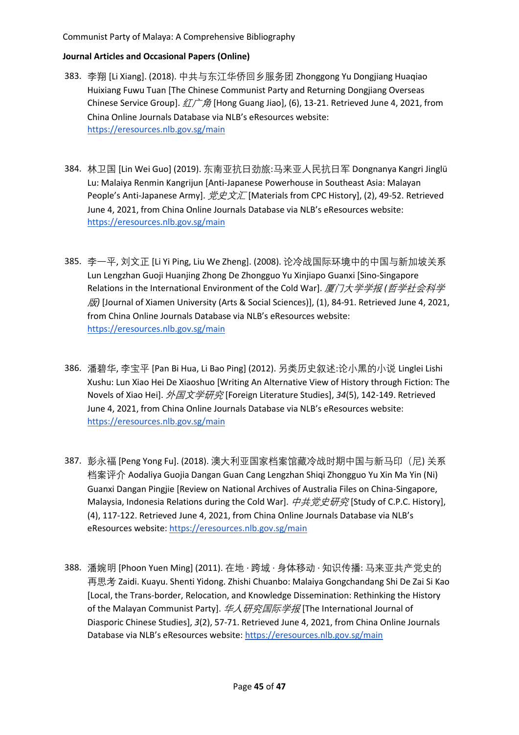**Journal Articles and Occasional Papers (Online)**

383. 李翔 [Li Xiang]. (2018). 中共与东江华侨回乡服务团 Zhonggong Yu Dongjiang Huaqiao Huixiang Fuwu Tuan [The Chinese Communist Party and Returning Dongjiang Overseas Chinese Service Group]. *红广角* [Hong Guang Jiao], (6), 13-21. Retrieved June 4, 2021, from China Online Journals Database via NLB's eResources website: https://eresources.nlb.gov.sg/main

384. 林卫国 [Lin Wei Guo] (2019). 东南亚抗日劲旅:马来亚人民抗日军 Dongnanya Kangri Jinglü Lu: Malaiya Renmin Kangrijun [Anti-Japanese Powerhouse in Southeast Asia: Malayan People's Anti-Japanese Army]. *党史文汇* [Materials from CPC History], (2), 49-52. Retrieved June 4, 2021, from China Online Journals Database via NLB's eResources website: https://eresources.nlb.gov.sg/main

385. 李一平, 刘文正 [Li Yi Ping, Liu We Zheng]. (2008). 论冷战国际环境中的中国与新加坡关系 Lun Lengzhan Guoji Huanjing Zhong De Zhongguo Yu Xinjiapo Guanxi [Sino-Singapore Relations in the International Environment of the Cold War]. *厦门大学学报(哲学社会科学版)* [Journal of Xiamen University (Arts & Social Sciences)], (1), 84-91. Retrieved June 4, 2021, from China Online Journals Database via NLB's eResources website: https://eresources.nlb.gov.sg/main

386. 潘碧华, 李宝平 [Pan Bi Hua, Li Bao Ping] (2012). 另类历史叙述:论小黑的小说 Linglei Lishi Xushu: Lun Xiao Hei De Xiaoshuo [Writing An Alternative View of History through Fiction: The Novels of Xiao Hei]. *外国文学研究* [Foreign Literature Studies], *34*(5), 142-149. Retrieved June 4, 2021, from China Online Journals Database via NLB's eResources website: https://eresources.nlb.gov.sg/main

387. 彭永福 [Peng Yong Fu]. (2018). 澳大利亚国家档案馆藏冷战时期中国与新马印（尼) 关系档案评介 Aodaliya Guojia Dangan Guan Cang Lengzhan Shiqi Zhongguo Yu Xin Ma Yin (Ni) Guanxi Dangan Pingjie [Review on National Archives of Australia Files on China-Singapore, Malaysia, Indonesia Relations during the Cold War]. *中共党史研究* [Study of C.P.C. History], (4), 117-122. Retrieved June 4, 2021, from China Online Journals Database via NLB's eResources website: https://eresources.nlb.gov.sg/main

388. 潘婉明 [Phoon Yuen Ming] (2011). 在地 · 跨域 · 身体移动 · 知识传播: 马来亚共产党史的再思考 Zaidi. Kuayu. Shenti Yidong. Zhishi Chuanbo: Malaiya Gongchandang Shi De Zai Si Kao [Local, the Trans-border, Relocation, and Knowledge Dissemination: Rethinking the History of the Malayan Communist Party]. *华人研究国际学报* [The International Journal of Diasporic Chinese Studies], *3*(2), 57-71. Retrieved June 4, 2021, from China Online Journals Database via NLB's eResources website: https://eresources.nlb.gov.sg/main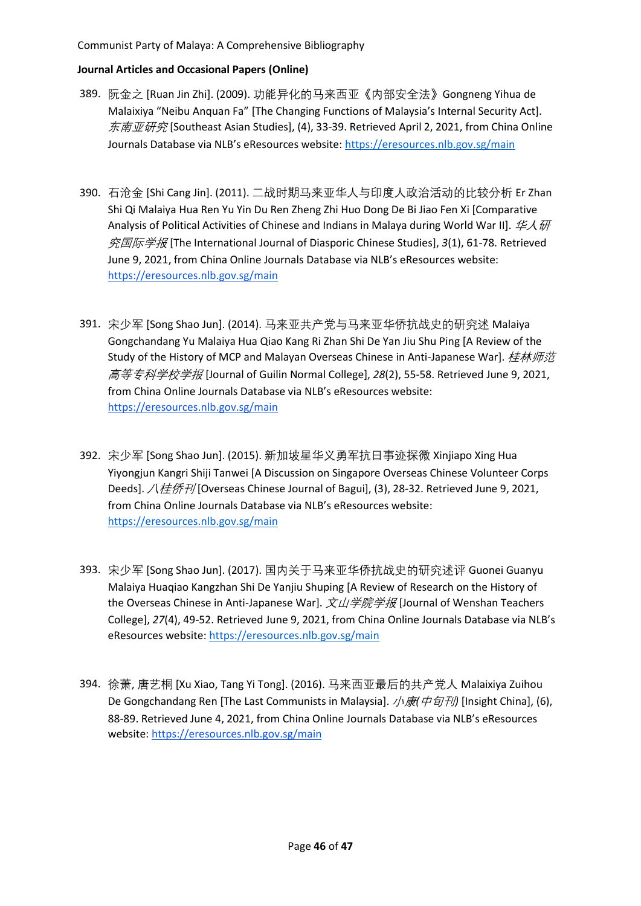**Journal Articles and Occasional Papers (Online)**

389. 阮金之 [Ruan Jin Zhi]. (2009). 功能异化的马来西亚《内部安全法》Gongneng Yihua de Malaixiya "Neibu Anquan Fa" [The Changing Functions of Malaysia's Internal Security Act]. *东南亚研究* [Southeast Asian Studies], (4), 33-39. Retrieved April 2, 2021, from China Online Journals Database via NLB's eResources website: https://eresources.nlb.gov.sg/main

390. 石沧金 [Shi Cang Jin]. (2011). 二战时期马来亚华人与印度人政治活动的比较分析 Er Zhan Shi Qi Malaiya Hua Ren Yu Yin Du Ren Zheng Zhi Huo Dong De Bi Jiao Fen Xi [Comparative Analysis of Political Activities of Chinese and Indians in Malaya during World War II]. *华人研究国际学报* [The International Journal of Diasporic Chinese Studies], *3*(1), 61-78. Retrieved June 9, 2021, from China Online Journals Database via NLB's eResources website: https://eresources.nlb.gov.sg/main

391. 宋少军 [Song Shao Jun]. (2014). 马来亚共产党与马来亚华侨抗战史的研究述 Malaiya Gongchandang Yu Malaiya Hua Qiao Kang Ri Zhan Shi De Yan Jiu Shu Ping [A Review of the Study of the History of MCP and Malayan Overseas Chinese in Anti-Japanese War]. *桂林师范高等专科学校学报* [Journal of Guilin Normal College], *28*(2), 55-58. Retrieved June 9, 2021, from China Online Journals Database via NLB's eResources website: https://eresources.nlb.gov.sg/main

392. 宋少军 [Song Shao Jun]. (2015). 新加坡星华义勇军抗日事迹探微 Xinjiapo Xing Hua Yiyongjun Kangri Shiji Tanwei [A Discussion on Singapore Overseas Chinese Volunteer Corps Deeds]. *八桂侨刊* [Overseas Chinese Journal of Bagui], (3), 28-32. Retrieved June 9, 2021, from China Online Journals Database via NLB's eResources website: https://eresources.nlb.gov.sg/main

393. 宋少军 [Song Shao Jun]. (2017). 国内关于马来亚华侨抗战史的研究述评 Guonei Guanyu Malaiya Huaqiao Kangzhan Shi De Yanjiu Shuping [A Review of Research on the History of the Overseas Chinese in Anti-Japanese War]. *文山学院学报* [Journal of Wenshan Teachers College], *27*(4), 49-52. Retrieved June 9, 2021, from China Online Journals Database via NLB's eResources website: https://eresources.nlb.gov.sg/main

394. 徐萧, 唐艺桐 [Xu Xiao, Tang Yi Tong]. (2016). 马来西亚最后的共产党人 Malaixiya Zuihou De Gongchandang Ren [The Last Communists in Malaysia]. *小康(中旬刊)* [Insight China], (6), 88-89. Retrieved June 4, 2021, from China Online Journals Database via NLB's eResources website: https://eresources.nlb.gov.sg/main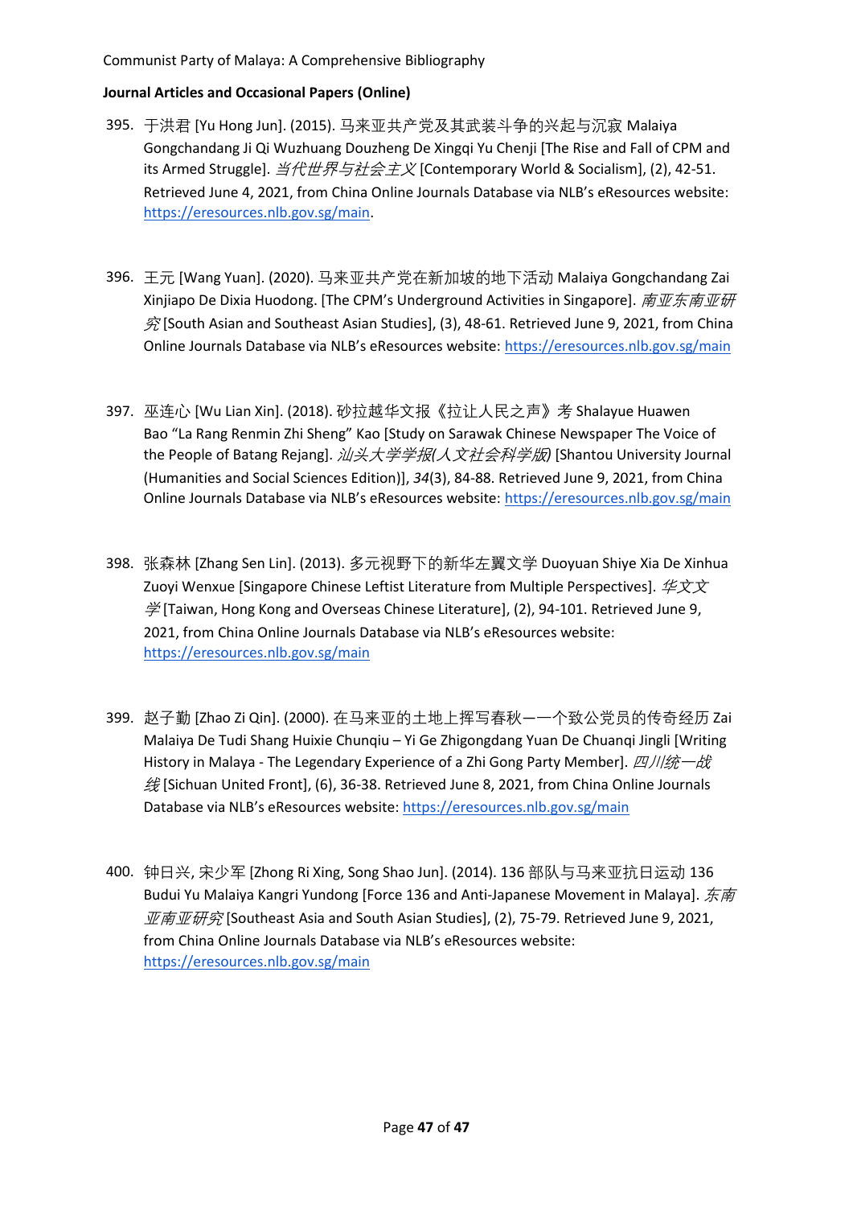**Journal Articles and Occasional Papers (Online)**

395. 于洪君 [Yu Hong Jun]. (2015). 马来亚共产党及其武装斗争的兴起与沉寂 Malaiya Gongchandang Ji Qi Wuzhuang Douzheng De Xingqi Yu Chenji [The Rise and Fall of CPM and its Armed Struggle]. *当代世界与社会主义* [Contemporary World & Socialism], (2), 42-51. Retrieved June 4, 2021, from China Online Journals Database via NLB's eResources website: https://eresources.nlb.gov.sg/main.

396. 王元 [Wang Yuan]. (2020). 马来亚共产党在新加坡的地下活动 Malaiya Gongchandang Zai Xinjiapo De Dixia Huodong. [The CPM's Underground Activities in Singapore]. *南亚东南亚研究* [South Asian and Southeast Asian Studies], (3), 48-61. Retrieved June 9, 2021, from China Online Journals Database via NLB's eResources website: https://eresources.nlb.gov.sg/main

397. 巫连心 [Wu Lian Xin]. (2018). 砂拉越华文报《拉让人民之声》考 Shalayue Huawen Bao "La Rang Renmin Zhi Sheng" Kao [Study on Sarawak Chinese Newspaper The Voice of the People of Batang Rejang]. *汕头大学学报(人文社会科学版)* [Shantou University Journal (Humanities and Social Sciences Edition)], *34*(3), 84-88. Retrieved June 9, 2021, from China Online Journals Database via NLB's eResources website: https://eresources.nlb.gov.sg/main

398. 张森林 [Zhang Sen Lin]. (2013). 多元视野下的新华左翼文学 Duoyuan Shiye Xia De Xinhua Zuoyi Wenxue [Singapore Chinese Leftist Literature from Multiple Perspectives]. *华文文学* [Taiwan, Hong Kong and Overseas Chinese Literature], (2), 94-101. Retrieved June 9, 2021, from China Online Journals Database via NLB's eResources website: https://eresources.nlb.gov.sg/main

399. 赵子勤 [Zhao Zi Qin]. (2000). 在马来亚的土地上挥写春秋——一个致公党员的传奇经历 Zai Malaiya De Tudi Shang Huixie Chunqiu – Yi Ge Zhigongdang Yuan De Chuanqi Jingli [Writing History in Malaya - The Legendary Experience of a Zhi Gong Party Member]. *四川统一战线* [Sichuan United Front], (6), 36-38. Retrieved June 8, 2021, from China Online Journals Database via NLB's eResources website: https://eresources.nlb.gov.sg/main

400. 钟日兴, 宋少军 [Zhong Ri Xing, Song Shao Jun]. (2014). 136 部队与马来亚抗日运动 136 Budui Yu Malaiya Kangri Yundong [Force 136 and Anti-Japanese Movement in Malaya]. *东南亚南亚研究* [Southeast Asia and South Asian Studies], (2), 75-79. Retrieved June 9, 2021, from China Online Journals Database via NLB's eResources website: https://eresources.nlb.gov.sg/main